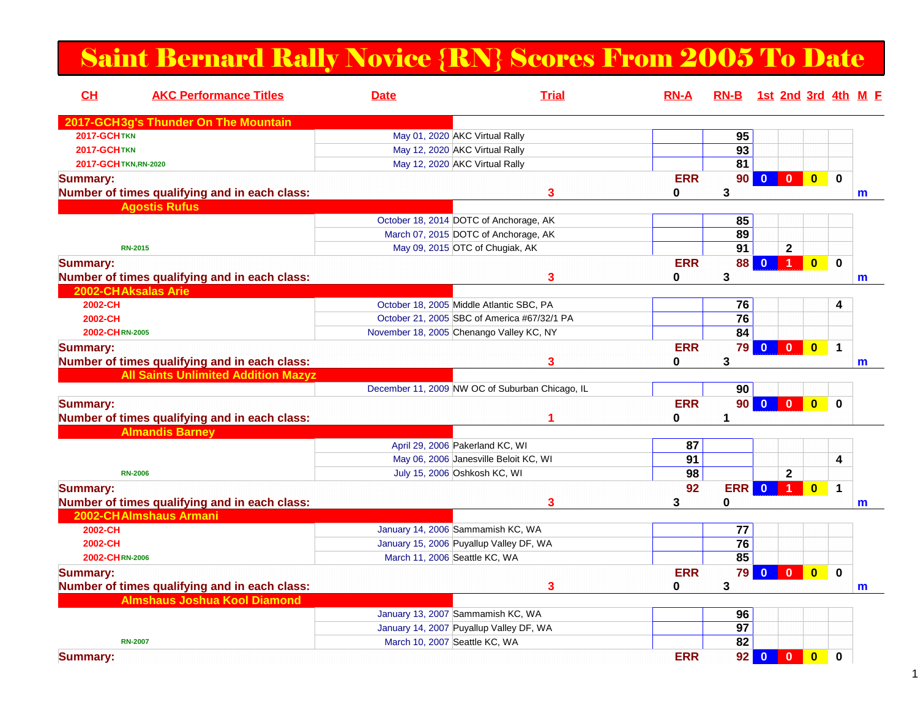# Saint Bernard Rally Novice {RN} Scores From 2005 To Date

| CH | AKC Performance Titles | Date | Trial | RN-A | RN-B | 1st | 2nd | 3rd | 4th | M | F |
|---|---|---|---|---|---|---|---|---|---|---|---|
| **2017-GCH 3g's Thunder On The Mountain** | | | | | | | | | | | |
| 2017-GCH | TKN | May 01, 2020 | AKC Virtual Rally | | 95 | | | | | | |
| 2017-GCH | TKN | May 12, 2020 | AKC Virtual Rally | | 93 | | | | | | |
| 2017-GCH | TKN,RN-2020 | May 12, 2020 | AKC Virtual Rally | | 81 | | | | | | |
| **Summary:** | | | | ERR | 90 | 0 | 0 | 0 | 0 | | |
| **Number of times qualifying and in each class:** | | | 3 | 0 | 3 | | | | | m | |
| **Agostis Rufus** | | | | | | | | | | | |
| | | October 18, 2014 | DOTC of Anchorage, AK | | 85 | | | | | | |
| | | March 07, 2015 | DOTC of Anchorage, AK | | 89 | | | | | | |
| | RN-2015 | May 09, 2015 | OTC of Chugiak, AK | | 91 | | 2 | | | | |
| **Summary:** | | | | ERR | 88 | 0 | 1 | 0 | 0 | | |
| **Number of times qualifying and in each class:** | | | 3 | 0 | 3 | | | | | m | |
| **2002-CH Aksalas Arie** | | | | | | | | | | | |
| 2002-CH | | October 18, 2005 | Middle Atlantic SBC, PA | | 76 | | | | 4 | | |
| 2002-CH | | October 21, 2005 | SBC of America #67/32/1 PA | | 76 | | | | | | |
| 2002-CH | RN-2005 | November 18, 2005 | Chenango Valley KC, NY | | 84 | | | | | | |
| **Summary:** | | | | ERR | 79 | 0 | 0 | 0 | 1 | | |
| **Number of times qualifying and in each class:** | | | 3 | 0 | 3 | | | | | m | |
| **All Saints Unlimited Addition Mazyz** | | | | | | | | | | | |
| | | December 11, 2009 | NW OC of Suburban Chicago, IL | | 90 | | | | | | |
| **Summary:** | | | | ERR | 90 | 0 | 0 | 0 | 0 | | |
| **Number of times qualifying and in each class:** | | | 1 | 0 | 1 | | | | | | |
| **Almandis Barney** | | | | | | | | | | | |
| | | April 29, 2006 | Pakerland KC, WI | 87 | | | | | | | |
| | | May 06, 2006 | Janesville Beloit KC, WI | 91 | | | | | 4 | | |
| | RN-2006 | July 15, 2006 | Oshkosh KC, WI | 98 | | | 2 | | | | |
| **Summary:** | | | | 92 | ERR | 0 | 1 | 0 | 1 | | |
| **Number of times qualifying and in each class:** | | | 3 | 3 | 0 | | | | | m | |
| **2002-CH Almshaus Armani** | | | | | | | | | | | |
| 2002-CH | | January 14, 2006 | Sammamish KC, WA | | 77 | | | | | | |
| 2002-CH | | January 15, 2006 | Puyallup Valley DF, WA | | 76 | | | | | | |
| 2002-CH | RN-2006 | March 11, 2006 | Seattle KC, WA | | 85 | | | | | | |
| **Summary:** | | | | ERR | 79 | 0 | 0 | 0 | 0 | | |
| **Number of times qualifying and in each class:** | | | 3 | 0 | 3 | | | | | m | |
| **Almshaus Joshua Kool Diamond** | | | | | | | | | | | |
| | | January 13, 2007 | Sammamish KC, WA | | 96 | | | | | | |
| | | January 14, 2007 | Puyallup Valley DF, WA | | 97 | | | | | | |
| | RN-2007 | March 10, 2007 | Seattle KC, WA | | 82 | | | | | | |
| **Summary:** | | | | ERR | 92 | 0 | 0 | 0 | 0 | | |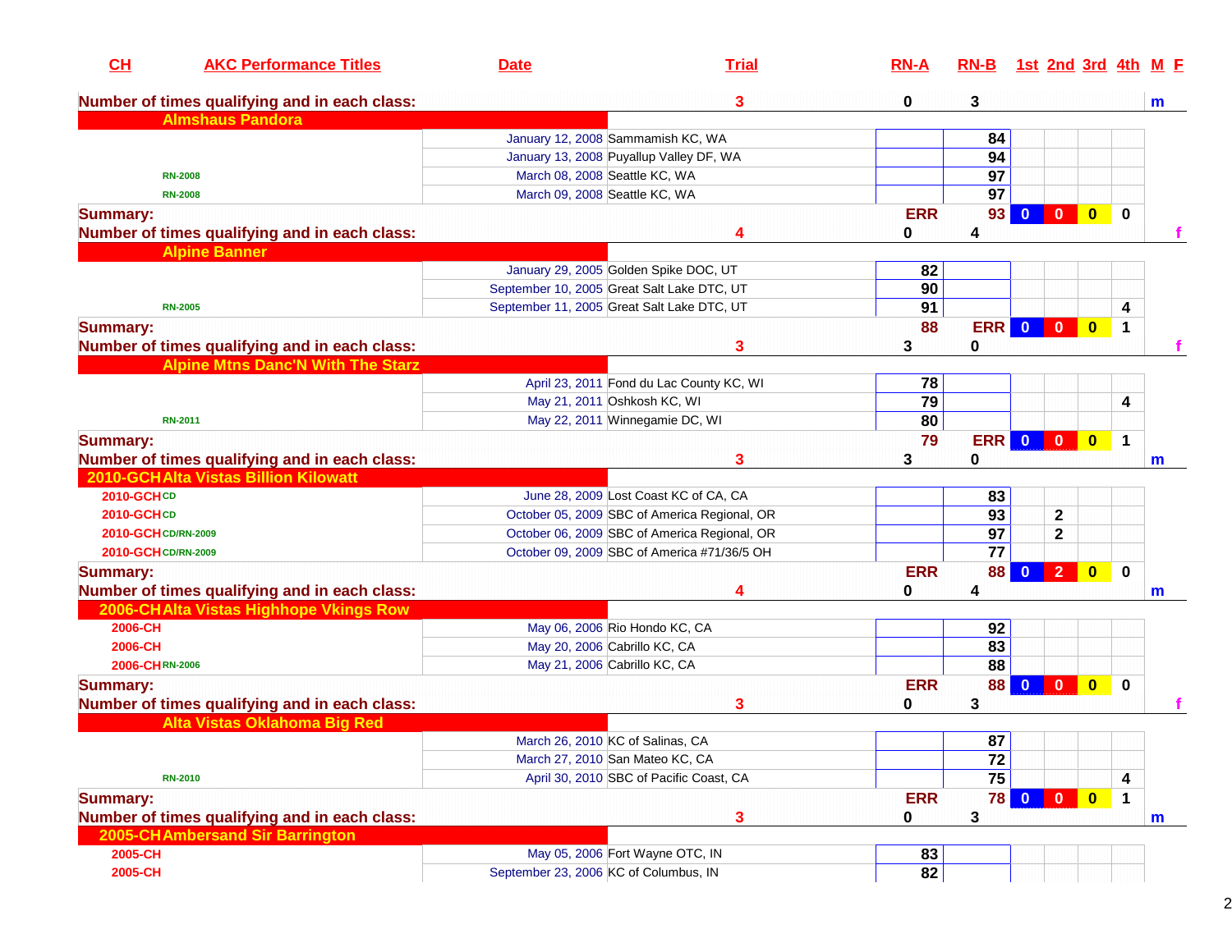| CH | AKC Performance Titles | Date | Trial | RN-A | RN-B | 1st | 2nd | 3rd | 4th | M | F |
|---|---|---|---|---|---|---|---|---|---|---|---|
| **Number of times qualifying and in each class:** | | | 3 | 0 | 3 | | | | | m | |
| **Almshaus Pandora** | | | | | | | | | | | |
| | | January 12, 2008 | Sammamish KC, WA | | 84 | | | | | | |
| | | January 13, 2008 | Puyallup Valley DF, WA | | 94 | | | | | | |
| | RN-2008 | March 08, 2008 | Seattle KC, WA | | 97 | | | | | | |
| | RN-2008 | March 09, 2008 | Seattle KC, WA | | 97 | | | | | | |
| **Summary:** | | | | ERR | 93 | 0 | 0 | 0 | 0 | | |
| **Number of times qualifying and in each class:** | | | 4 | 0 | 4 | | | | | | f |
| **Alpine Banner** | | | | | | | | | | | |
| | | January 29, 2005 | Golden Spike DOC, UT | 82 | | | | | | | |
| | | September 10, 2005 | Great Salt Lake DTC, UT | 90 | | | | | | | |
| | RN-2005 | September 11, 2005 | Great Salt Lake DTC, UT | 91 | | | | | 4 | | |
| **Summary:** | | | | 88 | ERR | 0 | 0 | 0 | 1 | | |
| **Number of times qualifying and in each class:** | | | 3 | 3 | 0 | | | | | | f |
| **Alpine Mtns Danc'N With The Starz** | | | | | | | | | | | |
| | | April 23, 2011 | Fond du Lac County KC, WI | 78 | | | | | | | |
| | | May 21, 2011 | Oshkosh KC, WI | 79 | | | | | 4 | | |
| | RN-2011 | May 22, 2011 | Winnegamie DC, WI | 80 | | | | | | | |
| **Summary:** | | | | 79 | ERR | 0 | 0 | 0 | 1 | | |
| **Number of times qualifying and in each class:** | | | 3 | 3 | 0 | | | | | m | |
| **2010-GCH Alta Vistas Billion Kilowatt** | | | | | | | | | | | |
| 2010-GCH | CD | June 28, 2009 | Lost Coast KC of CA, CA | | 83 | | | | | | |
| 2010-GCH | CD | October 05, 2009 | SBC of America Regional, OR | | 93 | | 2 | | | | |
| 2010-GCH | CD/RN-2009 | October 06, 2009 | SBC of America Regional, OR | | 97 | | 2 | | | | |
| 2010-GCH | CD/RN-2009 | October 09, 2009 | SBC of America #71/36/5 OH | | 77 | | | | | | |
| **Summary:** | | | | ERR | 88 | 0 | 2 | 0 | 0 | | |
| **Number of times qualifying and in each class:** | | | 4 | 0 | 4 | | | | | m | |
| **2006-CH Alta Vistas Highhope Vkings Row** | | | | | | | | | | | |
| 2006-CH | | May 06, 2006 | Rio Hondo KC, CA | | 92 | | | | | | |
| 2006-CH | | May 20, 2006 | Cabrillo KC, CA | | 83 | | | | | | |
| 2006-CH | RN-2006 | May 21, 2006 | Cabrillo KC, CA | | 88 | | | | | | |
| **Summary:** | | | | ERR | 88 | 0 | 0 | 0 | 0 | | |
| **Number of times qualifying and in each class:** | | | 3 | 0 | 3 | | | | | | f |
| **Alta Vistas Oklahoma Big Red** | | | | | | | | | | | |
| | | March 26, 2010 | KC of Salinas, CA | | 87 | | | | | | |
| | | March 27, 2010 | San Mateo KC, CA | | 72 | | | | | | |
| | RN-2010 | April 30, 2010 | SBC of Pacific Coast, CA | | 75 | | | | 4 | | |
| **Summary:** | | | | ERR | 78 | 0 | 0 | 0 | 1 | | |
| **Number of times qualifying and in each class:** | | | 3 | 0 | 3 | | | | | m | |
| **2005-CH Ambersand Sir Barrington** | | | | | | | | | | | |
| 2005-CH | | May 05, 2006 | Fort Wayne OTC, IN | 83 | | | | | | | |
| 2005-CH | | September 23, 2006 | KC of Columbus, IN | 82 | | | | | | | |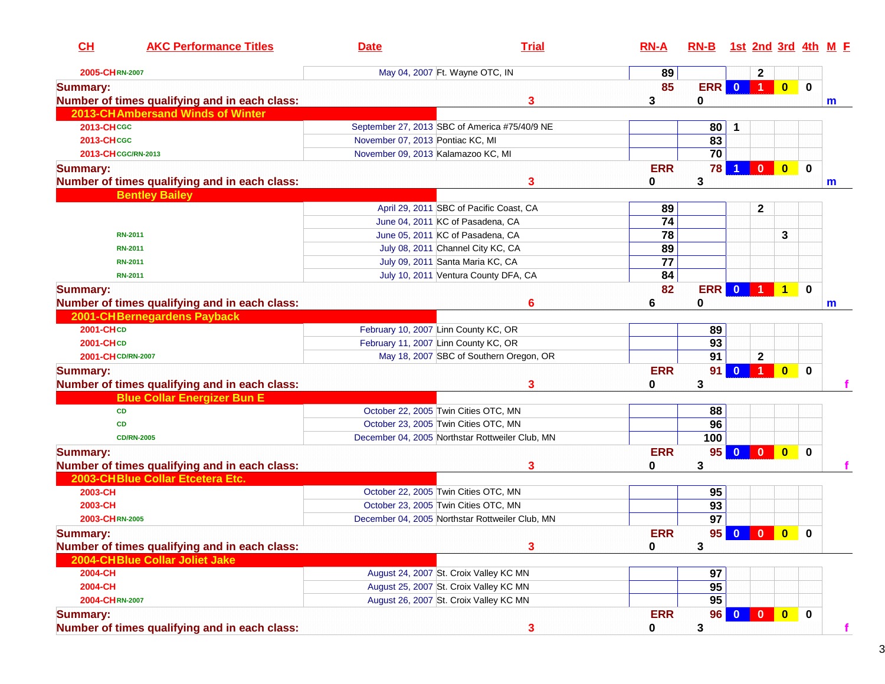| CH | AKC Performance Titles | Date | Trial | RN-A | RN-B | 1st | 2nd | 3rd | 4th | M | F |
|---|---|---|---|---|---|---|---|---|---|---|---|
| 2005-CH | RN-2007 | May 04, 2007 | Ft. Wayne OTC, IN | 89 | | | 2 | | | | |
| **Summary:** | | | | 85 | ERR | 0 | 1 | 0 | 0 | | |
| **Number of times qualifying and in each class:** | | 3 | | 3 | 0 | | | | | m | |
| **2013-CH** | **Ambersand Winds of Winter** | | | | | | | | | | |
| 2013-CH | CGC | September 27, 2013 | SBC of America #75/40/9 NE | | 80 | 1 | | | | | |
| 2013-CH | CGC | November 07, 2013 | Pontiac KC, MI | | 83 | | | | | | |
| 2013-CH | CGC/RN-2013 | November 09, 2013 | Kalamazoo KC, MI | | 70 | | | | | | |
| **Summary:** | | | | ERR | 78 | 1 | 0 | 0 | 0 | | |
| **Number of times qualifying and in each class:** | | 3 | | 0 | 3 | | | | | m | |
| | **Bentley Bailey** | | | | | | | | | | |
| | | April 29, 2011 | SBC of Pacific Coast, CA | 89 | | | 2 | | | | |
| | | June 04, 2011 | KC of Pasadena, CA | 74 | | | | | | | |
| | RN-2011 | June 05, 2011 | KC of Pasadena, CA | 78 | | | | 3 | | | |
| | RN-2011 | July 08, 2011 | Channel City KC, CA | 89 | | | | | | | |
| | RN-2011 | July 09, 2011 | Santa Maria KC, CA | 77 | | | | | | | |
| | RN-2011 | July 10, 2011 | Ventura County DFA, CA | 84 | | | | | | | |
| **Summary:** | | | | 82 | ERR | 0 | 1 | 1 | 0 | | |
| **Number of times qualifying and in each class:** | | 6 | | 6 | 0 | | | | | m | |
| **2001-CH** | **Bernegardens Payback** | | | | | | | | | | |
| 2001-CH | CD | February 10, 2007 | Linn County KC, OR | | 89 | | | | | | |
| 2001-CH | CD | February 11, 2007 | Linn County KC, OR | | 93 | | | | | | |
| 2001-CH | CD/RN-2007 | May 18, 2007 | SBC of Southern Oregon, OR | | 91 | | 2 | | | | |
| **Summary:** | | | | ERR | 91 | 0 | 1 | 0 | 0 | | |
| **Number of times qualifying and in each class:** | | 3 | | 0 | 3 | | | | | | f |
| | **Blue Collar Energizer Bun E** | | | | | | | | | | |
| | CD | October 22, 2005 | Twin Cities OTC, MN | | 88 | | | | | | |
| | CD | October 23, 2005 | Twin Cities OTC, MN | | 96 | | | | | | |
| | CD/RN-2005 | December 04, 2005 | Northstar Rottweiler Club, MN | | 100 | | | | | | |
| **Summary:** | | | | ERR | 95 | 0 | 0 | 0 | 0 | | |
| **Number of times qualifying and in each class:** | | 3 | | 0 | 3 | | | | | | f |
| **2003-CH** | **Blue Collar Etcetera Etc.** | | | | | | | | | | |
| 2003-CH | | October 22, 2005 | Twin Cities OTC, MN | | 95 | | | | | | |
| 2003-CH | | October 23, 2005 | Twin Cities OTC, MN | | 93 | | | | | | |
| 2003-CH | RN-2005 | December 04, 2005 | Northstar Rottweiler Club, MN | | 97 | | | | | | |
| **Summary:** | | | | ERR | 95 | 0 | 0 | 0 | 0 | | |
| **Number of times qualifying and in each class:** | | 3 | | 0 | 3 | | | | | | |
| **2004-CH** | **Blue Collar Joliet Jake** | | | | | | | | | | |
| 2004-CH | | August 24, 2007 | St. Croix Valley KC MN | | 97 | | | | | | |
| 2004-CH | | August 25, 2007 | St. Croix Valley KC MN | | 95 | | | | | | |
| 2004-CH | RN-2007 | August 26, 2007 | St. Croix Valley KC MN | | 95 | | | | | | |
| **Summary:** | | | | ERR | 96 | 0 | 0 | 0 | 0 | | |
| **Number of times qualifying and in each class:** | | 3 | | 0 | 3 | | | | | | f |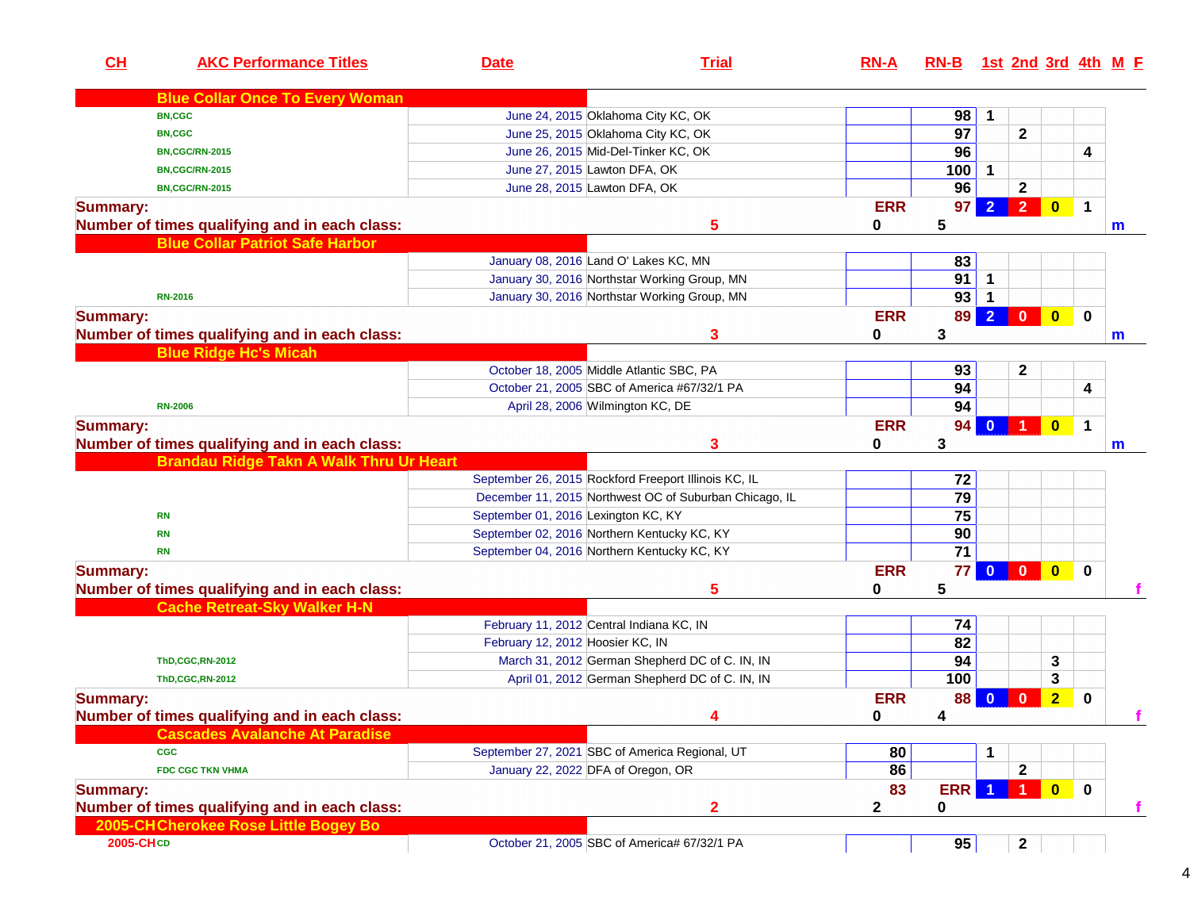| CH | AKC Performance Titles | Date | Trial | RN-A | RN-B | 1st | 2nd | 3rd | 4th | M | F |
|---|---|---|---|---|---|---|---|---|---|---|---|
| | **Blue Collar Once To Every Woman** | | | | | | | | | | |
| | BN,CGC | June 24, 2015 | Oklahoma City KC, OK | | 98 | 1 | | | | | |
| | BN,CGC | June 25, 2015 | Oklahoma City KC, OK | | 97 | | 2 | | | | |
| | BN,CGC/RN-2015 | June 26, 2015 | Mid-Del-Tinker KC, OK | | 96 | | | | 4 | | |
| | BN,CGC/RN-2015 | June 27, 2015 | Lawton DFA, OK | | 100 | 1 | | | | | |
| | BN,CGC/RN-2015 | June 28, 2015 | Lawton DFA, OK | | 96 | | 2 | | | | |
| **Summary:** | | | | ERR | 97 | 2 | 2 | 0 | 1 | | |
| **Number of times qualifying and in each class:** | | | 5 | 0 | 5 | | | | | m | |
| | **Blue Collar Patriot Safe Harbor** | | | | | | | | | | |
| | | January 08, 2016 | Land O' Lakes KC, MN | | 83 | | | | | | |
| | | January 30, 2016 | Northstar Working Group, MN | | 91 | 1 | | | | | |
| | RN-2016 | January 30, 2016 | Northstar Working Group, MN | | 93 | 1 | | | | | |
| **Summary:** | | | | ERR | 89 | 2 | 0 | 0 | 0 | | |
| **Number of times qualifying and in each class:** | | | 3 | 0 | 3 | | | | | m | |
| | **Blue Ridge Hc's Micah** | | | | | | | | | | |
| | | October 18, 2005 | Middle Atlantic SBC, PA | | 93 | | 2 | | | | |
| | | October 21, 2005 | SBC of America #67/32/1 PA | | 94 | | | | 4 | | |
| | RN-2006 | April 28, 2006 | Wilmington KC, DE | | 94 | | | | | | |
| **Summary:** | | | | ERR | 94 | 0 | 1 | 0 | 1 | | |
| **Number of times qualifying and in each class:** | | | 3 | 0 | 3 | | | | | m | |
| | **Brandau Ridge Takn A Walk Thru Ur Heart** | | | | | | | | | | |
| | | September 26, 2015 | Rockford Freeport Illinois KC, IL | | 72 | | | | | | |
| | | December 11, 2015 | Northwest OC of Suburban Chicago, IL | | 79 | | | | | | |
| | RN | September 01, 2016 | Lexington KC, KY | | 75 | | | | | | |
| | RN | September 02, 2016 | Northern Kentucky KC, KY | | 90 | | | | | | |
| | RN | September 04, 2016 | Northern Kentucky KC, KY | | 71 | | | | | | |
| **Summary:** | | | | ERR | 77 | 0 | 0 | 0 | 0 | | |
| **Number of times qualifying and in each class:** | | | 5 | 0 | 5 | | | | | | f |
| | **Cache Retreat-Sky Walker H-N** | | | | | | | | | | |
| | | February 11, 2012 | Central Indiana KC, IN | | 74 | | | | | | |
| | | February 12, 2012 | Hoosier KC, IN | | 82 | | | | | | |
| | ThD,CGC,RN-2012 | March 31, 2012 | German Shepherd DC of C. IN, IN | | 94 | | | 3 | | | |
| | ThD,CGC,RN-2012 | April 01, 2012 | German Shepherd DC of C. IN, IN | | 100 | | | 3 | | | |
| **Summary:** | | | | ERR | 88 | 0 | 0 | 2 | 0 | | |
| **Number of times qualifying and in each class:** | | | 4 | 0 | 4 | | | | | | f |
| | **Cascades Avalanche At Paradise** | | | | | | | | | | |
| | CGC | September 27, 2021 | SBC of America Regional, UT | 80 | | 1 | | | | | |
| | FDC CGC TKN VHMA | January 22, 2022 | DFA of Oregon, OR | 86 | | | 2 | | | | |
| **Summary:** | | | | 83 | ERR | 1 | 1 | 0 | 0 | | |
| **Number of times qualifying and in each class:** | | | 2 | 2 | 0 | | | | | | f |
| 2005-CH | **Cherokee Rose Little Bogey Bo** | | | | | | | | | | |
| 2005-CH | CD | October 21, 2005 | SBC of America# 67/32/1 PA | | 95 | | 2 | | | | |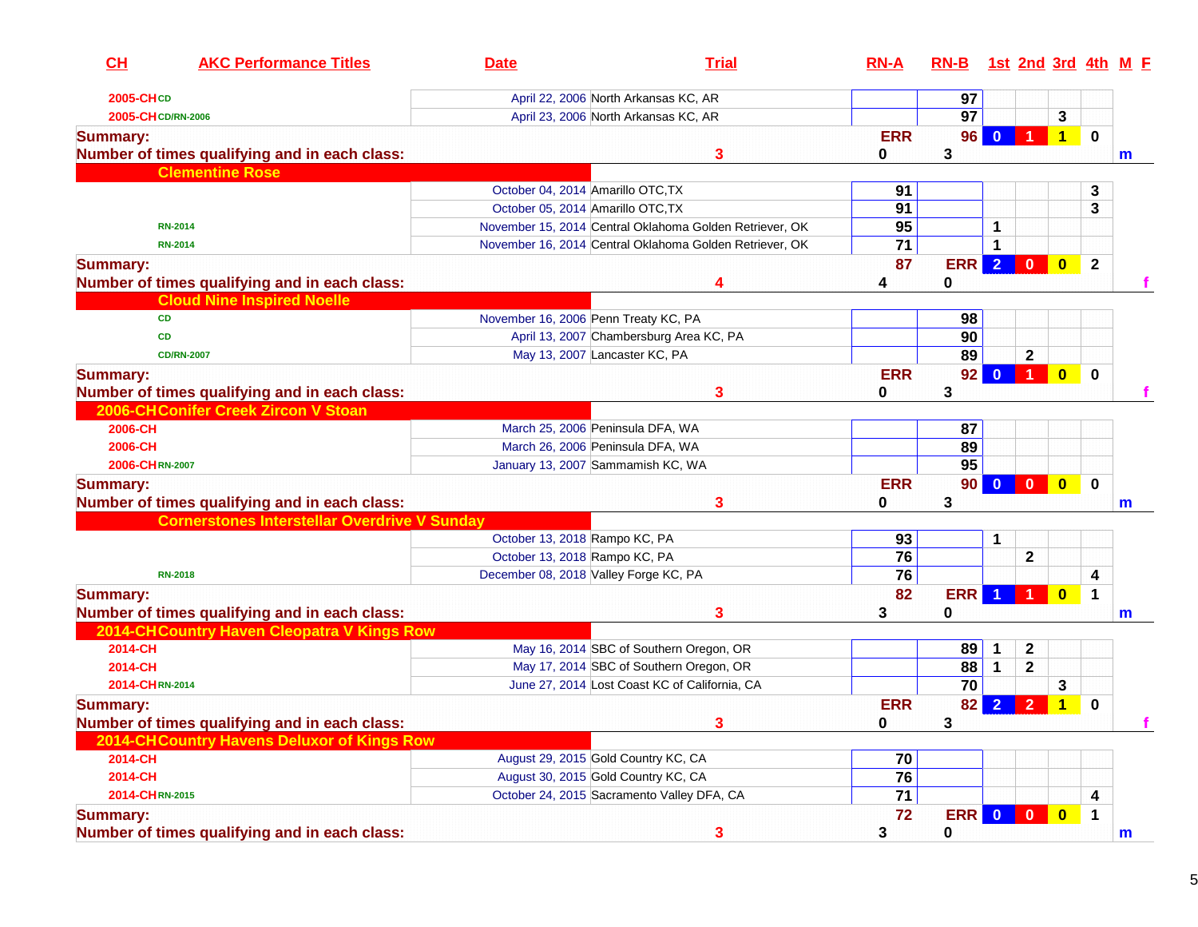| CH | AKC Performance Titles | Date | Trial | RN-A | RN-B | 1st | 2nd | 3rd | 4th | M | F |
|---|---|---|---|---|---|---|---|---|---|---|---|
| 2005-CH | CD | April 22, 2006 | North Arkansas KC, AR | | 97 | | | | | | |
| 2005-CH | CD/RN-2006 | April 23, 2006 | North Arkansas KC, AR | | 97 | | | 3 | | | |
| Summary: | | | | ERR | 96 | 0 | 1 | 1 | 0 | | |
| Number of times qualifying and in each class: | | | 3 | 0 | 3 | | | | | m | |
| | Clementine Rose | | | | | | | | | | |
| | | October 04, 2014 | Amarillo OTC,TX | 91 | | | | | 3 | | |
| | | October 05, 2014 | Amarillo OTC,TX | 91 | | | | | 3 | | |
| | RN-2014 | November 15, 2014 | Central Oklahoma Golden Retriever, OK | 95 | | 1 | | | | | |
| | RN-2014 | November 16, 2014 | Central Oklahoma Golden Retriever, OK | 71 | | 1 | | | | | |
| Summary: | | | | 87 | ERR | 2 | 0 | 0 | 2 | | |
| Number of times qualifying and in each class: | | | 4 | 4 | 0 | | | | | | f |
| | Cloud Nine Inspired Noelle | | | | | | | | | | |
| | CD | November 16, 2006 | Penn Treaty KC, PA | | 98 | | | | | | |
| | CD | April 13, 2007 | Chambersburg Area KC, PA | | 90 | | | | | | |
| | CD/RN-2007 | May 13, 2007 | Lancaster KC, PA | | 89 | | 2 | | | | |
| Summary: | | | | ERR | 92 | 0 | 1 | 0 | 0 | | |
| Number of times qualifying and in each class: | | | 3 | 0 | 3 | | | | | | f |
| 2006-CH | Conifer Creek Zircon V Stoan | | | | | | | | | | |
| 2006-CH | | March 25, 2006 | Peninsula DFA, WA | | 87 | | | | | | |
| 2006-CH | | March 26, 2006 | Peninsula DFA, WA | | 89 | | | | | | |
| 2006-CH | RN-2007 | January 13, 2007 | Sammamish KC, WA | | 95 | | | | | | |
| Summary: | | | | ERR | 90 | 0 | 0 | 0 | 0 | | |
| Number of times qualifying and in each class: | | | 3 | 0 | 3 | | | | | m | |
| | Cornerstones Interstellar Overdrive V Sunday | | | | | | | | | | |
| | | October 13, 2018 | Rampo KC, PA | 93 | | 1 | | | | | |
| | | October 13, 2018 | Rampo KC, PA | 76 | | | 2 | | | | |
| | RN-2018 | December 08, 2018 | Valley Forge KC, PA | 76 | | | | | 4 | | |
| Summary: | | | | 82 | ERR | 1 | 1 | 0 | 1 | | |
| Number of times qualifying and in each class: | | | 3 | 3 | 0 | | | | | m | |
| 2014-CH | Country Haven Cleopatra V Kings Row | | | | | | | | | | |
| 2014-CH | | May 16, 2014 | SBC of Southern Oregon, OR | | 89 | 1 | 2 | | | | |
| 2014-CH | | May 17, 2014 | SBC of Southern Oregon, OR | | 88 | 1 | 2 | | | | |
| 2014-CH | RN-2014 | June 27, 2014 | Lost Coast KC of California, CA | | 70 | | | 3 | | | |
| Summary: | | | | ERR | 82 | 2 | 2 | 1 | 0 | | |
| Number of times qualifying and in each class: | | | 3 | 0 | 3 | | | | | | f |
| 2014-CH | Country Havens Deluxor of Kings Row | | | | | | | | | | |
| 2014-CH | | August 29, 2015 | Gold Country KC, CA | 70 | | | | | | | |
| 2014-CH | | August 30, 2015 | Gold Country KC, CA | 76 | | | | | | | |
| 2014-CH | RN-2015 | October 24, 2015 | Sacramento Valley DFA, CA | 71 | | | | | 4 | | |
| Summary: | | | | 72 | ERR | 0 | 0 | 0 | 1 | | |
| Number of times qualifying and in each class: | | | 3 | 3 | 0 | | | | | m | |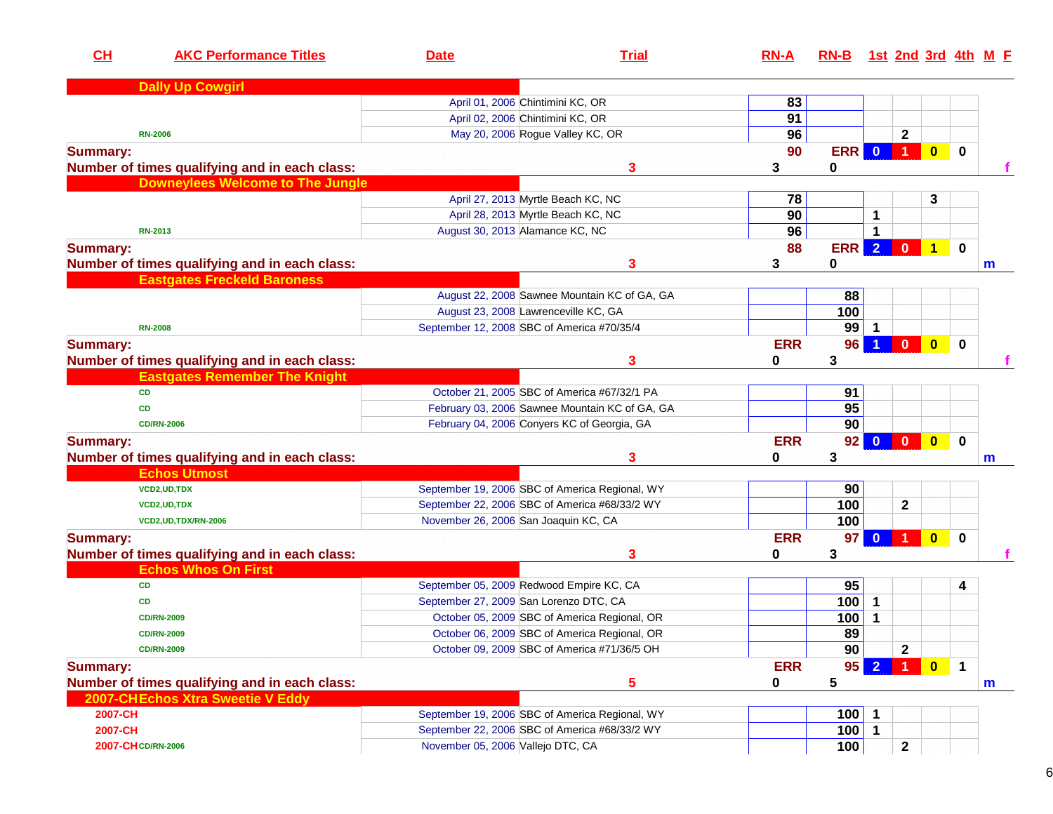| CH | AKC Performance Titles | Date | Trial | RN-A | RN-B | 1st | 2nd | 3rd | 4th | M | F |
|---|---|---|---|---|---|---|---|---|---|---|---|
| | **Dally Up Cowgirl** | | | | | | | | | | |
| | | April 01, 2006 | Chintimini KC, OR | 83 | | | | | | | |
| | | April 02, 2006 | Chintimini KC, OR | 91 | | | | | | | |
| | RN-2006 | May 20, 2006 | Rogue Valley KC, OR | 96 | | | 2 | | | | |
| **Summary:** | | | | 90 | ERR | 0 | 1 | 0 | 0 | | |
| **Number of times qualifying and in each class:** | | | 3 | 3 | 0 | | | | | | f |
| | **Downeylees Welcome to The Jungle** | | | | | | | | | | |
| | | April 27, 2013 | Myrtle Beach KC, NC | 78 | | | | 3 | | | |
| | | April 28, 2013 | Myrtle Beach KC, NC | 90 | | 1 | | | | | |
| | RN-2013 | August 30, 2013 | Alamance KC, NC | 96 | | 1 | | | | | |
| **Summary:** | | | | 88 | ERR | 2 | 0 | 1 | 0 | | |
| **Number of times qualifying and in each class:** | | | 3 | 3 | 0 | | | | | m | |
| | **Eastgates Freckeld Baroness** | | | | | | | | | | |
| | | August 22, 2008 | Sawnee Mountain KC of GA, GA | | 88 | | | | | | |
| | | August 23, 2008 | Lawrenceville KC, GA | | 100 | | | | | | |
| | RN-2008 | September 12, 2008 | SBC of America #70/35/4 | | 99 | 1 | | | | | |
| **Summary:** | | | | ERR | 96 | 1 | 0 | 0 | 0 | | |
| **Number of times qualifying and in each class:** | | | 3 | 0 | 3 | | | | | | f |
| | **Eastgates Remember The Knight** | | | | | | | | | | |
| | CD | October 21, 2005 | SBC of America #67/32/1 PA | | 91 | | | | | | |
| | CD | February 03, 2006 | Sawnee Mountain KC of GA, GA | | 95 | | | | | | |
| | CD/RN-2006 | February 04, 2006 | Conyers KC of Georgia, GA | | 90 | | | | | | |
| **Summary:** | | | | ERR | 92 | 0 | 0 | 0 | 0 | | |
| **Number of times qualifying and in each class:** | | | 3 | 0 | 3 | | | | | m | |
| | **Echos Utmost** | | | | | | | | | | |
| | VCD2,UD,TDX | September 19, 2006 | SBC of America Regional, WY | | 90 | | | | | | |
| | VCD2,UD,TDX | September 22, 2006 | SBC of America #68/33/2 WY | | 100 | | 2 | | | | |
| | VCD2,UD,TDX/RN-2006 | November 26, 2006 | San Joaquin KC, CA | | 100 | | | | | | |
| **Summary:** | | | | ERR | 97 | 0 | 1 | 0 | 0 | | |
| **Number of times qualifying and in each class:** | | | 3 | 0 | 3 | | | | | | f |
| | **Echos Whos On First** | | | | | | | | | | |
| | CD | September 05, 2009 | Redwood Empire KC, CA | | 95 | | | | 4 | | |
| | CD | September 27, 2009 | San Lorenzo DTC, CA | | 100 | 1 | | | | | |
| | CD/RN-2009 | October 05, 2009 | SBC of America Regional, OR | | 100 | 1 | | | | | |
| | CD/RN-2009 | October 06, 2009 | SBC of America Regional, OR | | 89 | | | | | | |
| | CD/RN-2009 | October 09, 2009 | SBC of America #71/36/5 OH | | 90 | | 2 | | | | |
| **Summary:** | | | | ERR | 95 | 2 | 1 | 0 | 1 | | |
| **Number of times qualifying and in each class:** | | | 5 | 0 | 5 | | | | | m | |
| 2007-CH | **Echos Xtra Sweetie V Eddy** | | | | | | | | | | |
| 2007-CH | | September 19, 2006 | SBC of America Regional, WY | | 100 | 1 | | | | | |
| 2007-CH | | September 22, 2006 | SBC of America #68/33/2 WY | | 100 | 1 | | | | | |
| 2007-CH | CD/RN-2006 | November 05, 2006 | Vallejo DTC, CA | | 100 | | 2 | | | | |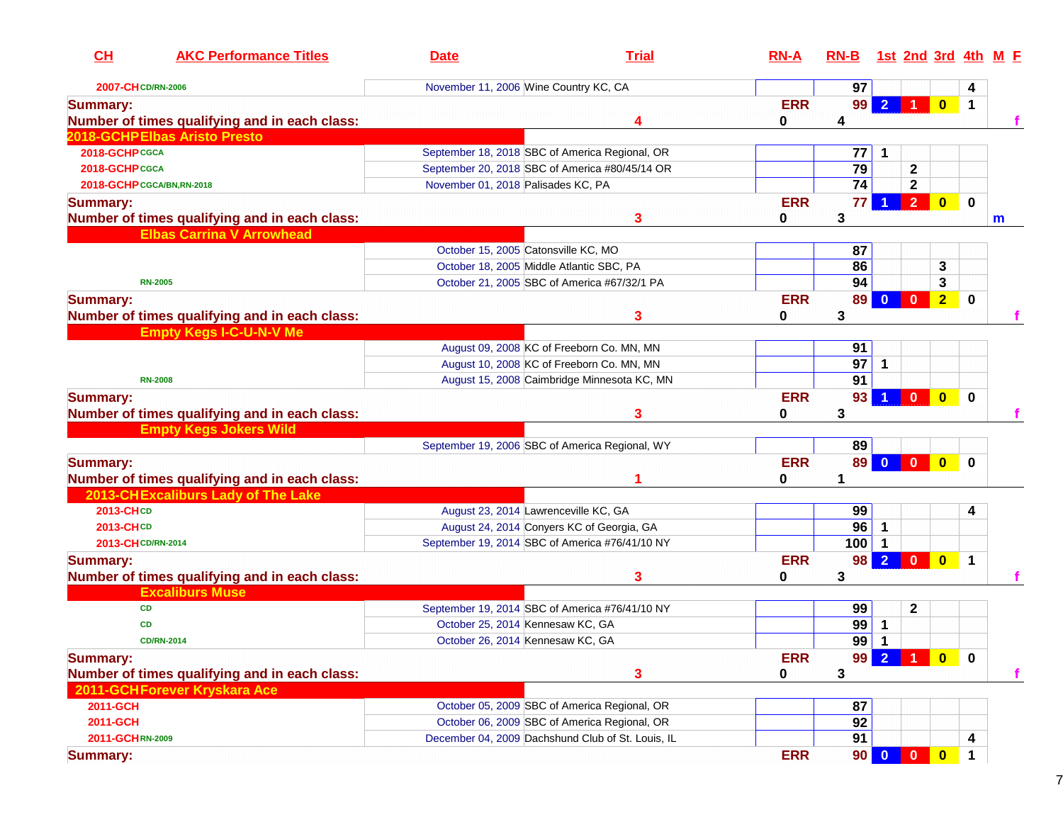| CH | AKC Performance Titles | Date | Trial | RN-A | RN-B | 1st | 2nd | 3rd | 4th | M | F |
|---|---|---|---|---|---|---|---|---|---|---|---|
| 2007-CH | CD/RN-2006 | November 11, 2006 | Wine Country KC, CA | | 97 | | | | 4 | | |
| Summary: | | | | ERR | 99 | 2 | 1 | 0 | 1 | | |
| Number of times qualifying and in each class: | | 4 | | 0 | 4 | | | | | | f |
| 2018-GCHP | Elbas Aristo Presto | | | | | | | | | | |
| 2018-GCHP | CGCA | September 18, 2018 | SBC of America Regional, OR | | 77 | 1 | | | | | |
| 2018-GCHP | CGCA | September 20, 2018 | SBC of America #80/45/14 OR | | 79 | | 2 | | | | |
| 2018-GCHP | CGCA/BN,RN-2018 | November 01, 2018 | Palisades KC, PA | | 74 | | 2 | | | | |
| Summary: | | | | ERR | 77 | 1 | 2 | 0 | 0 | | |
| Number of times qualifying and in each class: | | 3 | | 0 | 3 | | | | | m | |
| | Elbas Carrina V Arrowhead | | | | | | | | | | |
| | | October 15, 2005 | Catonsville KC, MO | | 87 | | | | | | |
| | | October 18, 2005 | Middle Atlantic SBC, PA | | 86 | | | 3 | | | |
| | RN-2005 | October 21, 2005 | SBC of America #67/32/1 PA | | 94 | | | 3 | | | |
| Summary: | | | | ERR | 89 | 0 | 0 | 2 | 0 | | |
| Number of times qualifying and in each class: | | 3 | | 0 | 3 | | | | | | f |
| | Empty Kegs I-C-U-N-V Me | | | | | | | | | | |
| | | August 09, 2008 | KC of Freeborn Co. MN, MN | | 91 | | | | | | |
| | | August 10, 2008 | KC of Freeborn Co. MN, MN | | 97 | 1 | | | | | |
| | RN-2008 | August 15, 2008 | Caimbridge Minnesota KC, MN | | 91 | | | | | | |
| Summary: | | | | ERR | 93 | 1 | 0 | 0 | 0 | | |
| Number of times qualifying and in each class: | | 3 | | 0 | 3 | | | | | | f |
| | Empty Kegs Jokers Wild | | | | | | | | | | |
| | | September 19, 2006 | SBC of America Regional, WY | | 89 | | | | | | |
| Summary: | | | | ERR | 89 | 0 | 0 | 0 | 0 | | |
| Number of times qualifying and in each class: | | 1 | | 0 | 1 | | | | | | |
| 2013-CH | Excaliburs Lady of The Lake | | | | | | | | | | |
| 2013-CH | CD | August 23, 2014 | Lawrenceville KC, GA | | 99 | | | | 4 | | |
| 2013-CH | CD | August 24, 2014 | Conyers KC of Georgia, GA | | 96 | 1 | | | | | |
| 2013-CH | CD/RN-2014 | September 19, 2014 | SBC of America #76/41/10 NY | | 100 | 1 | | | | | |
| Summary: | | | | ERR | 98 | 2 | 0 | 0 | 1 | | |
| Number of times qualifying and in each class: | | 3 | | 0 | 3 | | | | | | f |
| | Excaliburs Muse | | | | | | | | | | |
| | CD | September 19, 2014 | SBC of America #76/41/10 NY | | 99 | | 2 | | | | |
| | CD | October 25, 2014 | Kennesaw KC, GA | | 99 | 1 | | | | | |
| | CD/RN-2014 | October 26, 2014 | Kennesaw KC, GA | | 99 | 1 | | | | | |
| Summary: | | | | ERR | 99 | 2 | 1 | 0 | 0 | | |
| Number of times qualifying and in each class: | | 3 | | 0 | 3 | | | | | | f |
| 2011-GCH | Forever Kryskara Ace | | | | | | | | | | |
| 2011-GCH | | October 05, 2009 | SBC of America Regional, OR | | 87 | | | | | | |
| 2011-GCH | | October 06, 2009 | SBC of America Regional, OR | | 92 | | | | | | |
| 2011-GCH | RN-2009 | December 04, 2009 | Dachshund Club of St. Louis, IL | | 91 | | | | 4 | | |
| Summary: | | | | ERR | 90 | 0 | 0 | 0 | 1 | | |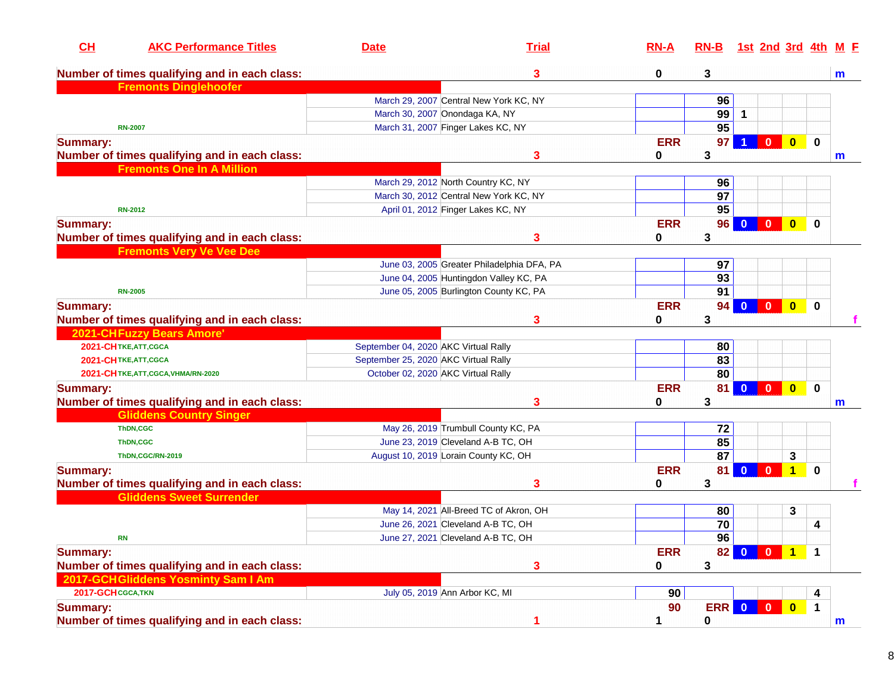| CH | AKC Performance Titles | Date | Trial | RN-A | RN-B | 1st | 2nd | 3rd | 4th | M | F |
|---|---|---|---|---|---|---|---|---|---|---|---|
| **Number of times qualifying and in each class:** | | | **3** | **0** | **3** | | | | | **m** | |
| **Fremonts Dinglehoofer** | | | | | | | | | | | |
| | | March 29, 2007 | Central New York KC, NY | | 96 | | | | | | |
| | | March 30, 2007 | Onondaga KA, NY | | 99 | 1 | | | | | |
| | RN-2007 | March 31, 2007 | Finger Lakes KC, NY | | 95 | | | | | | |
| **Summary:** | | | | ERR | 97 | 1 | 0 | 0 | 0 | | |
| **Number of times qualifying and in each class:** | | | **3** | **0** | **3** | | | | | **m** | |
| **Fremonts One In A Million** | | | | | | | | | | | |
| | | March 29, 2012 | North Country KC, NY | | 96 | | | | | | |
| | | March 30, 2012 | Central New York KC, NY | | 97 | | | | | | |
| | RN-2012 | April 01, 2012 | Finger Lakes KC, NY | | 95 | | | | | | |
| **Summary:** | | | | ERR | 96 | 0 | 0 | 0 | 0 | | |
| **Number of times qualifying and in each class:** | | | **3** | **0** | **3** | | | | | | |
| **Fremonts Very Ve Vee Dee** | | | | | | | | | | | |
| | | June 03, 2005 | Greater Philadelphia DFA, PA | | 97 | | | | | | |
| | | June 04, 2005 | Huntingdon Valley KC, PA | | 93 | | | | | | |
| | RN-2005 | June 05, 2005 | Burlington County KC, PA | | 91 | | | | | | |
| **Summary:** | | | | ERR | 94 | 0 | 0 | 0 | 0 | | |
| **Number of times qualifying and in each class:** | | | **3** | **0** | **3** | | | | | | **f** |
| **2021-CH** | **Fuzzy Bears Amore'** | | | | | | | | | | |
| 2021-CH | TKE,ATT,CGCA | September 04, 2020 | AKC Virtual Rally | | 80 | | | | | | |
| 2021-CH | TKE,ATT,CGCA | September 25, 2020 | AKC Virtual Rally | | 83 | | | | | | |
| 2021-CH | TKE,ATT,CGCA,VHMA/RN-2020 | October 02, 2020 | AKC Virtual Rally | | 80 | | | | | | |
| **Summary:** | | | | ERR | 81 | 0 | 0 | 0 | 0 | | |
| **Number of times qualifying and in each class:** | | | **3** | **0** | **3** | | | | | **m** | |
| **Gliddens Country Singer** | | | | | | | | | | | |
| | ThDN,CGC | May 26, 2019 | Trumbull County KC, PA | | 72 | | | | | | |
| | ThDN,CGC | June 23, 2019 | Cleveland A-B TC, OH | | 85 | | | | | | |
| | ThDN,CGC/RN-2019 | August 10, 2019 | Lorain County KC, OH | | 87 | | | 3 | | | |
| **Summary:** | | | | ERR | 81 | 0 | 0 | 1 | 0 | | |
| **Number of times qualifying and in each class:** | | | **3** | **0** | **3** | | | | | | **f** |
| **Gliddens Sweet Surrender** | | | | | | | | | | | |
| | | May 14, 2021 | All-Breed TC of Akron, OH | | 80 | | | 3 | | | |
| | | June 26, 2021 | Cleveland A-B TC, OH | | 70 | | | | 4 | | |
| | RN | June 27, 2021 | Cleveland A-B TC, OH | | 96 | | | | | | |
| **Summary:** | | | | ERR | 82 | 0 | 0 | 1 | 1 | | |
| **Number of times qualifying and in each class:** | | | **3** | **0** | **3** | | | | | | |
| **2017-GCH** | **Gliddens Yosminty Sam I Am** | | | | | | | | | | |
| 2017-GCH | CGCA,TKN | July 05, 2019 | Ann Arbor KC, MI | 90 | | | | | 4 | | |
| **Summary:** | | | | 90 | ERR | 0 | 0 | 0 | 1 | | |
| **Number of times qualifying and in each class:** | | | **1** | **1** | **0** | | | | | **m** | |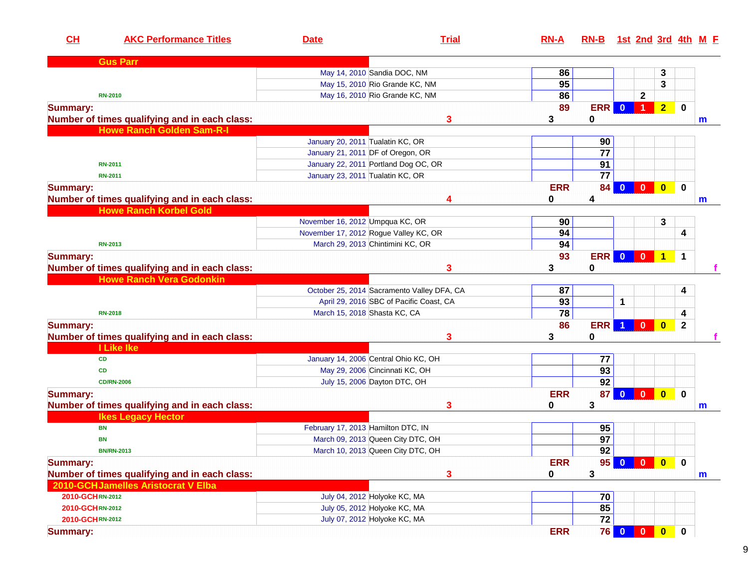| CH | AKC Performance Titles | Date | Trial | RN-A | RN-B | 1st | 2nd | 3rd | 4th | M | F |
|---|---|---|---|---|---|---|---|---|---|---|---|
| | **Gus Parr** | | | | | | | | | | |
| | | May 14, 2010 | Sandia DOC, NM | 86 | | | | 3 | | | |
| | | May 15, 2010 | Rio Grande KC, NM | 95 | | | | 3 | | | |
| | RN-2010 | May 16, 2010 | Rio Grande KC, NM | 86 | | | 2 | | | | |
| **Summary:** | | | | 89 | ERR | 0 | 1 | 2 | 0 | | |
| **Number of times qualifying and in each class:** | | | 3 | 3 | 0 | | | | | m | |
| | **Howe Ranch Golden Sam-R-I** | | | | | | | | | | |
| | | January 20, 2011 | Tualatin KC, OR | | 90 | | | | | | |
| | | January 21, 2011 | DF of Oregon, OR | | 77 | | | | | | |
| | RN-2011 | January 22, 2011 | Portland Dog OC, OR | | 91 | | | | | | |
| | RN-2011 | January 23, 2011 | Tualatin KC, OR | | 77 | | | | | | |
| **Summary:** | | | | ERR | 84 | 0 | 0 | 0 | 0 | | |
| **Number of times qualifying and in each class:** | | | 4 | 0 | 4 | | | | | m | |
| | **Howe Ranch Korbel Gold** | | | | | | | | | | |
| | | November 16, 2012 | Umpqua KC, OR | 90 | | | | 3 | | | |
| | | November 17, 2012 | Rogue Valley KC, OR | 94 | | | | | 4 | | |
| | RN-2013 | March 29, 2013 | Chintimini KC, OR | 94 | | | | | | | |
| **Summary:** | | | | 93 | ERR | 0 | 0 | 1 | 1 | | |
| **Number of times qualifying and in each class:** | | | 3 | 3 | 0 | | | | | | f |
| | **Howe Ranch Vera Godonkin** | | | | | | | | | | |
| | | October 25, 2014 | Sacramento Valley DFA, CA | 87 | | | | | 4 | | |
| | | April 29, 2016 | SBC of Pacific Coast, CA | 93 | | 1 | | | | | |
| | RN-2018 | March 15, 2018 | Shasta KC, CA | 78 | | | | | 4 | | |
| **Summary:** | | | | 86 | ERR | 1 | 0 | 0 | 2 | | |
| **Number of times qualifying and in each class:** | | | 3 | 3 | 0 | | | | | | f |
| | **I Like Ike** | | | | | | | | | | |
| | CD | January 14, 2006 | Central Ohio KC, OH | | 77 | | | | | | |
| | CD | May 29, 2006 | Cincinnati KC, OH | | 93 | | | | | | |
| | CD/RN-2006 | July 15, 2006 | Dayton DTC, OH | | 92 | | | | | | |
| **Summary:** | | | | ERR | 87 | 0 | 0 | 0 | 0 | | |
| **Number of times qualifying and in each class:** | | | 3 | 0 | 3 | | | | | m | |
| | **Ikes Legacy Hector** | | | | | | | | | | |
| | BN | February 17, 2013 | Hamilton DTC, IN | | 95 | | | | | | |
| | BN | March 09, 2013 | Queen City DTC, OH | | 97 | | | | | | |
| | BN/RN-2013 | March 10, 2013 | Queen City DTC, OH | | 92 | | | | | | |
| **Summary:** | | | | ERR | 95 | 0 | 0 | 0 | 0 | | |
| **Number of times qualifying and in each class:** | | | 3 | 0 | 3 | | | | | m | |
| 2010-GCH | **Jamelles Aristocrat V Elba** | | | | | | | | | | |
| 2010-GCH | RN-2012 | July 04, 2012 | Holyoke KC, MA | | 70 | | | | | | |
| 2010-GCH | RN-2012 | July 05, 2012 | Holyoke KC, MA | | 85 | | | | | | |
| 2010-GCH | RN-2012 | July 07, 2012 | Holyoke KC, MA | | 72 | | | | | | |
| **Summary:** | | | | ERR | 76 | 0 | 0 | 0 | 0 | | |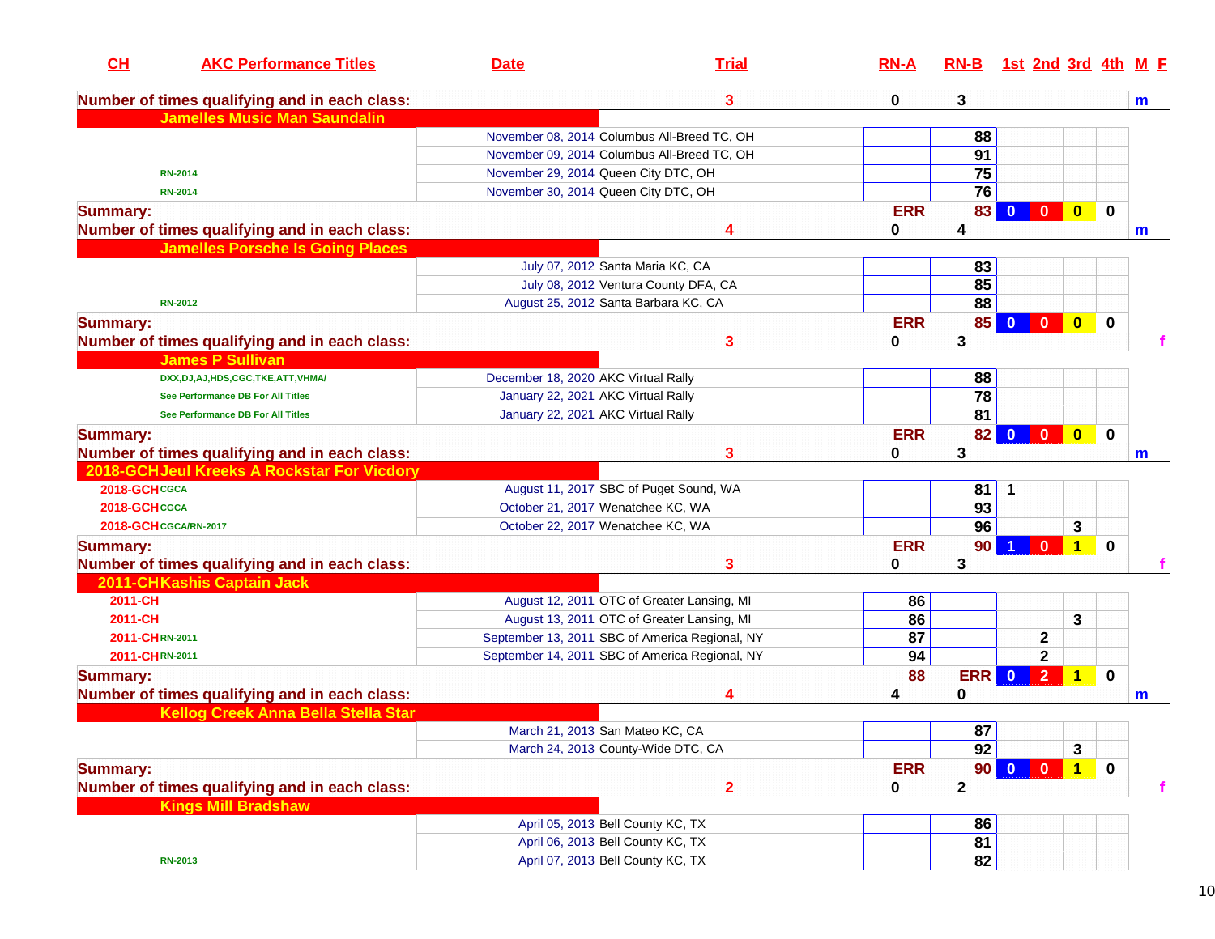| CH | AKC Performance Titles | Date | Trial | RN-A | RN-B | 1st | 2nd | 3rd | 4th | M | F |
|---|---|---|---|---|---|---|---|---|---|---|---|
| **Number of times qualifying and in each class:** | | | 3 | 0 | 3 | | | | | m | |
| **Jamelles Music Man Saundalin** | | | | | | | | | | | |
| | | November 08, 2014 | Columbus All-Breed TC, OH | | 88 | | | | | | |
| | | November 09, 2014 | Columbus All-Breed TC, OH | | 91 | | | | | | |
| | RN-2014 | November 29, 2014 | Queen City DTC, OH | | 75 | | | | | | |
| | RN-2014 | November 30, 2014 | Queen City DTC, OH | | 76 | | | | | | |
| **Summary:** | | | | ERR | 83 | 0 | 0 | 0 | 0 | | |
| **Number of times qualifying and in each class:** | | | 4 | 0 | 4 | | | | | m | |
| **Jamelles Porsche Is Going Places** | | | | | | | | | | | |
| | | July 07, 2012 | Santa Maria KC, CA | | 83 | | | | | | |
| | | July 08, 2012 | Ventura County DFA, CA | | 85 | | | | | | |
| | RN-2012 | August 25, 2012 | Santa Barbara KC, CA | | 88 | | | | | | |
| **Summary:** | | | | ERR | 85 | 0 | 0 | 0 | 0 | | |
| **Number of times qualifying and in each class:** | | | 3 | 0 | 3 | | | | | | f |
| **James P Sullivan** | | | | | | | | | | | |
| | DXX,DJ,AJ,HDS,CGC,TKE,ATT,VHMA/ | December 18, 2020 | AKC Virtual Rally | | 88 | | | | | | |
| | See Performance DB For All Titles | January 22, 2021 | AKC Virtual Rally | | 78 | | | | | | |
| | See Performance DB For All Titles | January 22, 2021 | AKC Virtual Rally | | 81 | | | | | | |
| **Summary:** | | | | ERR | 82 | 0 | 0 | 0 | 0 | | |
| **Number of times qualifying and in each class:** | | | 3 | 0 | 3 | | | | | m | |
| **2018-GCH Jeul Kreeks A Rockstar For Vicdory** | | | | | | | | | | | |
| 2018-GCH | CGCA | August 11, 2017 | SBC of Puget Sound, WA | | 81 | 1 | | | | | |
| 2018-GCH | CGCA | October 21, 2017 | Wenatchee KC, WA | | 93 | | | | | | |
| 2018-GCH | CGCA/RN-2017 | October 22, 2017 | Wenatchee KC, WA | | 96 | | | 3 | | | |
| **Summary:** | | | | ERR | 90 | 1 | 0 | 1 | 0 | | |
| **Number of times qualifying and in each class:** | | | 3 | 0 | 3 | | | | | | f |
| **2011-CH Kashis Captain Jack** | | | | | | | | | | | |
| 2011-CH | | August 12, 2011 | OTC of Greater Lansing, MI | 86 | | | | | | | |
| 2011-CH | | August 13, 2011 | OTC of Greater Lansing, MI | 86 | | | | 3 | | | |
| 2011-CH | RN-2011 | September 13, 2011 | SBC of America Regional, NY | 87 | | | 2 | | | | |
| 2011-CH | RN-2011 | September 14, 2011 | SBC of America Regional, NY | 94 | | | 2 | | | | |
| **Summary:** | | | | 88 | ERR | 0 | 2 | 1 | 0 | | |
| **Number of times qualifying and in each class:** | | | 4 | 4 | 0 | | | | | m | |
| **Kellog Creek Anna Bella Stella Star** | | | | | | | | | | | |
| | | March 21, 2013 | San Mateo KC, CA | | 87 | | | | | | |
| | | March 24, 2013 | County-Wide DTC, CA | | 92 | | | 3 | | | |
| **Summary:** | | | | ERR | 90 | 0 | 0 | 1 | 0 | | |
| **Number of times qualifying and in each class:** | | | 2 | 0 | 2 | | | | | | f |
| **Kings Mill Bradshaw** | | | | | | | | | | | |
| | | April 05, 2013 | Bell County KC, TX | | 86 | | | | | | |
| | | April 06, 2013 | Bell County KC, TX | | 81 | | | | | | |
| | RN-2013 | April 07, 2013 | Bell County KC, TX | | 82 | | | | | | |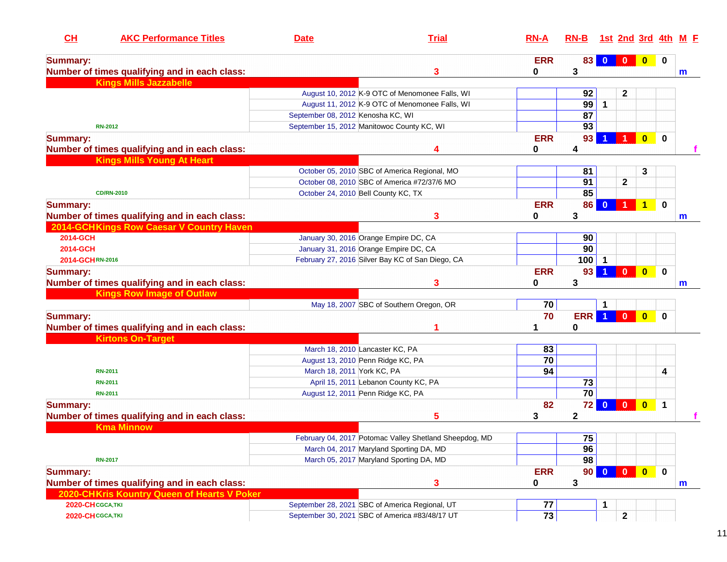| CH | AKC Performance Titles | Date | Trial | RN-A | RN-B | 1st | 2nd | 3rd | 4th | M | F |
|---|---|---|---|---|---|---|---|---|---|---|---|
| **Summary:** | | | | ERR | 83 | 0 | 0 | 0 | 0 | | |
| **Number of times qualifying and in each class:** | | | 3 | 0 | 3 | | | | | m | |
| **Kings Mills Jazzabelle** | | | | | | | | | | | |
| | | August 10, 2012 | K-9 OTC of Menomonee Falls, WI | | 92 | | 2 | | | | |
| | | August 11, 2012 | K-9 OTC of Menomonee Falls, WI | | 99 | 1 | | | | | |
| | | September 08, 2012 | Kenosha KC, WI | | 87 | | | | | | |
| | RN-2012 | September 15, 2012 | Manitowoc County KC, WI | | 93 | | | | | | |
| **Summary:** | | | | ERR | 93 | 1 | 1 | 0 | 0 | | |
| **Number of times qualifying and in each class:** | | | 4 | 0 | 4 | | | | | | f |
| **Kings Mills Young At Heart** | | | | | | | | | | | |
| | | October 05, 2010 | SBC of America Regional, MO | | 81 | | | 3 | | | |
| | | October 08, 2010 | SBC of America #72/37/6 MO | | 91 | | 2 | | | | |
| | CD/RN-2010 | October 24, 2010 | Bell County KC, TX | | 85 | | | | | | |
| **Summary:** | | | | ERR | 86 | 0 | 1 | 1 | 0 | | |
| **Number of times qualifying and in each class:** | | | 3 | 0 | 3 | | | | | m | |
| **2014-GCH Kings Row Caesar V Country Haven** | | | | | | | | | | | |
| 2014-GCH | | January 30, 2016 | Orange Empire DC, CA | | 90 | | | | | | |
| 2014-GCH | | January 31, 2016 | Orange Empire DC, CA | | 90 | | | | | | |
| 2014-GCH | RN-2016 | February 27, 2016 | Silver Bay KC of San Diego, CA | | 100 | 1 | | | | | |
| **Summary:** | | | | ERR | 93 | 1 | 0 | 0 | 0 | | |
| **Number of times qualifying and in each class:** | | | 3 | 0 | 3 | | | | | m | |
| **Kings Row Image of Outlaw** | | | | | | | | | | | |
| | | May 18, 2007 | SBC of Southern Oregon, OR | 70 | | 1 | | | | | |
| **Summary:** | | | | 70 | ERR | 1 | 0 | 0 | 0 | | |
| **Number of times qualifying and in each class:** | | | 1 | 1 | 0 | | | | | | |
| **Kirtons On-Target** | | | | | | | | | | | |
| | | March 18, 2010 | Lancaster KC, PA | 83 | | | | | | | |
| | | August 13, 2010 | Penn Ridge KC, PA | 70 | | | | | | | |
| | RN-2011 | March 18, 2011 | York KC, PA | 94 | | | | | 4 | | |
| | RN-2011 | April 15, 2011 | Lebanon County KC, PA | | 73 | | | | | | |
| | RN-2011 | August 12, 2011 | Penn Ridge KC, PA | | 70 | | | | | | |
| **Summary:** | | | | 82 | 72 | 0 | 0 | 0 | 1 | | |
| **Number of times qualifying and in each class:** | | | 5 | 3 | 2 | | | | | | f |
| **Kma Minnow** | | | | | | | | | | | |
| | | February 04, 2017 | Potomac Valley Shetland Sheepdog, MD | | 75 | | | | | | |
| | | March 04, 2017 | Maryland Sporting DA, MD | | 96 | | | | | | |
| | RN-2017 | March 05, 2017 | Maryland Sporting DA, MD | | 98 | | | | | | |
| **Summary:** | | | | ERR | 90 | 0 | 0 | 0 | 0 | | |
| **Number of times qualifying and in each class:** | | | 3 | 0 | 3 | | | | | m | |
| **2020-CH Kris Kountry Queen of Hearts V Poker** | | | | | | | | | | | |
| 2020-CH | CGCA,TKI | September 28, 2021 | SBC of America Regional, UT | 77 | | 1 | | | | | |
| 2020-CH | CGCA,TKI | September 30, 2021 | SBC of America #83/48/17 UT | 73 | | | 2 | | | | |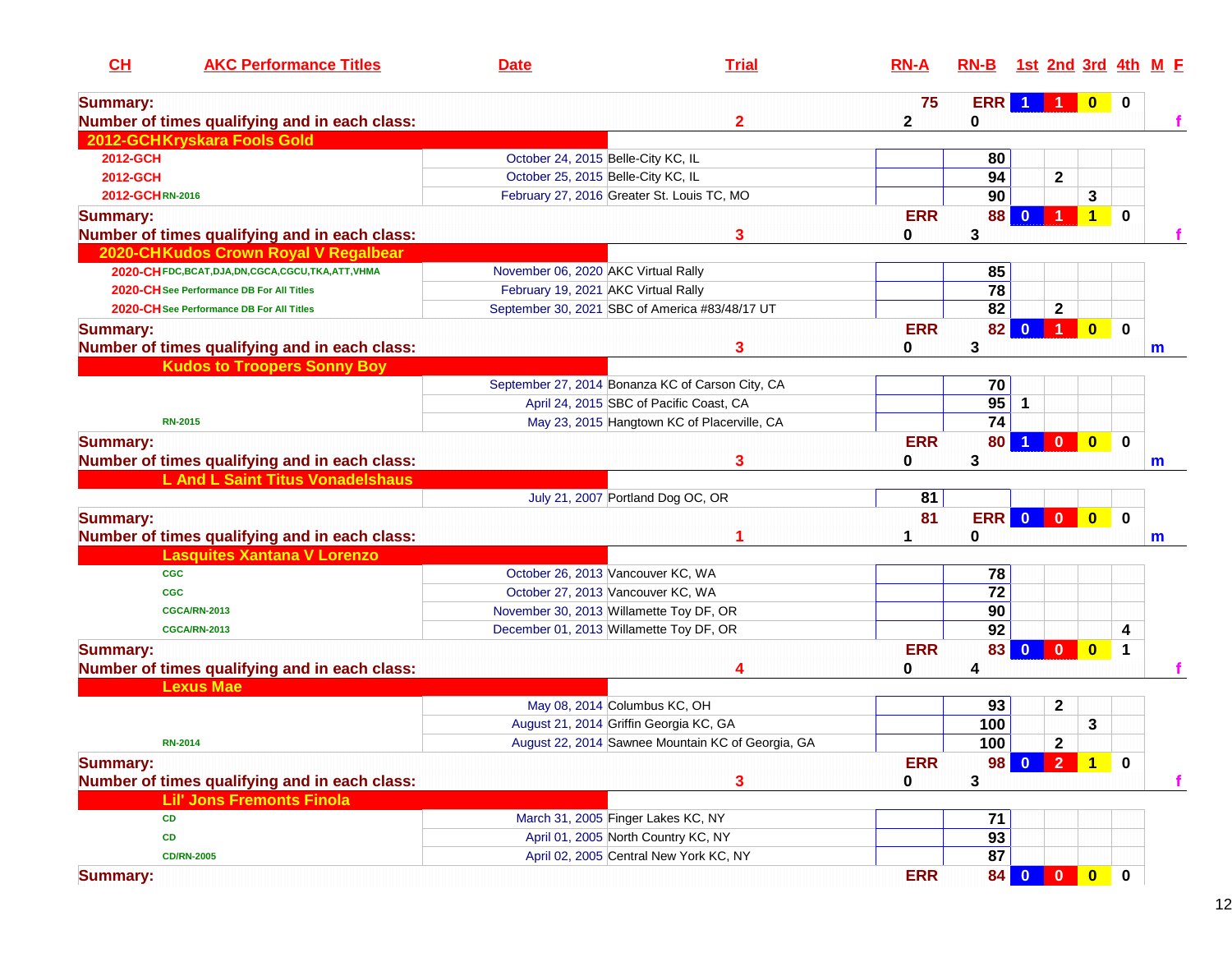| CH | AKC Performance Titles | Date | Trial | RN-A | RN-B | 1st | 2nd | 3rd | 4th | M | F |
|---|---|---|---|---|---|---|---|---|---|---|---|
| **Summary:** | | | | 75 | ERR | 1 | 1 | 0 | 0 | | |
| **Number of times qualifying and in each class:** | | | 2 | 2 | 0 | | | | | | f |
| **2012-GCH** | **Kryskara Fools Gold** | | | | | | | | | | |
| 2012-GCH | | October 24, 2015 | Belle-City KC, IL | | 80 | | | | | | |
| 2012-GCH | | October 25, 2015 | Belle-City KC, IL | | 94 | | 2 | | | | |
| 2012-GCH | RN-2016 | February 27, 2016 | Greater St. Louis TC, MO | | 90 | | | 3 | | | |
| **Summary:** | | | | ERR | 88 | 0 | 1 | 1 | 0 | | |
| **Number of times qualifying and in each class:** | | | 3 | 0 | 3 | | | | | | f |
| **2020-CH** | **Kudos Crown Royal V Regalbear** | | | | | | | | | | |
| 2020-CH | FDC,BCAT,DJA,DN,CGCA,CGCU,TKA,ATT,VHMA | November 06, 2020 | AKC Virtual Rally | | 85 | | | | | | |
| 2020-CH | See Performance DB For All Titles | February 19, 2021 | AKC Virtual Rally | | 78 | | | | | | |
| 2020-CH | See Performance DB For All Titles | September 30, 2021 | SBC of America #83/48/17 UT | | 82 | | 2 | | | | |
| **Summary:** | | | | ERR | 82 | 0 | 1 | 0 | 0 | | |
| **Number of times qualifying and in each class:** | | | 3 | 0 | 3 | | | | | m | |
| | **Kudos to Troopers Sonny Boy** | | | | | | | | | | |
| | | September 27, 2014 | Bonanza KC of Carson City, CA | | 70 | | | | | | |
| | | April 24, 2015 | SBC of Pacific Coast, CA | | 95 | 1 | | | | | |
| | RN-2015 | May 23, 2015 | Hangtown KC of Placerville, CA | | 74 | | | | | | |
| **Summary:** | | | | ERR | 80 | 1 | 0 | 0 | 0 | | |
| **Number of times qualifying and in each class:** | | | 3 | 0 | 3 | | | | | m | |
| | **L And L Saint Titus Vonadelshaus** | | | | | | | | | | |
| | | July 21, 2007 | Portland Dog OC, OR | 81 | | | | | | | |
| **Summary:** | | | | 81 | ERR | 0 | 0 | 0 | 0 | | |
| **Number of times qualifying and in each class:** | | | 1 | 1 | 0 | | | | | m | |
| | **Lasquites Xantana V Lorenzo** | | | | | | | | | | |
| | CGC | October 26, 2013 | Vancouver KC, WA | | 78 | | | | | | |
| | CGC | October 27, 2013 | Vancouver KC, WA | | 72 | | | | | | |
| | CGCA/RN-2013 | November 30, 2013 | Willamette Toy DF, OR | | 90 | | | | | | |
| | CGCA/RN-2013 | December 01, 2013 | Willamette Toy DF, OR | | 92 | | | | 4 | | |
| **Summary:** | | | | ERR | 83 | 0 | 0 | 0 | 1 | | |
| **Number of times qualifying and in each class:** | | | 4 | 0 | 4 | | | | | | f |
| | **Lexus Mae** | | | | | | | | | | |
| | | May 08, 2014 | Columbus KC, OH | | 93 | | 2 | | | | |
| | | August 21, 2014 | Griffin Georgia KC, GA | | 100 | | | 3 | | | |
| | RN-2014 | August 22, 2014 | Sawnee Mountain KC of Georgia, GA | | 100 | | 2 | | | | |
| **Summary:** | | | | ERR | 98 | 0 | 2 | 1 | 0 | | |
| **Number of times qualifying and in each class:** | | | 3 | 0 | 3 | | | | | | f |
| | **Lil' Jons Fremonts Finola** | | | | | | | | | | |
| | CD | March 31, 2005 | Finger Lakes KC, NY | | 71 | | | | | | |
| | CD | April 01, 2005 | North Country KC, NY | | 93 | | | | | | |
| | CD/RN-2005 | April 02, 2005 | Central New York KC, NY | | 87 | | | | | | |
| **Summary:** | | | | ERR | 84 | 0 | 0 | 0 | 0 | | |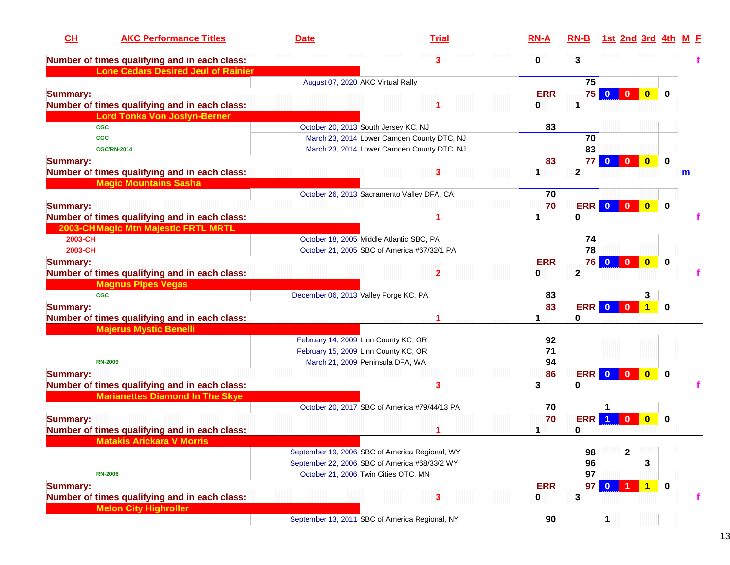| CH | AKC Performance Titles | Date | Trial | RN-A | RN-B | 1st | 2nd | 3rd | 4th | M | F |
|---|---|---|---|---|---|---|---|---|---|---|---|
| **Number of times qualifying and in each class:** | | | 3 | 0 | 3 | | | | | | f |
| | **Lone Cedars Desired Jeul of Rainier** | | | | | | | | | | |
| | | August 07, 2020 | AKC Virtual Rally | | 75 | | | | | | |
| **Summary:** | | | | ERR | 75 | 0 | 0 | 0 | 0 | | |
| **Number of times qualifying and in each class:** | | | 1 | 0 | 1 | | | | | | |
| | **Lord Tonka Von Joslyn-Berner** | | | | | | | | | | |
| | CGC | October 20, 2013 | South Jersey KC, NJ | 83 | | | | | | | |
| | CGC | March 23, 2014 | Lower Camden County DTC, NJ | | 70 | | | | | | |
| | CGC/RN-2014 | March 23, 2014 | Lower Camden County DTC, NJ | | 83 | | | | | | |
| **Summary:** | | | | 83 | 77 | 0 | 0 | 0 | 0 | | |
| **Number of times qualifying and in each class:** | | | 3 | 1 | 2 | | | | | m | |
| | **Magic Mountains Sasha** | | | | | | | | | | |
| | | October 26, 2013 | Sacramento Valley DFA, CA | 70 | | | | | | | |
| **Summary:** | | | | 70 | ERR | 0 | 0 | 0 | 0 | | |
| **Number of times qualifying and in each class:** | | | 1 | 1 | 0 | | | | | | f |
| 2003-CH | **Magic Mtn Majestic FRTL MRTL** | | | | | | | | | | |
| 2003-CH | | October 18, 2005 | Middle Atlantic SBC, PA | | 74 | | | | | | |
| 2003-CH | | October 21, 2005 | SBC of America #67/32/1 PA | | 78 | | | | | | |
| **Summary:** | | | | ERR | 76 | 0 | 0 | 0 | 0 | | |
| **Number of times qualifying and in each class:** | | | 2 | 0 | 2 | | | | | | f |
| | **Magnus Pipes Vegas** | | | | | | | | | | |
| | CGC | December 06, 2013 | Valley Forge KC, PA | 83 | | | | 3 | | | |
| **Summary:** | | | | 83 | ERR | 0 | 0 | 1 | 0 | | |
| **Number of times qualifying and in each class:** | | | 1 | 1 | 0 | | | | | | |
| | **Majerus Mystic Benelli** | | | | | | | | | | |
| | | February 14, 2009 | Linn County KC, OR | 92 | | | | | | | |
| | | February 15, 2009 | Linn County KC, OR | 71 | | | | | | | |
| | RN-2009 | March 21, 2009 | Peninsula DFA, WA | 94 | | | | | | | |
| **Summary:** | | | | 86 | ERR | 0 | 0 | 0 | 0 | | |
| **Number of times qualifying and in each class:** | | | 3 | 3 | 0 | | | | | | f |
| | **Marianettes Diamond In The Skye** | | | | | | | | | | |
| | | October 20, 2017 | SBC of America #79/44/13 PA | 70 | | 1 | | | | | |
| **Summary:** | | | | 70 | ERR | 1 | 0 | 0 | 0 | | |
| **Number of times qualifying and in each class:** | | | 1 | 1 | 0 | | | | | | |
| | **Matakis Arickara V Morris** | | | | | | | | | | |
| | | September 19, 2006 | SBC of America Regional, WY | | 98 | | 2 | | | | |
| | | September 22, 2006 | SBC of America #68/33/2 WY | | 96 | | | 3 | | | |
| | RN-2006 | October 21, 2006 | Twin Cities OTC, MN | | 97 | | | | | | |
| **Summary:** | | | | ERR | 97 | 0 | 1 | 1 | 0 | | |
| **Number of times qualifying and in each class:** | | | 3 | 0 | 3 | | | | | | f |
| | **Melon City Highroller** | | | | | | | | | | |
| | | September 13, 2011 | SBC of America Regional, NY | 90 | | 1 | | | | | |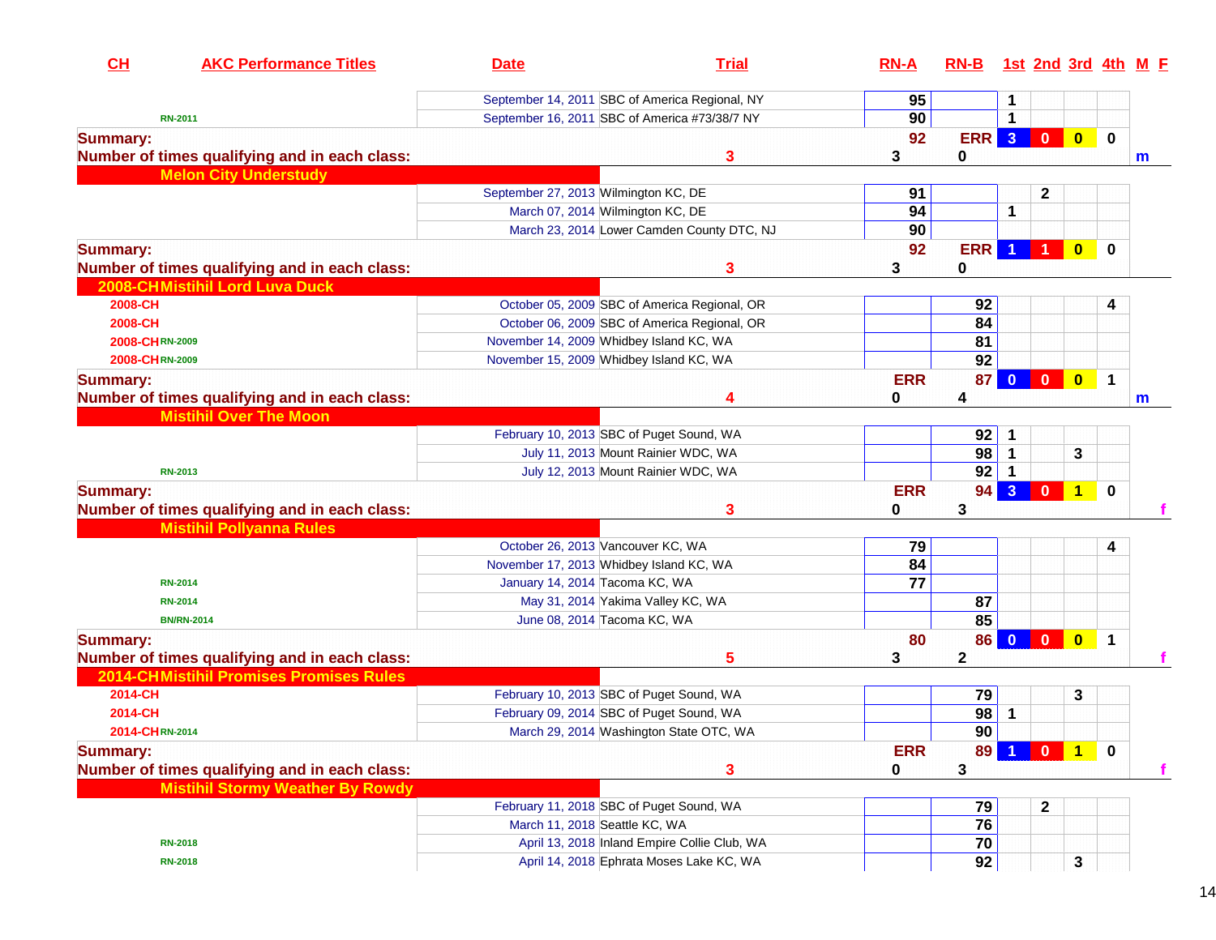| CH | AKC Performance Titles | Date | Trial | RN-A | RN-B | 1st | 2nd | 3rd | 4th | M | F |
|---|---|---|---|---|---|---|---|---|---|---|---|
| | | September 14, 2011 | SBC of America Regional, NY | 95 | | 1 | | | | | |
| | RN-2011 | September 16, 2011 | SBC of America #73/38/7 NY | 90 | | 1 | | | | | |
| **Summary:** | | | | 92 | ERR | 3 | 0 | 0 | 0 | | |
| **Number of times qualifying and in each class:** | | | 3 | 3 | 0 | | | | | m | |
| | **Melon City Understudy** | | | | | | | | | | |
| | | September 27, 2013 | Wilmington KC, DE | 91 | | | 2 | | | | |
| | | March 07, 2014 | Wilmington KC, DE | 94 | | 1 | | | | | |
| | | March 23, 2014 | Lower Camden County DTC, NJ | 90 | | | | | | | |
| **Summary:** | | | | 92 | ERR | 1 | 1 | 0 | 0 | | |
| **Number of times qualifying and in each class:** | | | 3 | 3 | 0 | | | | | | |
| 2008-CH | **Mistihil Lord Luva Duck** | | | | | | | | | | |
| 2008-CH | | October 05, 2009 | SBC of America Regional, OR | | 92 | | | | 4 | | |
| 2008-CH | | October 06, 2009 | SBC of America Regional, OR | | 84 | | | | | | |
| 2008-CH | RN-2009 | November 14, 2009 | Whidbey Island KC, WA | | 81 | | | | | | |
| 2008-CH | RN-2009 | November 15, 2009 | Whidbey Island KC, WA | | 92 | | | | | | |
| **Summary:** | | | | ERR | 87 | 0 | 0 | 0 | 1 | | |
| **Number of times qualifying and in each class:** | | | 4 | 0 | 4 | | | | | m | |
| | **Mistihil Over The Moon** | | | | | | | | | | |
| | | February 10, 2013 | SBC of Puget Sound, WA | | 92 | 1 | | | | | |
| | | July 11, 2013 | Mount Rainier WDC, WA | | 98 | 1 | | 3 | | | |
| | RN-2013 | July 12, 2013 | Mount Rainier WDC, WA | | 92 | 1 | | | | | |
| **Summary:** | | | | ERR | 94 | 3 | 0 | 1 | 0 | | |
| **Number of times qualifying and in each class:** | | | 3 | 0 | 3 | | | | | | f |
| | **Mistihil Pollyanna Rules** | | | | | | | | | | |
| | | October 26, 2013 | Vancouver KC, WA | 79 | | | | | 4 | | |
| | | November 17, 2013 | Whidbey Island KC, WA | 84 | | | | | | | |
| | RN-2014 | January 14, 2014 | Tacoma KC, WA | 77 | | | | | | | |
| | RN-2014 | May 31, 2014 | Yakima Valley KC, WA | | 87 | | | | | | |
| | BN/RN-2014 | June 08, 2014 | Tacoma KC, WA | | 85 | | | | | | |
| **Summary:** | | | | 80 | 86 | 0 | 0 | 0 | 1 | | |
| **Number of times qualifying and in each class:** | | | 5 | 3 | 2 | | | | | | f |
| 2014-CH | **Mistihil Promises Promises Rules** | | | | | | | | | | |
| 2014-CH | | February 10, 2013 | SBC of Puget Sound, WA | | 79 | | | 3 | | | |
| 2014-CH | | February 09, 2014 | SBC of Puget Sound, WA | | 98 | 1 | | | | | |
| 2014-CH | RN-2014 | March 29, 2014 | Washington State OTC, WA | | 90 | | | | | | |
| **Summary:** | | | | ERR | 89 | 1 | 0 | 1 | 0 | | |
| **Number of times qualifying and in each class:** | | | 3 | 0 | 3 | | | | | | f |
| | **Mistihil Stormy Weather By Rowdy** | | | | | | | | | | |
| | | February 11, 2018 | SBC of Puget Sound, WA | | 79 | | 2 | | | | |
| | | March 11, 2018 | Seattle KC, WA | | 76 | | | | | | |
| | RN-2018 | April 13, 2018 | Inland Empire Collie Club, WA | | 70 | | | | | | |
| | RN-2018 | April 14, 2018 | Ephrata Moses Lake KC, WA | | 92 | | | 3 | | | |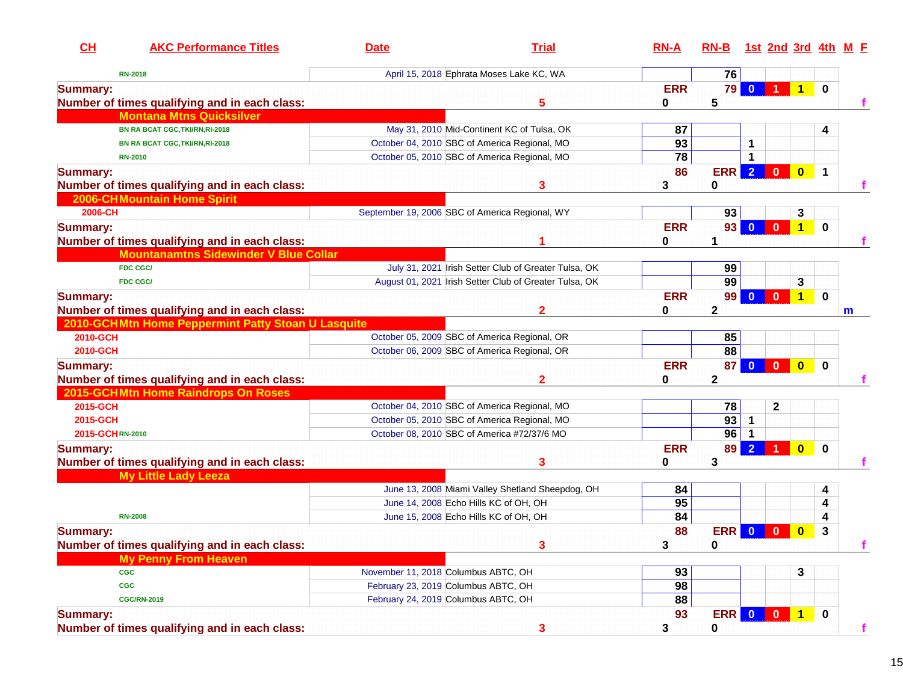| CH | AKC Performance Titles | Date | Trial | RN-A | RN-B | 1st | 2nd | 3rd | 4th | M | F |
|---|---|---|---|---|---|---|---|---|---|---|---|
| | RN-2018 | April 15, 2018 | Ephrata Moses Lake KC, WA | | 76 | | | | | | |
| **Summary:** | | | | ERR | 79 | 0 | 1 | 1 | 0 | | |
| **Number of times qualifying and in each class:** | | | 5 | 0 | 5 | | | | | | f |
| **Montana Mtns Quicksilver** | | | | | | | | | | | |
| | BN RA BCAT CGC,TKI/RN,RI-2018 | May 31, 2010 | Mid-Continent KC of Tulsa, OK | 87 | | | | | 4 | | |
| | BN RA BCAT CGC,TKI/RN,RI-2018 | October 04, 2010 | SBC of America Regional, MO | 93 | | 1 | | | | | |
| | RN-2010 | October 05, 2010 | SBC of America Regional, MO | 78 | | 1 | | | | | |
| **Summary:** | | | | 86 | ERR | 2 | 0 | 0 | 1 | | |
| **Number of times qualifying and in each class:** | | | 3 | 3 | 0 | | | | | | f |
| **2006-CH** | **Mountain Home Spirit** | | | | | | | | | | |
| 2006-CH | | September 19, 2006 | SBC of America Regional, WY | | 93 | | | 3 | | | |
| **Summary:** | | | | ERR | 93 | 0 | 0 | 1 | 0 | | |
| **Number of times qualifying and in each class:** | | | 1 | 0 | 1 | | | | | | f |
| **Mountanamtns Sidewinder V Blue Collar** | | | | | | | | | | | |
| | FDC CGC/ | July 31, 2021 | Irish Setter Club of Greater Tulsa, OK | | 99 | | | | | | |
| | FDC CGC/ | August 01, 2021 | Irish Setter Club of Greater Tulsa, OK | | 99 | | | 3 | | | |
| **Summary:** | | | | ERR | 99 | 0 | 0 | 1 | 0 | | |
| **Number of times qualifying and in each class:** | | | 2 | 0 | 2 | | | | | m | |
| **2010-GCH** | **Mtn Home Peppermint Patty Stoan U Lasquite** | | | | | | | | | | |
| 2010-GCH | | October 05, 2009 | SBC of America Regional, OR | | 85 | | | | | | |
| 2010-GCH | | October 06, 2009 | SBC of America Regional, OR | | 88 | | | | | | |
| **Summary:** | | | | ERR | 87 | 0 | 0 | 0 | 0 | | |
| **Number of times qualifying and in each class:** | | | 2 | 0 | 2 | | | | | | f |
| **2015-GCH** | **Mtn Home Raindrops On Roses** | | | | | | | | | | |
| 2015-GCH | | October 04, 2010 | SBC of America Regional, MO | | 78 | | 2 | | | | |
| 2015-GCH | | October 05, 2010 | SBC of America Regional, MO | | 93 | 1 | | | | | |
| 2015-GCH | RN-2010 | October 08, 2010 | SBC of America #72/37/6 MO | | 96 | 1 | | | | | |
| **Summary:** | | | | ERR | 89 | 2 | 1 | 0 | 0 | | |
| **Number of times qualifying and in each class:** | | | 3 | 0 | 3 | | | | | | f |
| **My Little Lady Leeza** | | | | | | | | | | | |
| | | June 13, 2008 | Miami Valley Shetland Sheepdog, OH | 84 | | | | | 4 | | |
| | | June 14, 2008 | Echo Hills KC of OH, OH | 95 | | | | | 4 | | |
| | RN-2008 | June 15, 2008 | Echo Hills KC of OH, OH | 84 | | | | | 4 | | |
| **Summary:** | | | | 88 | ERR | 0 | 0 | 0 | 3 | | |
| **Number of times qualifying and in each class:** | | | 3 | 3 | 0 | | | | | | f |
| **My Penny From Heaven** | | | | | | | | | | | |
| | CGC | November 11, 2018 | Columbus ABTC, OH | 93 | | | | 3 | | | |
| | CGC | February 23, 2019 | Columbus ABTC, OH | 98 | | | | | | | |
| | CGC/RN-2019 | February 24, 2019 | Columbus ABTC, OH | 88 | | | | | | | |
| **Summary:** | | | | 93 | ERR | 0 | 0 | 1 | 0 | | |
| **Number of times qualifying and in each class:** | | | 3 | 3 | 0 | | | | | | f |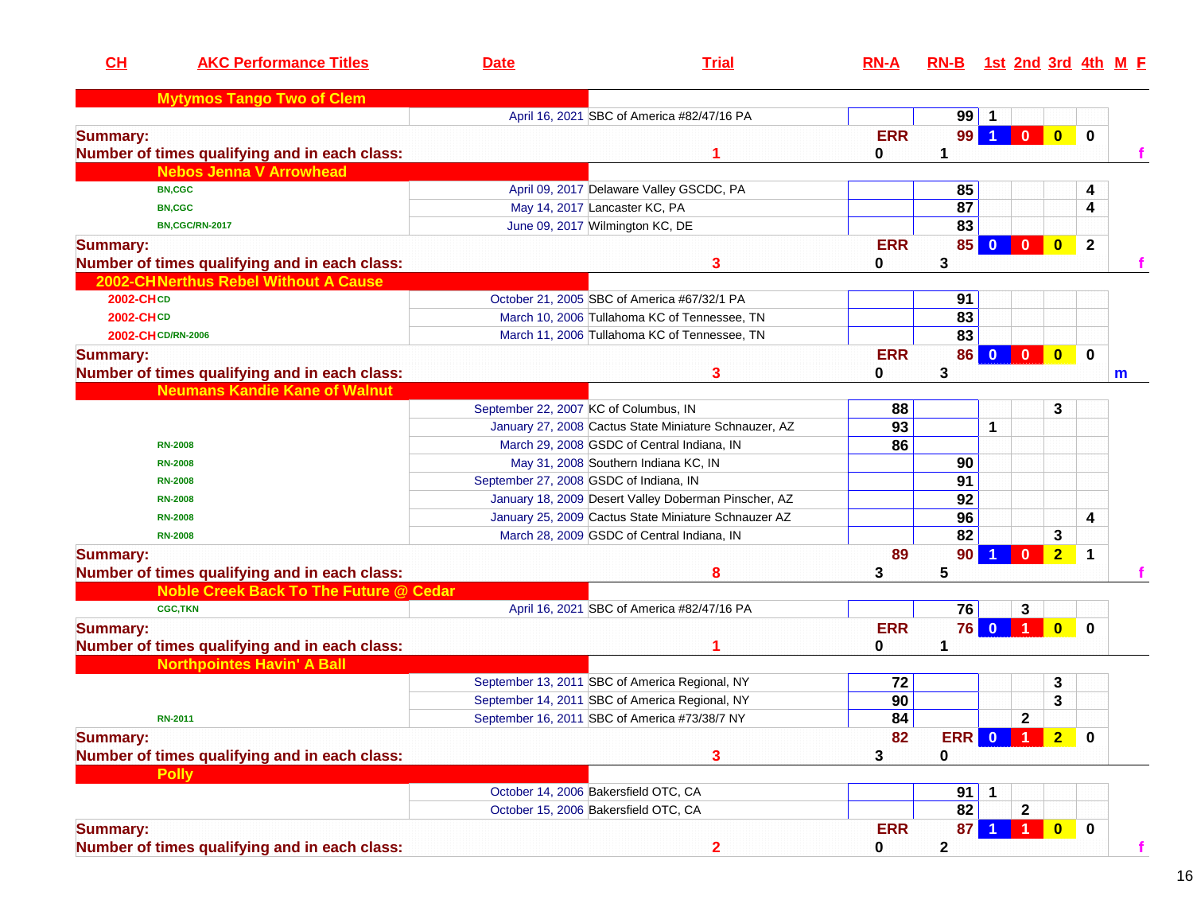| CH | AKC Performance Titles | Date | Trial | RN-A | RN-B | 1st | 2nd | 3rd | 4th | M | F |
|---|---|---|---|---|---|---|---|---|---|---|---|
| **Mytymos Tango Two of Clem** | | | | | | | | | | | |
| | | April 16, 2021 | SBC of America #82/47/16 PA | | 99 | 1 | | | | | |
| **Summary:** | | | | ERR | 99 | 1 | 0 | 0 | 0 | | |
| **Number of times qualifying and in each class:** | | 1 | | 0 | 1 | | | | | | f |
| **Nebos Jenna V Arrowhead** | | | | | | | | | | | |
| | BN,CGC | April 09, 2017 | Delaware Valley GSCDC, PA | | 85 | | | | 4 | | |
| | BN,CGC | May 14, 2017 | Lancaster KC, PA | | 87 | | | | 4 | | |
| | BN,CGC/RN-2017 | June 09, 2017 | Wilmington KC, DE | | 83 | | | | | | |
| **Summary:** | | | | ERR | 85 | 0 | 0 | 0 | 2 | | |
| **Number of times qualifying and in each class:** | | 3 | | 0 | 3 | | | | | | f |
| **2002-CH Nerthus Rebel Without A Cause** | | | | | | | | | | | |
| 2002-CH | CD | October 21, 2005 | SBC of America #67/32/1 PA | | 91 | | | | | | |
| 2002-CH | CD | March 10, 2006 | Tullahoma KC of Tennessee, TN | | 83 | | | | | | |
| 2002-CH | CD/RN-2006 | March 11, 2006 | Tullahoma KC of Tennessee, TN | | 83 | | | | | | |
| **Summary:** | | | | ERR | 86 | 0 | 0 | 0 | 0 | | |
| **Number of times qualifying and in each class:** | | 3 | | 0 | 3 | | | | | m | |
| **Neumans Kandie Kane of Walnut** | | | | | | | | | | | |
| | | September 22, 2007 | KC of Columbus, IN | 88 | | | | 3 | | | |
| | | January 27, 2008 | Cactus State Miniature Schnauzer, AZ | 93 | | 1 | | | | | |
| | RN-2008 | March 29, 2008 | GSDC of Central Indiana, IN | 86 | | | | | | | |
| | RN-2008 | May 31, 2008 | Southern Indiana KC, IN | | 90 | | | | | | |
| | RN-2008 | September 27, 2008 | GSDC of Indiana, IN | | 91 | | | | | | |
| | RN-2008 | January 18, 2009 | Desert Valley Doberman Pinscher, AZ | | 92 | | | | | | |
| | RN-2008 | January 25, 2009 | Cactus State Miniature Schnauzer AZ | | 96 | | | | 4 | | |
| | RN-2008 | March 28, 2009 | GSDC of Central Indiana, IN | | 82 | | | 3 | | | |
| **Summary:** | | | | 89 | 90 | 1 | 0 | 2 | 1 | | |
| **Number of times qualifying and in each class:** | | 8 | | 3 | 5 | | | | | | f |
| **Noble Creek Back To The Future @ Cedar** | | | | | | | | | | | |
| | CGC,TKN | April 16, 2021 | SBC of America #82/47/16 PA | | 76 | | 3 | | | | |
| **Summary:** | | | | ERR | 76 | 0 | 1 | 0 | 0 | | |
| **Number of times qualifying and in each class:** | | 1 | | 0 | 1 | | | | | | |
| **Northpointes Havin' A Ball** | | | | | | | | | | | |
| | | September 13, 2011 | SBC of America Regional, NY | 72 | | | | 3 | | | |
| | | September 14, 2011 | SBC of America Regional, NY | 90 | | | | 3 | | | |
| | RN-2011 | September 16, 2011 | SBC of America #73/38/7 NY | 84 | | | 2 | | | | |
| **Summary:** | | | | 82 | ERR | 0 | 1 | 2 | 0 | | |
| **Number of times qualifying and in each class:** | | 3 | | 3 | 0 | | | | | | |
| **Polly** | | | | | | | | | | | |
| | | October 14, 2006 | Bakersfield OTC, CA | | 91 | 1 | | | | | |
| | | October 15, 2006 | Bakersfield OTC, CA | | 82 | | 2 | | | | |
| **Summary:** | | | | ERR | 87 | 1 | 1 | 0 | 0 | | |
| **Number of times qualifying and in each class:** | | 2 | | 0 | 2 | | | | | | f |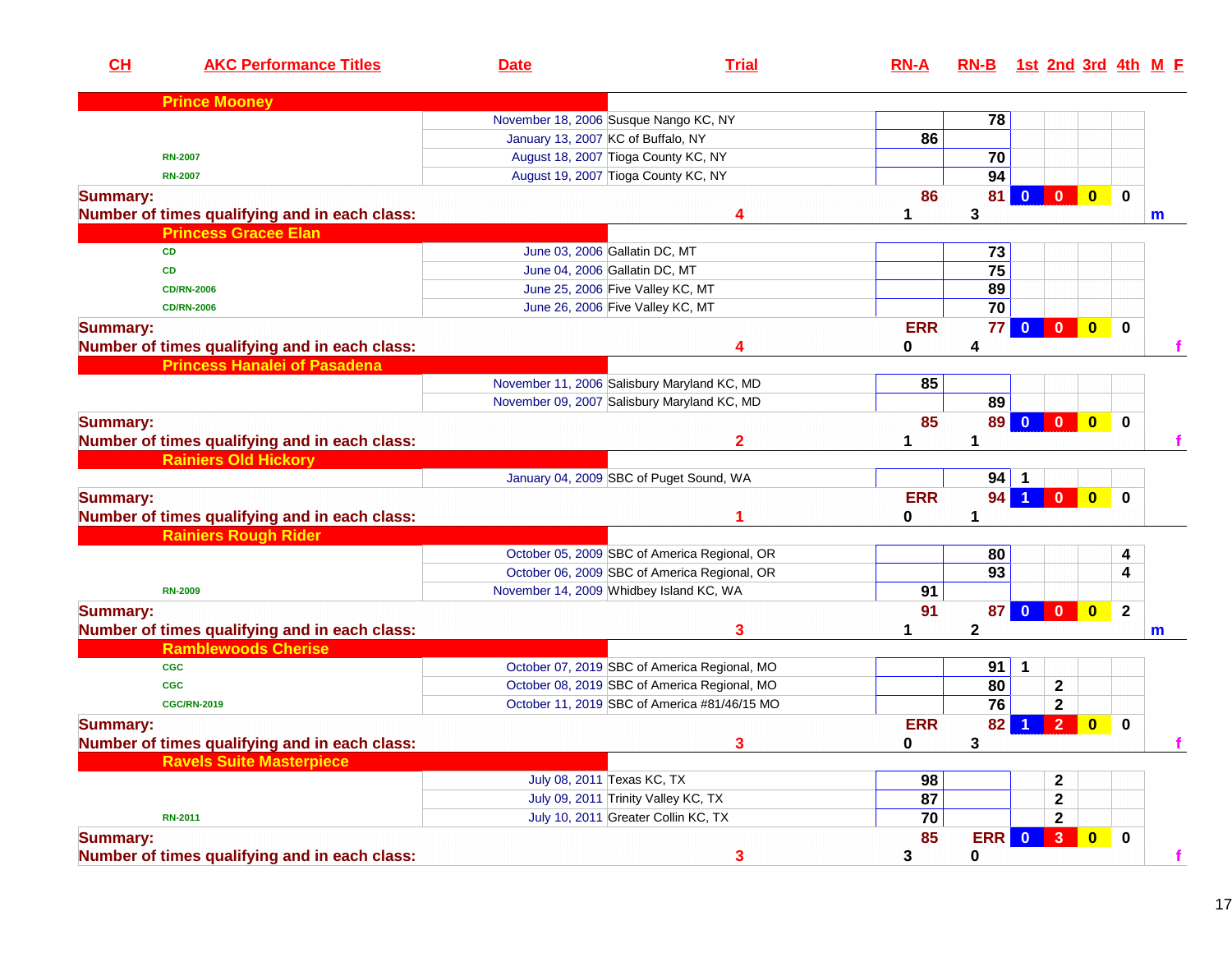| CH | AKC Performance Titles | Date | Trial | RN-A | RN-B | 1st | 2nd | 3rd | 4th | M | F |
|---|---|---|---|---|---|---|---|---|---|---|---|
| **Prince Mooney** | | | | | | | | | | | |
| | | November 18, 2006 | Susque Nango KC, NY | | 78 | | | | | | |
| | | January 13, 2007 | KC of Buffalo, NY | 86 | | | | | | | |
| | RN-2007 | August 18, 2007 | Tioga County KC, NY | | 70 | | | | | | |
| | RN-2007 | August 19, 2007 | Tioga County KC, NY | | 94 | | | | | | |
| **Summary:** | | | | 86 | 81 | 0 | 0 | 0 | 0 | | |
| **Number of times qualifying and in each class:** | | | 4 | 1 | 3 | | | | | m | |
| **Princess Gracee Elan** | | | | | | | | | | | |
| | CD | June 03, 2006 | Gallatin DC, MT | | 73 | | | | | | |
| | CD | June 04, 2006 | Gallatin DC, MT | | 75 | | | | | | |
| | CD/RN-2006 | June 25, 2006 | Five Valley KC, MT | | 89 | | | | | | |
| | CD/RN-2006 | June 26, 2006 | Five Valley KC, MT | | 70 | | | | | | |
| **Summary:** | | | | ERR | 77 | 0 | 0 | 0 | 0 | | |
| **Number of times qualifying and in each class:** | | | 4 | 0 | 4 | | | | | | f |
| **Princess Hanalei of Pasadena** | | | | | | | | | | | |
| | | November 11, 2006 | Salisbury Maryland KC, MD | 85 | | | | | | | |
| | | November 09, 2007 | Salisbury Maryland KC, MD | | 89 | | | | | | |
| **Summary:** | | | | 85 | 89 | 0 | 0 | 0 | 0 | | |
| **Number of times qualifying and in each class:** | | | 2 | 1 | 1 | | | | | | f |
| **Rainiers Old Hickory** | | | | | | | | | | | |
| | | January 04, 2009 | SBC of Puget Sound, WA | | 94 | 1 | | | | | |
| **Summary:** | | | | ERR | 94 | 1 | 0 | 0 | 0 | | |
| **Number of times qualifying and in each class:** | | | 1 | 0 | 1 | | | | | | |
| **Rainiers Rough Rider** | | | | | | | | | | | |
| | | October 05, 2009 | SBC of America Regional, OR | | 80 | | | | 4 | | |
| | | October 06, 2009 | SBC of America Regional, OR | | 93 | | | | 4 | | |
| | RN-2009 | November 14, 2009 | Whidbey Island KC, WA | 91 | | | | | | | |
| **Summary:** | | | | 91 | 87 | 0 | 0 | 0 | 2 | | |
| **Number of times qualifying and in each class:** | | | 3 | 1 | 2 | | | | | m | |
| **Ramblewoods Cherise** | | | | | | | | | | | |
| | CGC | October 07, 2019 | SBC of America Regional, MO | | 91 | 1 | | | | | |
| | CGC | October 08, 2019 | SBC of America Regional, MO | | 80 | | 2 | | | | |
| | CGC/RN-2019 | October 11, 2019 | SBC of America #81/46/15 MO | | 76 | | 2 | | | | |
| **Summary:** | | | | ERR | 82 | 1 | 2 | 0 | 0 | | |
| **Number of times qualifying and in each class:** | | | 3 | 0 | 3 | | | | | | f |
| **Ravels Suite Masterpiece** | | | | | | | | | | | |
| | | July 08, 2011 | Texas KC, TX | 98 | | | 2 | | | | |
| | | July 09, 2011 | Trinity Valley KC, TX | 87 | | | 2 | | | | |
| | RN-2011 | July 10, 2011 | Greater Collin KC, TX | 70 | | | 2 | | | | |
| **Summary:** | | | | 85 | ERR | 0 | 3 | 0 | 0 | | |
| **Number of times qualifying and in each class:** | | | 3 | 3 | 0 | | | | | | f |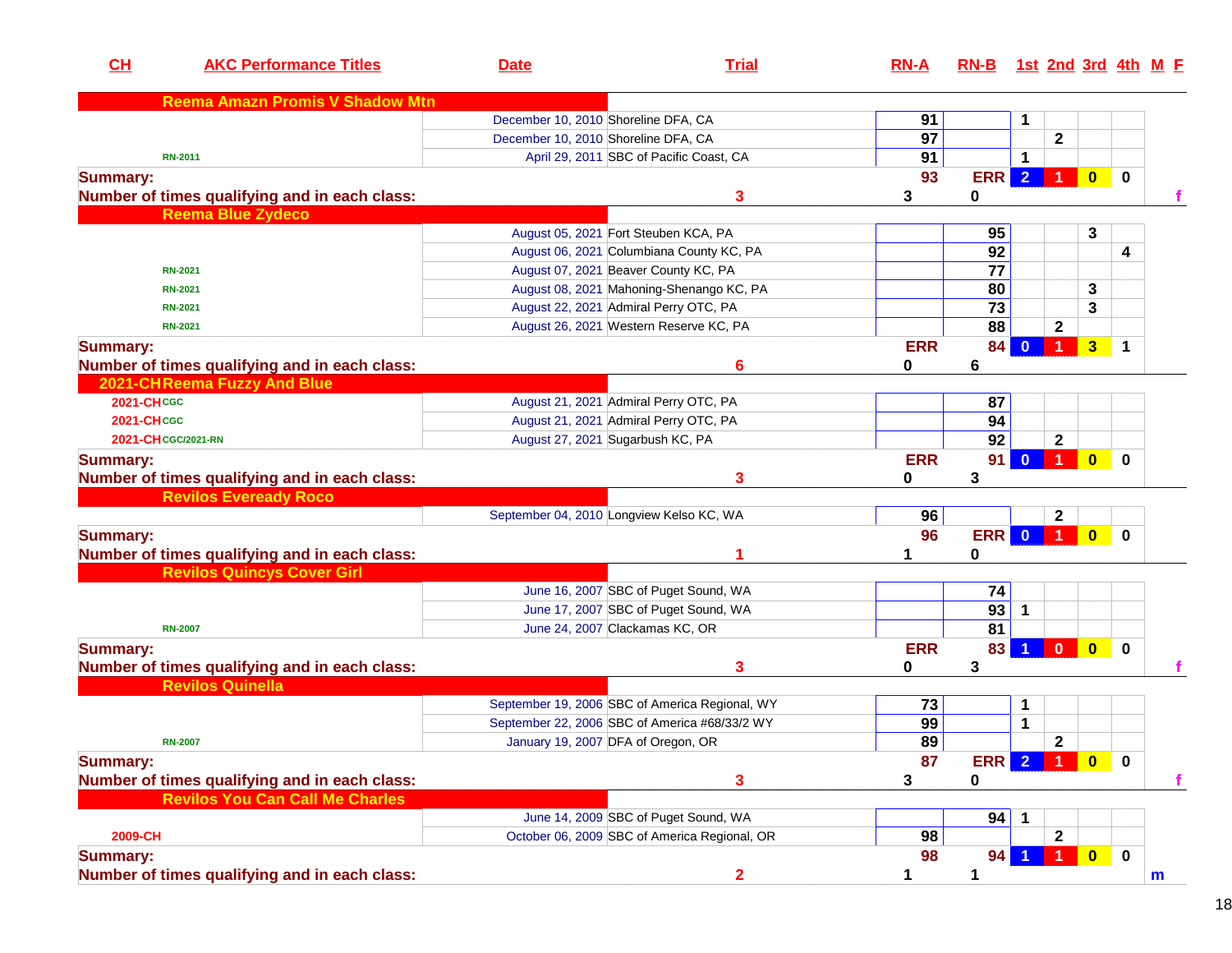| CH | AKC Performance Titles | Date | Trial | RN-A | RN-B | 1st | 2nd | 3rd | 4th | M | F |
|---|---|---|---|---|---|---|---|---|---|---|---|
| **Reema Amazn Promis V Shadow Mtn** | | | | | | | | | | | |
| | | December 10, 2010 | Shoreline DFA, CA | 91 | | 1 | | | | | |
| | | December 10, 2010 | Shoreline DFA, CA | 97 | | | 2 | | | | |
| | RN-2011 | April 29, 2011 | SBC of Pacific Coast, CA | 91 | | 1 | | | | | |
| **Summary:** | | | | 93 | ERR | 2 | 1 | 0 | 0 | | |
| **Number of times qualifying and in each class:** | | | 3 | 3 | 0 | | | | | | f |
| **Reema Blue Zydeco** | | | | | | | | | | | |
| | | August 05, 2021 | Fort Steuben KCA, PA | | 95 | | | 3 | | | |
| | | August 06, 2021 | Columbiana County KC, PA | | 92 | | | | 4 | | |
| | RN-2021 | August 07, 2021 | Beaver County KC, PA | | 77 | | | | | | |
| | RN-2021 | August 08, 2021 | Mahoning-Shenango KC, PA | | 80 | | | 3 | | | |
| | RN-2021 | August 22, 2021 | Admiral Perry OTC, PA | | 73 | | | 3 | | | |
| | RN-2021 | August 26, 2021 | Western Reserve KC, PA | | 88 | | 2 | | | | |
| **Summary:** | | | | ERR | 84 | 0 | 1 | 3 | 1 | | |
| **Number of times qualifying and in each class:** | | | 6 | 0 | 6 | | | | | | |
| **2021-CH Reema Fuzzy And Blue** | | | | | | | | | | | |
| 2021-CH | CGC | August 21, 2021 | Admiral Perry OTC, PA | | 87 | | | | | | |
| 2021-CH | CGC | August 21, 2021 | Admiral Perry OTC, PA | | 94 | | | | | | |
| 2021-CH | CGC/2021-RN | August 27, 2021 | Sugarbush KC, PA | | 92 | | 2 | | | | |
| **Summary:** | | | | ERR | 91 | 0 | 1 | 0 | 0 | | |
| **Number of times qualifying and in each class:** | | | 3 | 0 | 3 | | | | | | |
| **Revilos Eveready Roco** | | | | | | | | | | | |
| | | September 04, 2010 | Longview Kelso KC, WA | 96 | | | 2 | | | | |
| **Summary:** | | | | 96 | ERR | 0 | 1 | 0 | 0 | | |
| **Number of times qualifying and in each class:** | | | 1 | 1 | 0 | | | | | | |
| **Revilos Quincys Cover Girl** | | | | | | | | | | | |
| | | June 16, 2007 | SBC of Puget Sound, WA | | 74 | | | | | | |
| | | June 17, 2007 | SBC of Puget Sound, WA | | 93 | 1 | | | | | |
| | RN-2007 | June 24, 2007 | Clackamas KC, OR | | 81 | | | | | | |
| **Summary:** | | | | ERR | 83 | 1 | 0 | 0 | 0 | | |
| **Number of times qualifying and in each class:** | | | 3 | 0 | 3 | | | | | | f |
| **Revilos Quinella** | | | | | | | | | | | |
| | | September 19, 2006 | SBC of America Regional, WY | 73 | | 1 | | | | | |
| | | September 22, 2006 | SBC of America #68/33/2 WY | 99 | | 1 | | | | | |
| | RN-2007 | January 19, 2007 | DFA of Oregon, OR | 89 | | | 2 | | | | |
| **Summary:** | | | | 87 | ERR | 2 | 1 | 0 | 0 | | |
| **Number of times qualifying and in each class:** | | | 3 | 3 | 0 | | | | | | f |
| **Revilos You Can Call Me Charles** | | | | | | | | | | | |
| | | June 14, 2009 | SBC of Puget Sound, WA | | 94 | 1 | | | | | |
| 2009-CH | | October 06, 2009 | SBC of America Regional, OR | 98 | | | 2 | | | | |
| **Summary:** | | | | 98 | 94 | 1 | 1 | 0 | 0 | | |
| **Number of times qualifying and in each class:** | | | 2 | 1 | 1 | | | | | m | |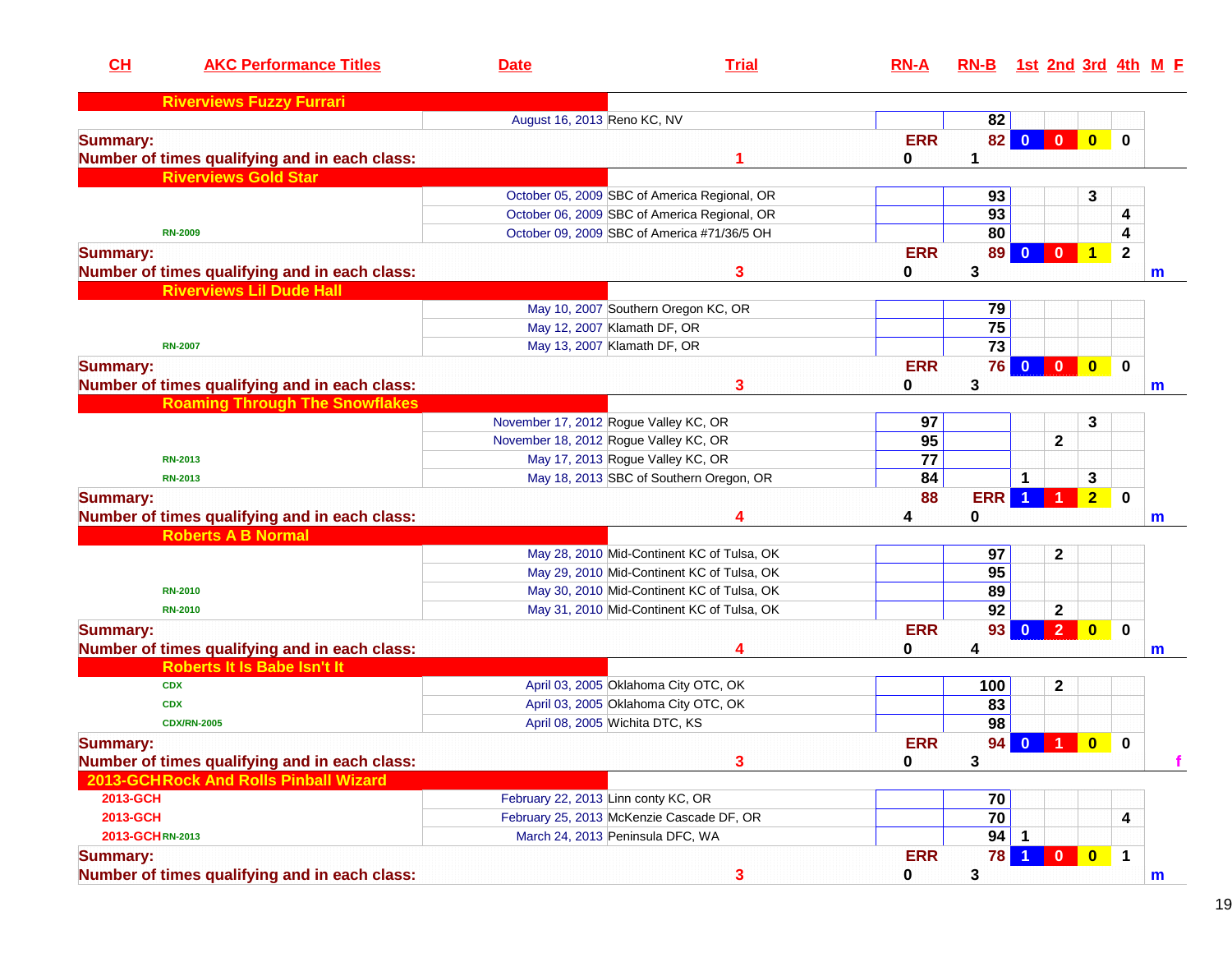| CH | AKC Performance Titles | Date | Trial | RN-A | RN-B | 1st | 2nd | 3rd | 4th | M | F |
|---|---|---|---|---|---|---|---|---|---|---|---|
| **Riverviews Fuzzy Furrari** | | | | | | | | | | | |
| | | August 16, 2013 | Reno KC, NV | | 82 | | | | | | |
| **Summary:** | | | | ERR | 82 | 0 | 0 | 0 | 0 | | |
| **Number of times qualifying and in each class:** | | 1 | | 0 | 1 | | | | | | |
| **Riverviews Gold Star** | | | | | | | | | | | |
| | | October 05, 2009 | SBC of America Regional, OR | | 93 | | | 3 | | | |
| | | October 06, 2009 | SBC of America Regional, OR | | 93 | | | | 4 | | |
| | RN-2009 | October 09, 2009 | SBC of America #71/36/5 OH | | 80 | | | | 4 | | |
| **Summary:** | | | | ERR | 89 | 0 | 0 | 1 | 2 | | |
| **Number of times qualifying and in each class:** | | 3 | | 0 | 3 | | | | | m | |
| **Riverviews Lil Dude Hall** | | | | | | | | | | | |
| | | May 10, 2007 | Southern Oregon KC, OR | | 79 | | | | | | |
| | | May 12, 2007 | Klamath DF, OR | | 75 | | | | | | |
| | RN-2007 | May 13, 2007 | Klamath DF, OR | | 73 | | | | | | |
| **Summary:** | | | | ERR | 76 | 0 | 0 | 0 | 0 | | |
| **Number of times qualifying and in each class:** | | 3 | | 0 | 3 | | | | | m | |
| **Roaming Through The Snowflakes** | | | | | | | | | | | |
| | | November 17, 2012 | Rogue Valley KC, OR | 97 | | | | 3 | | | |
| | | November 18, 2012 | Rogue Valley KC, OR | 95 | | | 2 | | | | |
| | RN-2013 | May 17, 2013 | Rogue Valley KC, OR | 77 | | | | | | | |
| | RN-2013 | May 18, 2013 | SBC of Southern Oregon, OR | 84 | | 1 | | 3 | | | |
| **Summary:** | | | | 88 | ERR | 1 | 1 | 2 | 0 | | |
| **Number of times qualifying and in each class:** | | 4 | | 4 | 0 | | | | | m | |
| **Roberts A B Normal** | | | | | | | | | | | |
| | | May 28, 2010 | Mid-Continent KC of Tulsa, OK | | 97 | | 2 | | | | |
| | | May 29, 2010 | Mid-Continent KC of Tulsa, OK | | 95 | | | | | | |
| | RN-2010 | May 30, 2010 | Mid-Continent KC of Tulsa, OK | | 89 | | | | | | |
| | RN-2010 | May 31, 2010 | Mid-Continent KC of Tulsa, OK | | 92 | | 2 | | | | |
| **Summary:** | | | | ERR | 93 | 0 | 2 | 0 | 0 | | |
| **Number of times qualifying and in each class:** | | 4 | | 0 | 4 | | | | | m | |
| **Roberts It Is Babe Isn't It** | | | | | | | | | | | |
| | CDX | April 03, 2005 | Oklahoma City OTC, OK | | 100 | | 2 | | | | |
| | CDX | April 03, 2005 | Oklahoma City OTC, OK | | 83 | | | | | | |
| | CDX/RN-2005 | April 08, 2005 | Wichita DTC, KS | | 98 | | | | | | |
| **Summary:** | | | | ERR | 94 | 0 | 1 | 0 | 0 | | |
| **Number of times qualifying and in each class:** | | 3 | | 0 | 3 | | | | | | f |
| **2013-GCH** | **Rock And Rolls Pinball Wizard** | | | | | | | | | | |
| 2013-GCH | | February 22, 2013 | Linn conty KC, OR | | 70 | | | | | | |
| 2013-GCH | | February 25, 2013 | McKenzie Cascade DF, OR | | 70 | | | | 4 | | |
| 2013-GCH | RN-2013 | March 24, 2013 | Peninsula DFC, WA | | 94 | 1 | | | | | |
| **Summary:** | | | | ERR | 78 | 1 | 0 | 0 | 1 | | |
| **Number of times qualifying and in each class:** | | 3 | | 0 | 3 | | | | | m | |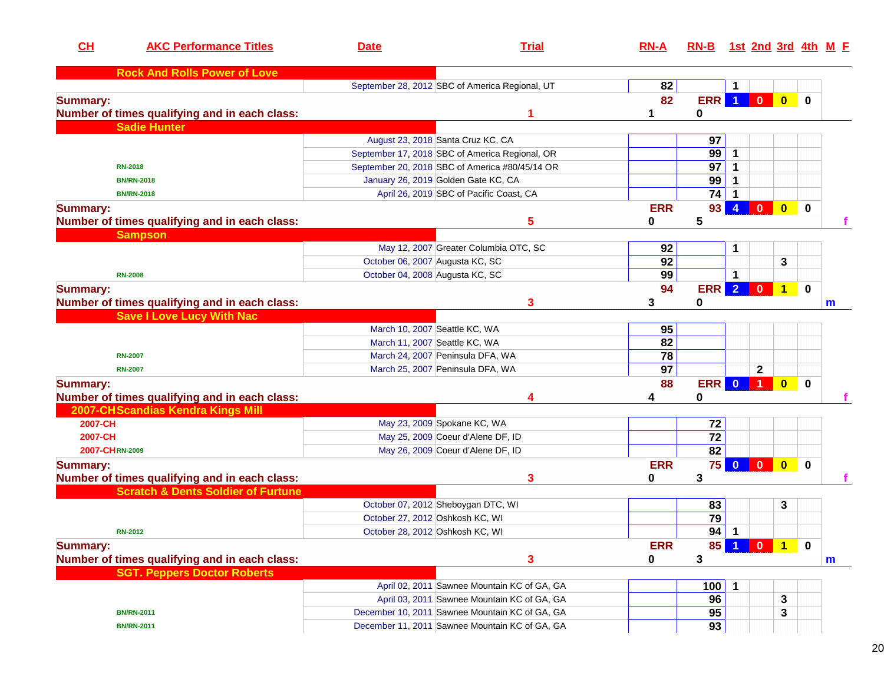| CH | AKC Performance Titles | Date | Trial | RN-A | RN-B | 1st | 2nd | 3rd | 4th | M | F |
|---|---|---|---|---|---|---|---|---|---|---|---|
| **Rock And Rolls Power of Love** | | | | | | | | | | | |
| | | September 28, 2012 | SBC of America Regional, UT | 82 | | 1 | | | | | |
| **Summary:** | | | | 82 | ERR | 1 | 0 | 0 | 0 | | |
| **Number of times qualifying and in each class:** | | 1 | | 1 | 0 | | | | | | |
| **Sadie Hunter** | | | | | | | | | | | |
| | | August 23, 2018 | Santa Cruz KC, CA | | 97 | | | | | | |
| | | September 17, 2018 | SBC of America Regional, OR | | 99 | 1 | | | | | |
| | RN-2018 | September 20, 2018 | SBC of America #80/45/14 OR | | 97 | 1 | | | | | |
| | BN/RN-2018 | January 26, 2019 | Golden Gate KC, CA | | 99 | 1 | | | | | |
| | BN/RN-2018 | April 26, 2019 | SBC of Pacific Coast, CA | | 74 | 1 | | | | | |
| **Summary:** | | | | ERR | 93 | 4 | 0 | 0 | 0 | | |
| **Number of times qualifying and in each class:** | | 5 | | 0 | 5 | | | | | | f |
| **Sampson** | | | | | | | | | | | |
| | | May 12, 2007 | Greater Columbia OTC, SC | 92 | | 1 | | | | | |
| | | October 06, 2007 | Augusta KC, SC | 92 | | | | 3 | | | |
| | RN-2008 | October 04, 2008 | Augusta KC, SC | 99 | | 1 | | | | | |
| **Summary:** | | | | 94 | ERR | 2 | 0 | 1 | 0 | | |
| **Number of times qualifying and in each class:** | | 3 | | 3 | 0 | | | | | m | |
| **Save I Love Lucy With Nac** | | | | | | | | | | | |
| | | March 10, 2007 | Seattle KC, WA | 95 | | | | | | | |
| | | March 11, 2007 | Seattle KC, WA | 82 | | | | | | | |
| | RN-2007 | March 24, 2007 | Peninsula DFA, WA | 78 | | | | | | | |
| | RN-2007 | March 25, 2007 | Peninsula DFA, WA | 97 | | | 2 | | | | |
| **Summary:** | | | | 88 | ERR | 0 | 1 | 0 | 0 | | |
| **Number of times qualifying and in each class:** | | 4 | | 4 | 0 | | | | | | f |
| **2007-CH Scandias Kendra Kings Mill** | | | | | | | | | | | |
| 2007-CH | | May 23, 2009 | Spokane KC, WA | | 72 | | | | | | |
| 2007-CH | | May 25, 2009 | Coeur d'Alene DF, ID | | 72 | | | | | | |
| 2007-CH | RN-2009 | May 26, 2009 | Coeur d'Alene DF, ID | | 82 | | | | | | |
| **Summary:** | | | | ERR | 75 | 0 | 0 | 0 | 0 | | |
| **Number of times qualifying and in each class:** | | 3 | | 0 | 3 | | | | | | f |
| **Scratch & Dents Soldier of Furtune** | | | | | | | | | | | |
| | | October 07, 2012 | Sheboygan DTC, WI | | 83 | | | 3 | | | |
| | | October 27, 2012 | Oshkosh KC, WI | | 79 | | | | | | |
| | RN-2012 | October 28, 2012 | Oshkosh KC, WI | | 94 | 1 | | | | | |
| **Summary:** | | | | ERR | 85 | 1 | 0 | 1 | 0 | | |
| **Number of times qualifying and in each class:** | | 3 | | 0 | 3 | | | | | m | |
| **SGT. Peppers Doctor Roberts** | | | | | | | | | | | |
| | | April 02, 2011 | Sawnee Mountain KC of GA, GA | | 100 | 1 | | | | | |
| | | April 03, 2011 | Sawnee Mountain KC of GA, GA | | 96 | | | 3 | | | |
| | BN/RN-2011 | December 10, 2011 | Sawnee Mountain KC of GA, GA | | 95 | | | 3 | | | |
| | BN/RN-2011 | December 11, 2011 | Sawnee Mountain KC of GA, GA | | 93 | | | | | | |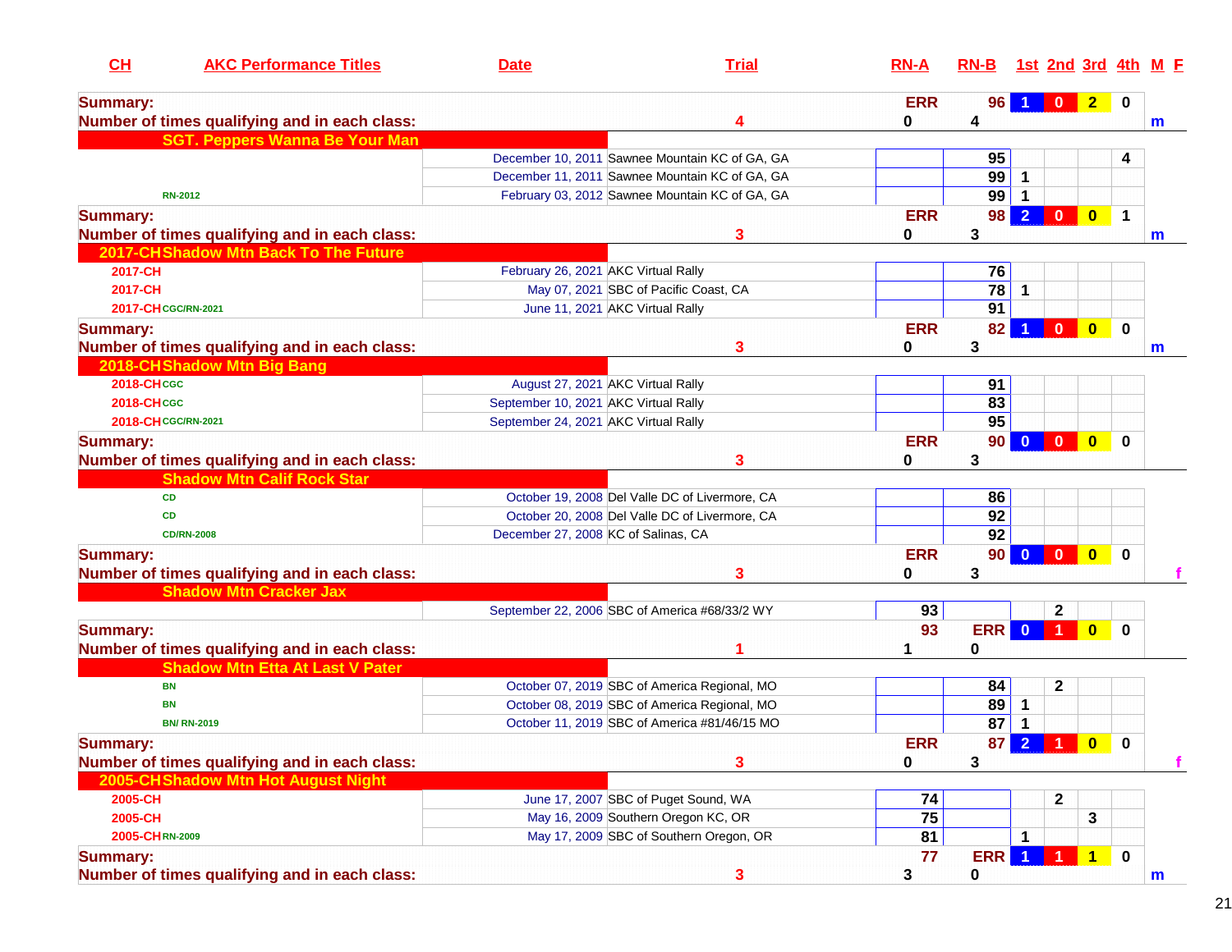| CH | AKC Performance Titles | Date | Trial | RN-A | RN-B | 1st | 2nd | 3rd | 4th | M | F |
|---|---|---|---|---|---|---|---|---|---|---|---|
| **Summary:** | | | | ERR | 96 | 1 | 0 | 2 | 0 | | |
| **Number of times qualifying and in each class:** | | | 4 | 0 | 4 | | | | | m | |
| | **SGT. Peppers Wanna Be Your Man** | | | | | | | | | | |
| | | December 10, 2011 | Sawnee Mountain KC of GA, GA | | 95 | | | | 4 | | |
| | | December 11, 2011 | Sawnee Mountain KC of GA, GA | | 99 | 1 | | | | | |
| | RN-2012 | February 03, 2012 | Sawnee Mountain KC of GA, GA | | 99 | 1 | | | | | |
| **Summary:** | | | | ERR | 98 | 2 | 0 | 0 | 1 | | |
| **Number of times qualifying and in each class:** | | | 3 | 0 | 3 | | | | | m | |
| 2017-CH | **Shadow Mtn Back To The Future** | | | | | | | | | | |
| 2017-CH | | February 26, 2021 | AKC Virtual Rally | | 76 | | | | | | |
| 2017-CH | | May 07, 2021 | SBC of Pacific Coast, CA | | 78 | 1 | | | | | |
| 2017-CH | CGC/RN-2021 | June 11, 2021 | AKC Virtual Rally | | 91 | | | | | | |
| **Summary:** | | | | ERR | 82 | 1 | 0 | 0 | 0 | | |
| **Number of times qualifying and in each class:** | | | 3 | 0 | 3 | | | | | m | |
| 2018-CH | **Shadow Mtn Big Bang** | | | | | | | | | | |
| 2018-CH | CGC | August 27, 2021 | AKC Virtual Rally | | 91 | | | | | | |
| 2018-CH | CGC | September 10, 2021 | AKC Virtual Rally | | 83 | | | | | | |
| 2018-CH | CGC/RN-2021 | September 24, 2021 | AKC Virtual Rally | | 95 | | | | | | |
| **Summary:** | | | | ERR | 90 | 0 | 0 | 0 | 0 | | |
| **Number of times qualifying and in each class:** | | | 3 | 0 | 3 | | | | | | |
| | **Shadow Mtn Calif Rock Star** | | | | | | | | | | |
| | CD | October 19, 2008 | Del Valle DC of Livermore, CA | | 86 | | | | | | |
| | CD | October 20, 2008 | Del Valle DC of Livermore, CA | | 92 | | | | | | |
| | CD/RN-2008 | December 27, 2008 | KC of Salinas, CA | | 92 | | | | | | |
| **Summary:** | | | | ERR | 90 | 0 | 0 | 0 | 0 | | |
| **Number of times qualifying and in each class:** | | | 3 | 0 | 3 | | | | | | f |
| | **Shadow Mtn Cracker Jax** | | | | | | | | | | |
| | | September 22, 2006 | SBC of America #68/33/2 WY | 93 | | | 2 | | | | |
| **Summary:** | | | | 93 | ERR | 0 | 1 | 0 | 0 | | |
| **Number of times qualifying and in each class:** | | | 1 | 1 | 0 | | | | | | |
| | **Shadow Mtn Etta At Last V Pater** | | | | | | | | | | |
| | BN | October 07, 2019 | SBC of America Regional, MO | | 84 | | 2 | | | | |
| | BN | October 08, 2019 | SBC of America Regional, MO | | 89 | 1 | | | | | |
| | BN/ RN-2019 | October 11, 2019 | SBC of America #81/46/15 MO | | 87 | 1 | | | | | |
| **Summary:** | | | | ERR | 87 | 2 | 1 | 0 | 0 | | |
| **Number of times qualifying and in each class:** | | | 3 | 0 | 3 | | | | | | f |
| 2005-CH | **Shadow Mtn Hot August Night** | | | | | | | | | | |
| 2005-CH | | June 17, 2007 | SBC of Puget Sound, WA | 74 | | | 2 | | | | |
| 2005-CH | | May 16, 2009 | Southern Oregon KC, OR | 75 | | | | 3 | | | |
| 2005-CH | RN-2009 | May 17, 2009 | SBC of Southern Oregon, OR | 81 | | 1 | | | | | |
| **Summary:** | | | | 77 | ERR | 1 | 1 | 1 | 0 | | |
| **Number of times qualifying and in each class:** | | | 3 | 3 | 0 | | | | | m | |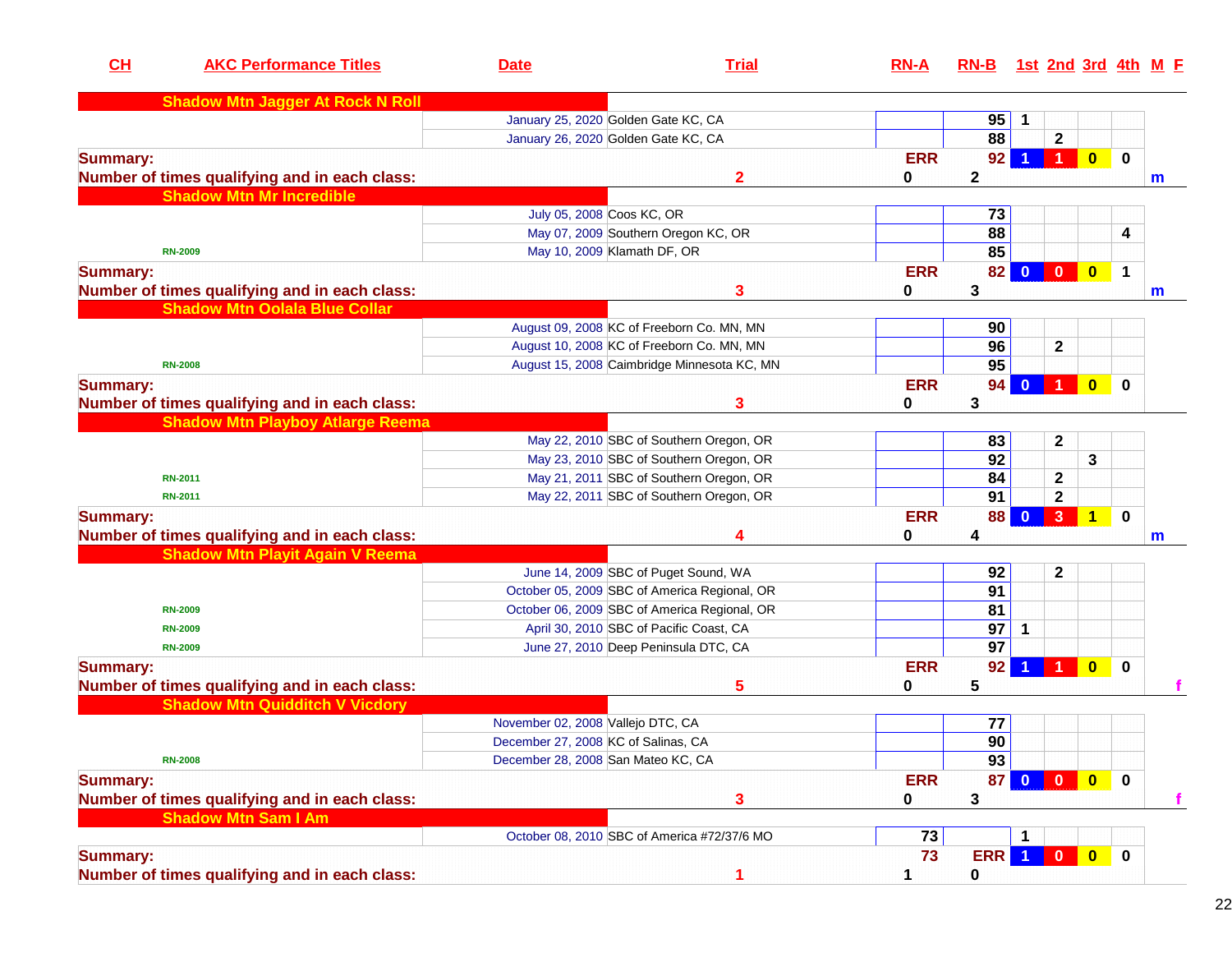| CH | AKC Performance Titles | Date | Trial | RN-A | RN-B | 1st | 2nd | 3rd | 4th | M | F |
|---|---|---|---|---|---|---|---|---|---|---|---|
| **Shadow Mtn Jagger At Rock N Roll** | | | | | | | | | | | |
| | | January 25, 2020 | Golden Gate KC, CA | | 95 | 1 | | | | | |
| | | January 26, 2020 | Golden Gate KC, CA | | 88 | | 2 | | | | |
| **Summary:** | | | | ERR | 92 | 1 | 1 | 0 | 0 | | |
| **Number of times qualifying and in each class:** | | | 2 | 0 | 2 | | | | | m | |
| **Shadow Mtn Mr Incredible** | | | | | | | | | | | |
| | | July 05, 2008 | Coos KC, OR | | 73 | | | | | | |
| | | May 07, 2009 | Southern Oregon KC, OR | | 88 | | | | 4 | | |
| | RN-2009 | May 10, 2009 | Klamath DF, OR | | 85 | | | | | | |
| **Summary:** | | | | ERR | 82 | 0 | 0 | 0 | 1 | | |
| **Number of times qualifying and in each class:** | | | 3 | 0 | 3 | | | | | m | |
| **Shadow Mtn Oolala Blue Collar** | | | | | | | | | | | |
| | | August 09, 2008 | KC of Freeborn Co. MN, MN | | 90 | | | | | | |
| | | August 10, 2008 | KC of Freeborn Co. MN, MN | | 96 | | 2 | | | | |
| | RN-2008 | August 15, 2008 | Caimbridge Minnesota KC, MN | | 95 | | | | | | |
| **Summary:** | | | | ERR | 94 | 0 | 1 | 0 | 0 | | |
| **Number of times qualifying and in each class:** | | | 3 | 0 | 3 | | | | | | |
| **Shadow Mtn Playboy Atlarge Reema** | | | | | | | | | | | |
| | | May 22, 2010 | SBC of Southern Oregon, OR | | 83 | | 2 | | | | |
| | | May 23, 2010 | SBC of Southern Oregon, OR | | 92 | | | 3 | | | |
| | RN-2011 | May 21, 2011 | SBC of Southern Oregon, OR | | 84 | | 2 | | | | |
| | RN-2011 | May 22, 2011 | SBC of Southern Oregon, OR | | 91 | | 2 | | | | |
| **Summary:** | | | | ERR | 88 | 0 | 3 | 1 | 0 | | |
| **Number of times qualifying and in each class:** | | | 4 | 0 | 4 | | | | | m | |
| **Shadow Mtn Playit Again V Reema** | | | | | | | | | | | |
| | | June 14, 2009 | SBC of Puget Sound, WA | | 92 | | 2 | | | | |
| | | October 05, 2009 | SBC of America Regional, OR | | 91 | | | | | | |
| | RN-2009 | October 06, 2009 | SBC of America Regional, OR | | 81 | | | | | | |
| | RN-2009 | April 30, 2010 | SBC of Pacific Coast, CA | | 97 | 1 | | | | | |
| | RN-2009 | June 27, 2010 | Deep Peninsula DTC, CA | | 97 | | | | | | |
| **Summary:** | | | | ERR | 92 | 1 | 1 | 0 | 0 | | |
| **Number of times qualifying and in each class:** | | | 5 | 0 | 5 | | | | | | f |
| **Shadow Mtn Quidditch V Vicdory** | | | | | | | | | | | |
| | | November 02, 2008 | Vallejo DTC, CA | | 77 | | | | | | |
| | | December 27, 2008 | KC of Salinas, CA | | 90 | | | | | | |
| | RN-2008 | December 28, 2008 | San Mateo KC, CA | | 93 | | | | | | |
| **Summary:** | | | | ERR | 87 | 0 | 0 | 0 | 0 | | |
| **Number of times qualifying and in each class:** | | | 3 | 0 | 3 | | | | | | f |
| **Shadow Mtn Sam I Am** | | | | | | | | | | | |
| | | October 08, 2010 | SBC of America #72/37/6 MO | 73 | | 1 | | | | | |
| **Summary:** | | | | 73 | ERR | 1 | 0 | 0 | 0 | | |
| **Number of times qualifying and in each class:** | | | 1 | 1 | 0 | | | | | | |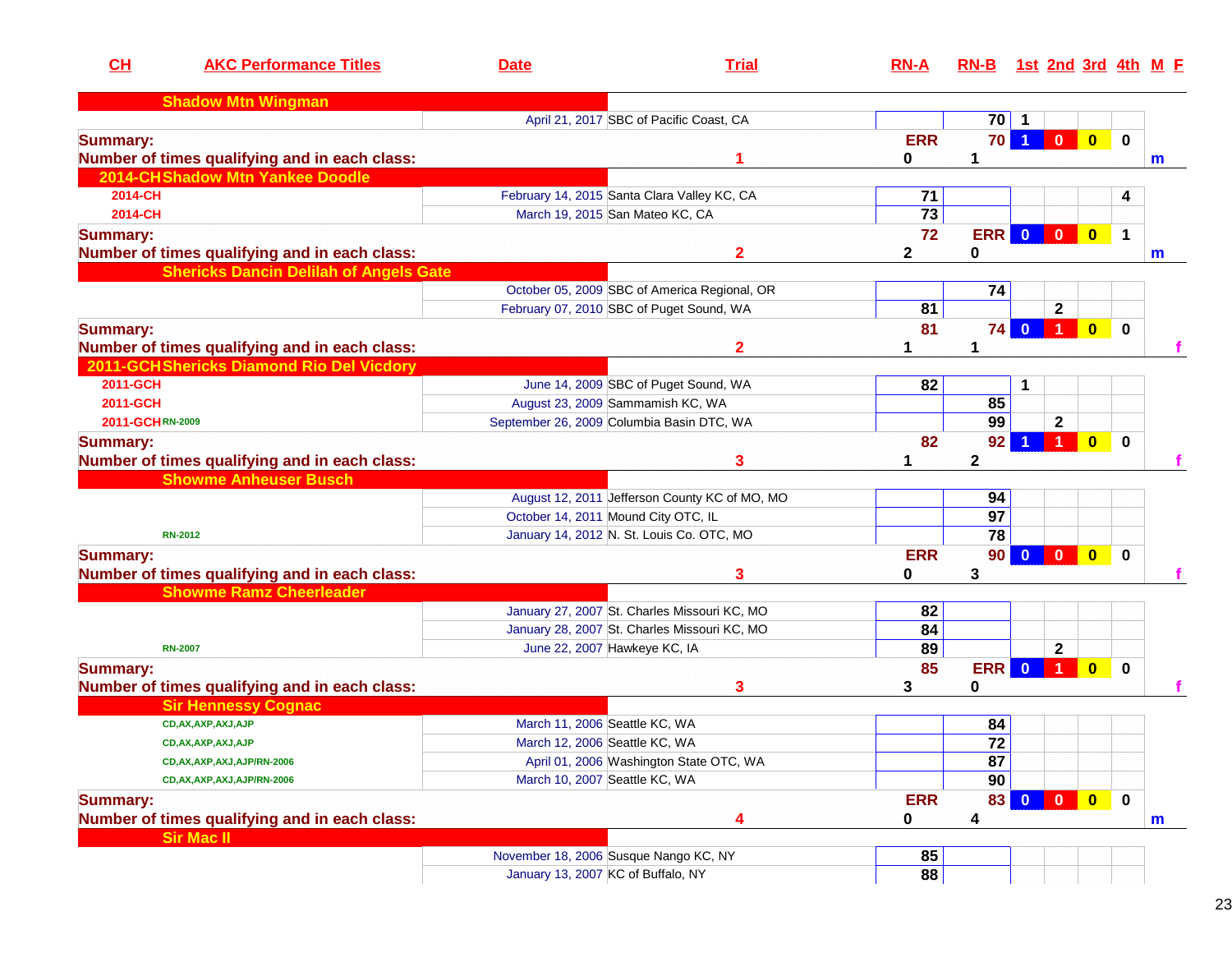| CH | AKC Performance Titles | Date | Trial | RN-A | RN-B | 1st | 2nd | 3rd | 4th | M | F |
|---|---|---|---|---|---|---|---|---|---|---|---|
| **Shadow Mtn Wingman** | | | | | | | | | | | |
| | | April 21, 2017 | SBC of Pacific Coast, CA | | 70 | 1 | | | | | |
| **Summary:** | | | | ERR | 70 | 1 | 0 | 0 | 0 | | |
| **Number of times qualifying and in each class:** | | | 1 | 0 | 1 | | | | | m | |
| **2014-CH Shadow Mtn Yankee Doodle** | | | | | | | | | | | |
| 2014-CH | | February 14, 2015 | Santa Clara Valley KC, CA | 71 | | | | | 4 | | |
| 2014-CH | | March 19, 2015 | San Mateo KC, CA | 73 | | | | | | | |
| **Summary:** | | | | 72 | ERR | 0 | 0 | 0 | 1 | | |
| **Number of times qualifying and in each class:** | | | 2 | 2 | 0 | | | | | m | |
| **Shericks Dancin Delilah of Angels Gate** | | | | | | | | | | | |
| | | October 05, 2009 | SBC of America Regional, OR | | 74 | | | | | | |
| | | February 07, 2010 | SBC of Puget Sound, WA | 81 | | | 2 | | | | |
| **Summary:** | | | | 81 | 74 | 0 | 1 | 0 | 0 | | |
| **Number of times qualifying and in each class:** | | | 2 | 1 | 1 | | | | | | f |
| **2011-GCH Shericks Diamond Rio Del Vicdory** | | | | | | | | | | | |
| 2011-GCH | | June 14, 2009 | SBC of Puget Sound, WA | 82 | | 1 | | | | | |
| 2011-GCH | | August 23, 2009 | Sammamish KC, WA | | 85 | | | | | | |
| 2011-GCH | RN-2009 | September 26, 2009 | Columbia Basin DTC, WA | | 99 | | 2 | | | | |
| **Summary:** | | | | 82 | 92 | 1 | 1 | 0 | 0 | | |
| **Number of times qualifying and in each class:** | | | 3 | 1 | 2 | | | | | | f |
| **Showme Anheuser Busch** | | | | | | | | | | | |
| | | August 12, 2011 | Jefferson County KC of MO, MO | | 94 | | | | | | |
| | | October 14, 2011 | Mound City OTC, IL | | 97 | | | | | | |
| | RN-2012 | January 14, 2012 | N. St. Louis Co. OTC, MO | | 78 | | | | | | |
| **Summary:** | | | | ERR | 90 | 0 | 0 | 0 | 0 | | |
| **Number of times qualifying and in each class:** | | | 3 | 0 | 3 | | | | | | f |
| **Showme Ramz Cheerleader** | | | | | | | | | | | |
| | | January 27, 2007 | St. Charles Missouri KC, MO | 82 | | | | | | | |
| | | January 28, 2007 | St. Charles Missouri KC, MO | 84 | | | | | | | |
| | RN-2007 | June 22, 2007 | Hawkeye KC, IA | 89 | | | 2 | | | | |
| **Summary:** | | | | 85 | ERR | 0 | 1 | 0 | 0 | | |
| **Number of times qualifying and in each class:** | | | 3 | 3 | 0 | | | | | | f |
| **Sir Hennessy Cognac** | | | | | | | | | | | |
| | CD,AX,AXP,AXJ,AJP | March 11, 2006 | Seattle KC, WA | | 84 | | | | | | |
| | CD,AX,AXP,AXJ,AJP | March 12, 2006 | Seattle KC, WA | | 72 | | | | | | |
| | CD,AX,AXP,AXJ,AJP/RN-2006 | April 01, 2006 | Washington State OTC, WA | | 87 | | | | | | |
| | CD,AX,AXP,AXJ,AJP/RN-2006 | March 10, 2007 | Seattle KC, WA | | 90 | | | | | | |
| **Summary:** | | | | ERR | 83 | 0 | 0 | 0 | 0 | | |
| **Number of times qualifying and in each class:** | | | 4 | 0 | 4 | | | | | m | |
| **Sir Mac II** | | | | | | | | | | | |
| | | November 18, 2006 | Susque Nango KC, NY | 85 | | | | | | | |
| | | January 13, 2007 | KC of Buffalo, NY | 88 | | | | | | | |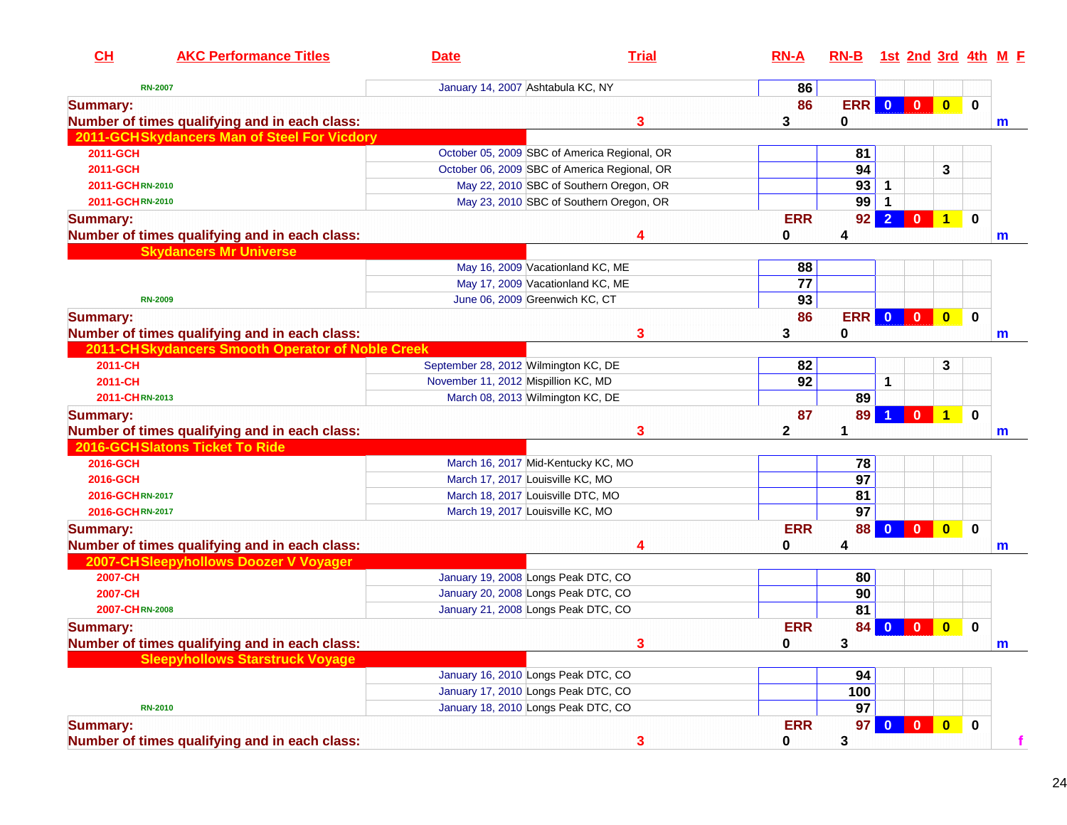| CH | AKC Performance Titles | Date | Trial | RN-A | RN-B | 1st | 2nd | 3rd | 4th | M | F |
|---|---|---|---|---|---|---|---|---|---|---|---|
| | RN-2007 | January 14, 2007 | Ashtabula KC, NY | 86 | | | | | | | |
| **Summary:** | | | | 86 | ERR | 0 | 0 | 0 | 0 | | |
| **Number of times qualifying and in each class:** | | | 3 | 3 | 0 | | | | | m | |
| **2011-GCH** | **Skydancers Man of Steel For Vicdory** | | | | | | | | | | |
| 2011-GCH | | October 05, 2009 | SBC of America Regional, OR | | 81 | | | | | | |
| 2011-GCH | | October 06, 2009 | SBC of America Regional, OR | | 94 | | | 3 | | | |
| 2011-GCH | RN-2010 | May 22, 2010 | SBC of Southern Oregon, OR | | 93 | 1 | | | | | |
| 2011-GCH | RN-2010 | May 23, 2010 | SBC of Southern Oregon, OR | | 99 | 1 | | | | | |
| **Summary:** | | | | ERR | 92 | 2 | 0 | 1 | 0 | | |
| **Number of times qualifying and in each class:** | | | 4 | 0 | 4 | | | | | m | |
| | **Skydancers Mr Universe** | | | | | | | | | | |
| | | May 16, 2009 | Vacationland KC, ME | 88 | | | | | | | |
| | | May 17, 2009 | Vacationland KC, ME | 77 | | | | | | | |
| | RN-2009 | June 06, 2009 | Greenwich KC, CT | 93 | | | | | | | |
| **Summary:** | | | | 86 | ERR | 0 | 0 | 0 | 0 | | |
| **Number of times qualifying and in each class:** | | | 3 | 3 | 0 | | | | | m | |
| **2011-CH** | **Skydancers Smooth Operator of Noble Creek** | | | | | | | | | | |
| 2011-CH | | September 28, 2012 | Wilmington KC, DE | 82 | | | | 3 | | | |
| 2011-CH | | November 11, 2012 | Mispillion KC, MD | 92 | | 1 | | | | | |
| 2011-CH | RN-2013 | March 08, 2013 | Wilmington KC, DE | | 89 | | | | | | |
| **Summary:** | | | | 87 | 89 | 1 | 0 | 1 | 0 | | |
| **Number of times qualifying and in each class:** | | | 3 | 2 | 1 | | | | | m | |
| **2016-GCH** | **Slatons Ticket To Ride** | | | | | | | | | | |
| 2016-GCH | | March 16, 2017 | Mid-Kentucky KC, MO | | 78 | | | | | | |
| 2016-GCH | | March 17, 2017 | Louisville KC, MO | | 97 | | | | | | |
| 2016-GCH | RN-2017 | March 18, 2017 | Louisville DTC, MO | | 81 | | | | | | |
| 2016-GCH | RN-2017 | March 19, 2017 | Louisville KC, MO | | 97 | | | | | | |
| **Summary:** | | | | ERR | 88 | 0 | 0 | 0 | 0 | | |
| **Number of times qualifying and in each class:** | | | 4 | 0 | 4 | | | | | m | |
| **2007-CH** | **Sleepyhollows Doozer V Voyager** | | | | | | | | | | |
| 2007-CH | | January 19, 2008 | Longs Peak DTC, CO | | 80 | | | | | | |
| 2007-CH | | January 20, 2008 | Longs Peak DTC, CO | | 90 | | | | | | |
| 2007-CH | RN-2008 | January 21, 2008 | Longs Peak DTC, CO | | 81 | | | | | | |
| **Summary:** | | | | ERR | 84 | 0 | 0 | 0 | 0 | | |
| **Number of times qualifying and in each class:** | | | 3 | 0 | 3 | | | | | m | |
| | **Sleepyhollows Starstruck Voyage** | | | | | | | | | | |
| | | January 16, 2010 | Longs Peak DTC, CO | | 94 | | | | | | |
| | | January 17, 2010 | Longs Peak DTC, CO | | 100 | | | | | | |
| | RN-2010 | January 18, 2010 | Longs Peak DTC, CO | | 97 | | | | | | |
| **Summary:** | | | | ERR | 97 | 0 | 0 | 0 | 0 | | |
| **Number of times qualifying and in each class:** | | | 3 | 0 | 3 | | | | | | f |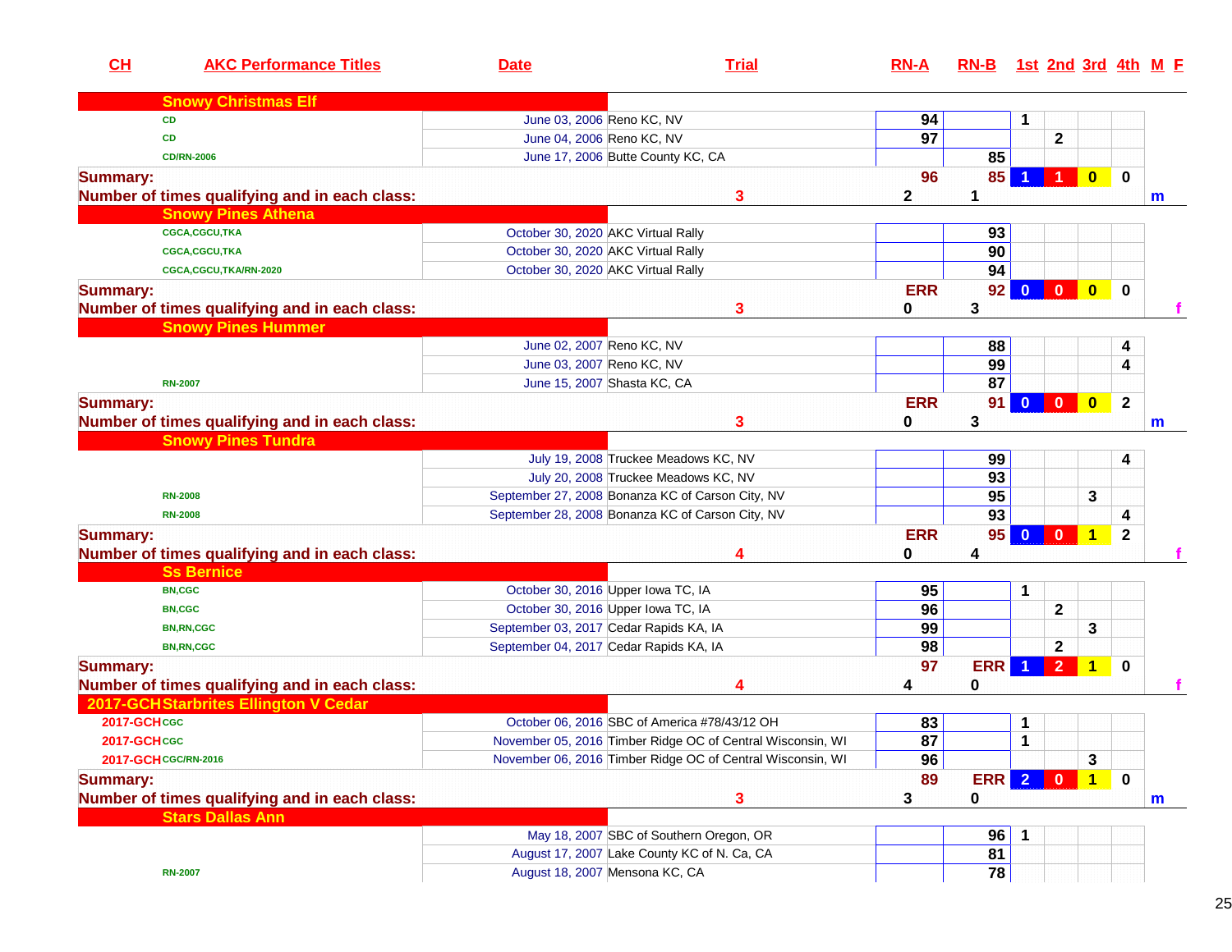| CH | AKC Performance Titles | Date | Trial | RN-A | RN-B | 1st | 2nd | 3rd | 4th | M | F |
|---|---|---|---|---|---|---|---|---|---|---|---|
| | **Snowy Christmas Elf** | | | | | | | | | | |
| | CD | June 03, 2006 | Reno KC, NV | 94 | | 1 | | | | | |
| | CD | June 04, 2006 | Reno KC, NV | 97 | | | 2 | | | | |
| | CD/RN-2006 | June 17, 2006 | Butte County KC, CA | | 85 | | | | | | |
| **Summary:** | | | | 96 | 85 | 1 | 1 | 0 | 0 | | |
| **Number of times qualifying and in each class:** | | | 3 | 2 | 1 | | | | | m | |
| | **Snowy Pines Athena** | | | | | | | | | | |
| | CGCA,CGCU,TKA | October 30, 2020 | AKC Virtual Rally | | 93 | | | | | | |
| | CGCA,CGCU,TKA | October 30, 2020 | AKC Virtual Rally | | 90 | | | | | | |
| | CGCA,CGCU,TKA/RN-2020 | October 30, 2020 | AKC Virtual Rally | | 94 | | | | | | |
| **Summary:** | | | | ERR | 92 | 0 | 0 | 0 | 0 | | |
| **Number of times qualifying and in each class:** | | | 3 | 0 | 3 | | | | | | f |
| | **Snowy Pines Hummer** | | | | | | | | | | |
| | | June 02, 2007 | Reno KC, NV | | 88 | | | | 4 | | |
| | | June 03, 2007 | Reno KC, NV | | 99 | | | | 4 | | |
| | RN-2007 | June 15, 2007 | Shasta KC, CA | | 87 | | | | | | |
| **Summary:** | | | | ERR | 91 | 0 | 0 | 0 | 2 | | |
| **Number of times qualifying and in each class:** | | | 3 | 0 | 3 | | | | | m | |
| | **Snowy Pines Tundra** | | | | | | | | | | |
| | | July 19, 2008 | Truckee Meadows KC, NV | | 99 | | | | 4 | | |
| | | July 20, 2008 | Truckee Meadows KC, NV | | 93 | | | | | | |
| | RN-2008 | September 27, 2008 | Bonanza KC of Carson City, NV | | 95 | | | 3 | | | |
| | RN-2008 | September 28, 2008 | Bonanza KC of Carson City, NV | | 93 | | | | 4 | | |
| **Summary:** | | | | ERR | 95 | 0 | 0 | 1 | 2 | | |
| **Number of times qualifying and in each class:** | | | 4 | 0 | 4 | | | | | | f |
| | **Ss Bernice** | | | | | | | | | | |
| | BN,CGC | October 30, 2016 | Upper Iowa TC, IA | 95 | | 1 | | | | | |
| | BN,CGC | October 30, 2016 | Upper Iowa TC, IA | 96 | | | 2 | | | | |
| | BN,RN,CGC | September 03, 2017 | Cedar Rapids KA, IA | 99 | | | | 3 | | | |
| | BN,RN,CGC | September 04, 2017 | Cedar Rapids KA, IA | 98 | | | 2 | | | | |
| **Summary:** | | | | 97 | ERR | 1 | 2 | 1 | 0 | | |
| **Number of times qualifying and in each class:** | | | 4 | 4 | 0 | | | | | | f |
| 2017-GCH | **Starbrites Ellington V Cedar** | | | | | | | | | | |
| 2017-GCH | CGC | October 06, 2016 | SBC of America #78/43/12 OH | 83 | | 1 | | | | | |
| 2017-GCH | CGC | November 05, 2016 | Timber Ridge OC of Central Wisconsin, WI | 87 | | 1 | | | | | |
| 2017-GCH | CGC/RN-2016 | November 06, 2016 | Timber Ridge OC of Central Wisconsin, WI | 96 | | | | 3 | | | |
| **Summary:** | | | | 89 | ERR | 2 | 0 | 1 | 0 | | |
| **Number of times qualifying and in each class:** | | | 3 | 3 | 0 | | | | | m | |
| | **Stars Dallas Ann** | | | | | | | | | | |
| | | May 18, 2007 | SBC of Southern Oregon, OR | | 96 | 1 | | | | | |
| | | August 17, 2007 | Lake County KC of N. Ca, CA | | 81 | | | | | | |
| | RN-2007 | August 18, 2007 | Mensona KC, CA | | 78 | | | | | | |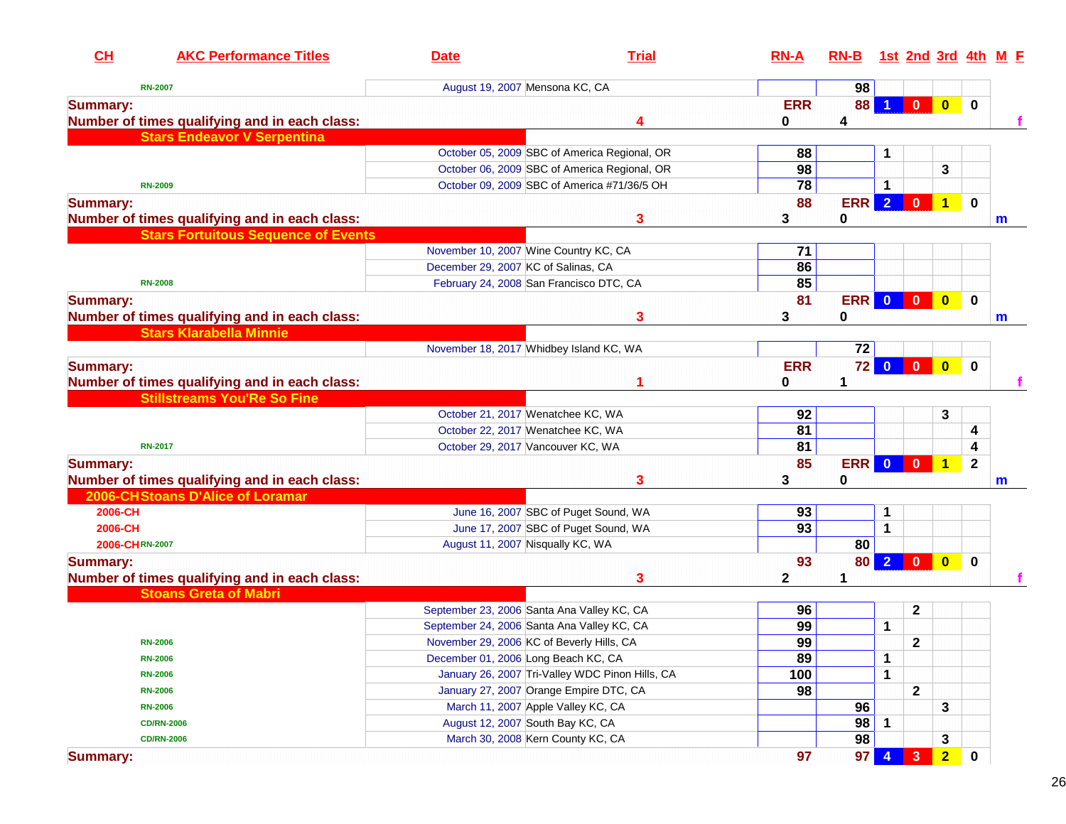| CH | AKC Performance Titles | Date | Trial | RN-A | RN-B | 1st | 2nd | 3rd | 4th | M | F |
|---|---|---|---|---|---|---|---|---|---|---|---|
| | RN-2007 | August 19, 2007 | Mensona KC, CA | | 98 | | | | | | |
| **Summary:** | | | | ERR | 88 | 1 | 0 | 0 | 0 | | |
| **Number of times qualifying and in each class:** | | | 4 | 0 | 4 | | | | | | f |
| | **Stars Endeavor V Serpentina** | | | | | | | | | | |
| | | October 05, 2009 | SBC of America Regional, OR | 88 | | 1 | | | | | |
| | | October 06, 2009 | SBC of America Regional, OR | 98 | | | | 3 | | | |
| | RN-2009 | October 09, 2009 | SBC of America #71/36/5 OH | 78 | | 1 | | | | | |
| **Summary:** | | | | 88 | ERR | 2 | 0 | 1 | 0 | | |
| **Number of times qualifying and in each class:** | | | 3 | 3 | 0 | | | | | m | |
| | **Stars Fortuitous Sequence of Events** | | | | | | | | | | |
| | | November 10, 2007 | Wine Country KC, CA | 71 | | | | | | | |
| | | December 29, 2007 | KC of Salinas, CA | 86 | | | | | | | |
| | RN-2008 | February 24, 2008 | San Francisco DTC, CA | 85 | | | | | | | |
| **Summary:** | | | | 81 | ERR | 0 | 0 | 0 | 0 | | |
| **Number of times qualifying and in each class:** | | | 3 | 3 | 0 | | | | | m | |
| | **Stars Klarabella Minnie** | | | | | | | | | | |
| | | November 18, 2017 | Whidbey Island KC, WA | | 72 | | | | | | |
| **Summary:** | | | | ERR | 72 | 0 | 0 | 0 | 0 | | |
| **Number of times qualifying and in each class:** | | | 1 | 0 | 1 | | | | | | f |
| | **Stillstreams You'Re So Fine** | | | | | | | | | | |
| | | October 21, 2017 | Wenatchee KC, WA | 92 | | | | 3 | | | |
| | | October 22, 2017 | Wenatchee KC, WA | 81 | | | | | 4 | | |
| | RN-2017 | October 29, 2017 | Vancouver KC, WA | 81 | | | | | 4 | | |
| **Summary:** | | | | 85 | ERR | 0 | 0 | 1 | 2 | | |
| **Number of times qualifying and in each class:** | | | 3 | 3 | 0 | | | | | m | |
| 2006-CH | **Stoans D'Alice of Loramar** | | | | | | | | | | |
| 2006-CH | | June 16, 2007 | SBC of Puget Sound, WA | 93 | | 1 | | | | | |
| 2006-CH | | June 17, 2007 | SBC of Puget Sound, WA | 93 | | 1 | | | | | |
| 2006-CH | RN-2007 | August 11, 2007 | Nisqually KC, WA | | 80 | | | | | | |
| **Summary:** | | | | 93 | 80 | 2 | 0 | 0 | 0 | | |
| **Number of times qualifying and in each class:** | | | 3 | 2 | 1 | | | | | | f |
| | **Stoans Greta of Mabri** | | | | | | | | | | |
| | | September 23, 2006 | Santa Ana Valley KC, CA | 96 | | | 2 | | | | |
| | | September 24, 2006 | Santa Ana Valley KC, CA | 99 | | 1 | | | | | |
| | RN-2006 | November 29, 2006 | KC of Beverly Hills, CA | 99 | | | 2 | | | | |
| | RN-2006 | December 01, 2006 | Long Beach KC, CA | 89 | | 1 | | | | | |
| | RN-2006 | January 26, 2007 | Tri-Valley WDC Pinon Hills, CA | 100 | | 1 | | | | | |
| | RN-2006 | January 27, 2007 | Orange Empire DTC, CA | 98 | | | 2 | | | | |
| | RN-2006 | March 11, 2007 | Apple Valley KC, CA | | 96 | | | 3 | | | |
| | CD/RN-2006 | August 12, 2007 | South Bay KC, CA | | 98 | 1 | | | | | |
| | CD/RN-2006 | March 30, 2008 | Kern County KC, CA | | 98 | | | 3 | | | |
| **Summary:** | | | | 97 | 97 | 4 | 3 | 2 | 0 | | |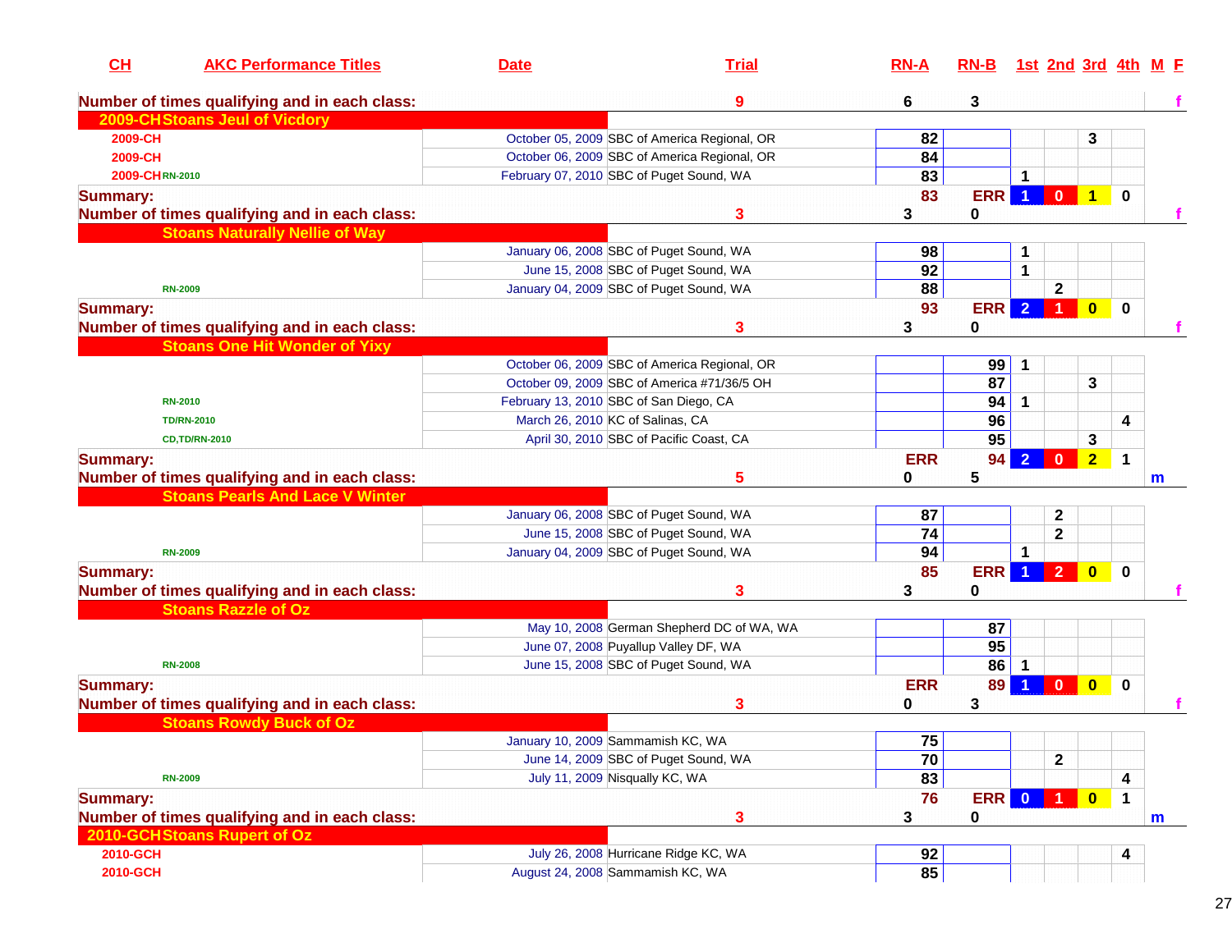| CH | AKC Performance Titles | Date | Trial | RN-A | RN-B | 1st | 2nd | 3rd | 4th | M | F |
|---|---|---|---|---|---|---|---|---|---|---|---|
| **Number of times qualifying and in each class:** | | | 9 | 6 | 3 | | | | | | f |
| **2009-CH Stoans Jeul of Vicdory** | | | | | | | | | | | |
| 2009-CH | | October 05, 2009 | SBC of America Regional, OR | 82 | | | | 3 | | | |
| 2009-CH | | October 06, 2009 | SBC of America Regional, OR | 84 | | | | | | | |
| 2009-CH | RN-2010 | February 07, 2010 | SBC of Puget Sound, WA | 83 | | 1 | | | | | |
| **Summary:** | | | | 83 | ERR | 1 | 0 | 1 | 0 | | |
| **Number of times qualifying and in each class:** | | | 3 | 3 | 0 | | | | | | f |
| **Stoans Naturally Nellie of Way** | | | | | | | | | | | |
| | | January 06, 2008 | SBC of Puget Sound, WA | 98 | | 1 | | | | | |
| | | June 15, 2008 | SBC of Puget Sound, WA | 92 | | 1 | | | | | |
| | RN-2009 | January 04, 2009 | SBC of Puget Sound, WA | 88 | | | 2 | | | | |
| **Summary:** | | | | 93 | ERR | 2 | 1 | 0 | 0 | | |
| **Number of times qualifying and in each class:** | | | 3 | 3 | 0 | | | | | | f |
| **Stoans One Hit Wonder of Yixy** | | | | | | | | | | | |
| | | October 06, 2009 | SBC of America Regional, OR | | 99 | 1 | | | | | |
| | | October 09, 2009 | SBC of America #71/36/5 OH | | 87 | | | 3 | | | |
| | RN-2010 | February 13, 2010 | SBC of San Diego, CA | | 94 | 1 | | | | | |
| | TD/RN-2010 | March 26, 2010 | KC of Salinas, CA | | 96 | | | | 4 | | |
| | CD,TD/RN-2010 | April 30, 2010 | SBC of Pacific Coast, CA | | 95 | | | 3 | | | |
| **Summary:** | | | | ERR | 94 | 2 | 0 | 2 | 1 | | |
| **Number of times qualifying and in each class:** | | | 5 | 0 | 5 | | | | | m | |
| **Stoans Pearls And Lace V Winter** | | | | | | | | | | | |
| | | January 06, 2008 | SBC of Puget Sound, WA | 87 | | | 2 | | | | |
| | | June 15, 2008 | SBC of Puget Sound, WA | 74 | | | 2 | | | | |
| | RN-2009 | January 04, 2009 | SBC of Puget Sound, WA | 94 | | 1 | | | | | |
| **Summary:** | | | | 85 | ERR | 1 | 2 | 0 | 0 | | |
| **Number of times qualifying and in each class:** | | | 3 | 3 | 0 | | | | | | f |
| **Stoans Razzle of Oz** | | | | | | | | | | | |
| | | May 10, 2008 | German Shepherd DC of WA, WA | | 87 | | | | | | |
| | | June 07, 2008 | Puyallup Valley DF, WA | | 95 | | | | | | |
| | RN-2008 | June 15, 2008 | SBC of Puget Sound, WA | | 86 | 1 | | | | | |
| **Summary:** | | | | ERR | 89 | 1 | 0 | 0 | 0 | | |
| **Number of times qualifying and in each class:** | | | 3 | 0 | 3 | | | | | | f |
| **Stoans Rowdy Buck of Oz** | | | | | | | | | | | |
| | | January 10, 2009 | Sammamish KC, WA | 75 | | | | | | | |
| | | June 14, 2009 | SBC of Puget Sound, WA | 70 | | | 2 | | | | |
| | RN-2009 | July 11, 2009 | Nisqually KC, WA | 83 | | | | | 4 | | |
| **Summary:** | | | | 76 | ERR | 0 | 1 | 0 | 1 | | |
| **Number of times qualifying and in each class:** | | | 3 | 3 | 0 | | | | | m | |
| **2010-GCH Stoans Rupert of Oz** | | | | | | | | | | | |
| 2010-GCH | | July 26, 2008 | Hurricane Ridge KC, WA | 92 | | | | | 4 | | |
| 2010-GCH | | August 24, 2008 | Sammamish KC, WA | 85 | | | | | | | |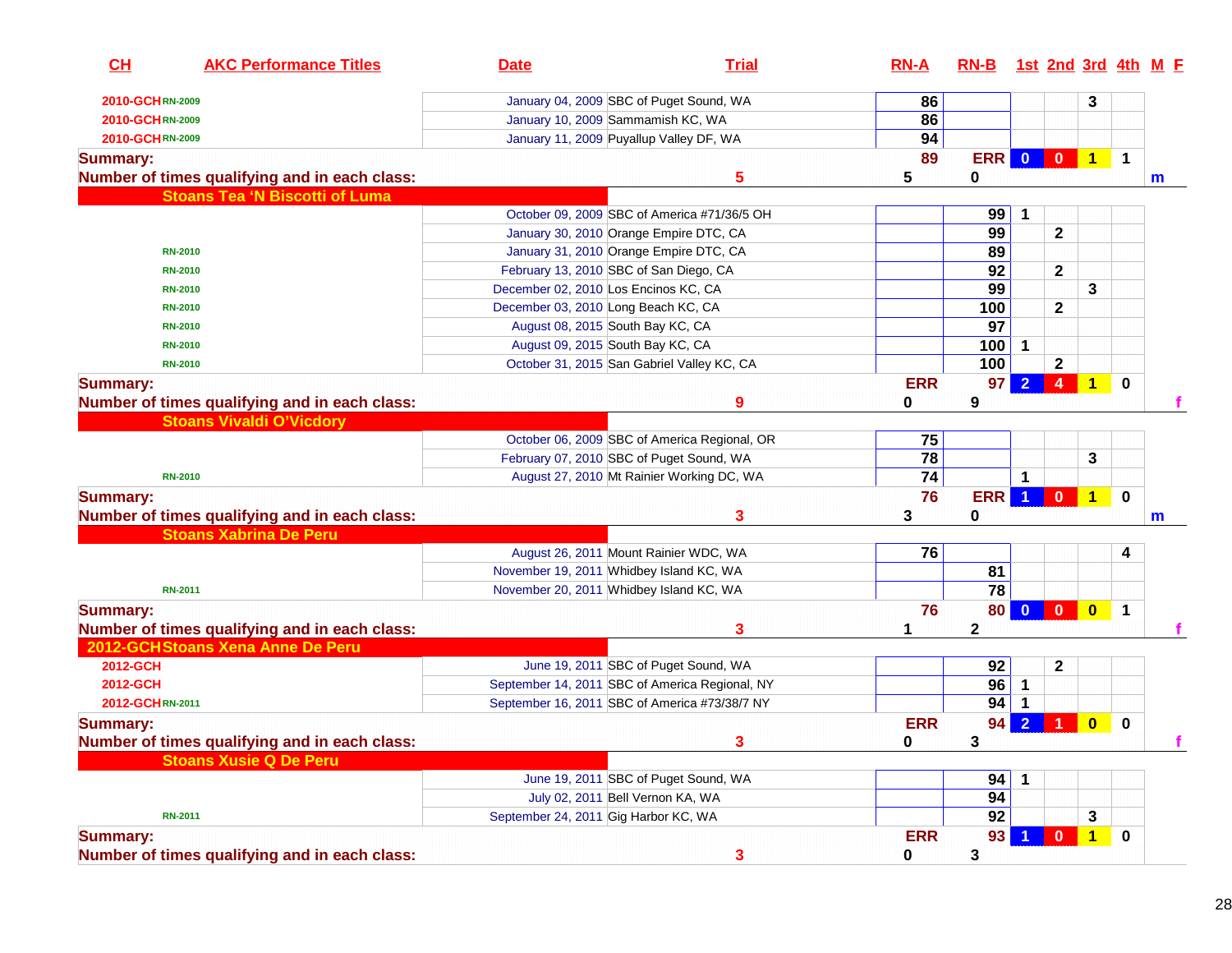| CH | AKC Performance Titles | Date | Trial | RN-A | RN-B | 1st | 2nd | 3rd | 4th | M | F |
|---|---|---|---|---|---|---|---|---|---|---|---|
| 2010-GCH | RN-2009 | January 04, 2009 | SBC of Puget Sound, WA | 86 | | | | 3 | | | |
| 2010-GCH | RN-2009 | January 10, 2009 | Sammamish KC, WA | 86 | | | | | | | |
| 2010-GCH | RN-2009 | January 11, 2009 | Puyallup Valley DF, WA | 94 | | | | | | | |
| **Summary:** | | | | 89 | ERR | 0 | 0 | 1 | 1 | | |
| **Number of times qualifying and in each class:** | | | 5 | 5 | 0 | | | | | m | |
| **Stoans Tea 'N Biscotti of Luma** | | | | | | | | | | | |
| | | October 09, 2009 | SBC of America #71/36/5 OH | | 99 | 1 | | | | | |
| | | January 30, 2010 | Orange Empire DTC, CA | | 99 | | 2 | | | | |
| | RN-2010 | January 31, 2010 | Orange Empire DTC, CA | | 89 | | | | | | |
| | RN-2010 | February 13, 2010 | SBC of San Diego, CA | | 92 | | 2 | | | | |
| | RN-2010 | December 02, 2010 | Los Encinos KC, CA | | 99 | | | 3 | | | |
| | RN-2010 | December 03, 2010 | Long Beach KC, CA | | 100 | | 2 | | | | |
| | RN-2010 | August 08, 2015 | South Bay KC, CA | | 97 | | | | | | |
| | RN-2010 | August 09, 2015 | South Bay KC, CA | | 100 | 1 | | | | | |
| | RN-2010 | October 31, 2015 | San Gabriel Valley KC, CA | | 100 | | 2 | | | | |
| **Summary:** | | | | ERR | 97 | 2 | 4 | 1 | 0 | | |
| **Number of times qualifying and in each class:** | | | 9 | 0 | 9 | | | | | | f |
| **Stoans Vivaldi O'Vicdory** | | | | | | | | | | | |
| | | October 06, 2009 | SBC of America Regional, OR | 75 | | | | | | | |
| | | February 07, 2010 | SBC of Puget Sound, WA | 78 | | | | 3 | | | |
| | RN-2010 | August 27, 2010 | Mt Rainier Working DC, WA | 74 | | 1 | | | | | |
| **Summary:** | | | | 76 | ERR | 1 | 0 | 1 | 0 | | |
| **Number of times qualifying and in each class:** | | | 3 | 3 | 0 | | | | | m | |
| **Stoans Xabrina De Peru** | | | | | | | | | | | |
| | | August 26, 2011 | Mount Rainier WDC, WA | 76 | | | | | 4 | | |
| | | November 19, 2011 | Whidbey Island KC, WA | | 81 | | | | | | |
| | RN-2011 | November 20, 2011 | Whidbey Island KC, WA | | 78 | | | | | | |
| **Summary:** | | | | 76 | 80 | 0 | 0 | 0 | 1 | | |
| **Number of times qualifying and in each class:** | | | 3 | 1 | 2 | | | | | | f |
| **2012-GCH Stoans Xena Anne De Peru** | | | | | | | | | | | |
| 2012-GCH | | June 19, 2011 | SBC of Puget Sound, WA | | 92 | | 2 | | | | |
| 2012-GCH | | September 14, 2011 | SBC of America Regional, NY | | 96 | 1 | | | | | |
| 2012-GCH | RN-2011 | September 16, 2011 | SBC of America #73/38/7 NY | | 94 | 1 | | | | | |
| **Summary:** | | | | ERR | 94 | 2 | 1 | 0 | 0 | | |
| **Number of times qualifying and in each class:** | | | 3 | 0 | 3 | | | | | | f |
| **Stoans Xusie Q De Peru** | | | | | | | | | | | |
| | | June 19, 2011 | SBC of Puget Sound, WA | | 94 | 1 | | | | | |
| | | July 02, 2011 | Bell Vernon KA, WA | | 94 | | | | | | |
| | RN-2011 | September 24, 2011 | Gig Harbor KC, WA | | 92 | | | 3 | | | |
| **Summary:** | | | | ERR | 93 | 1 | 0 | 1 | 0 | | |
| **Number of times qualifying and in each class:** | | | 3 | 0 | 3 | | | | | | |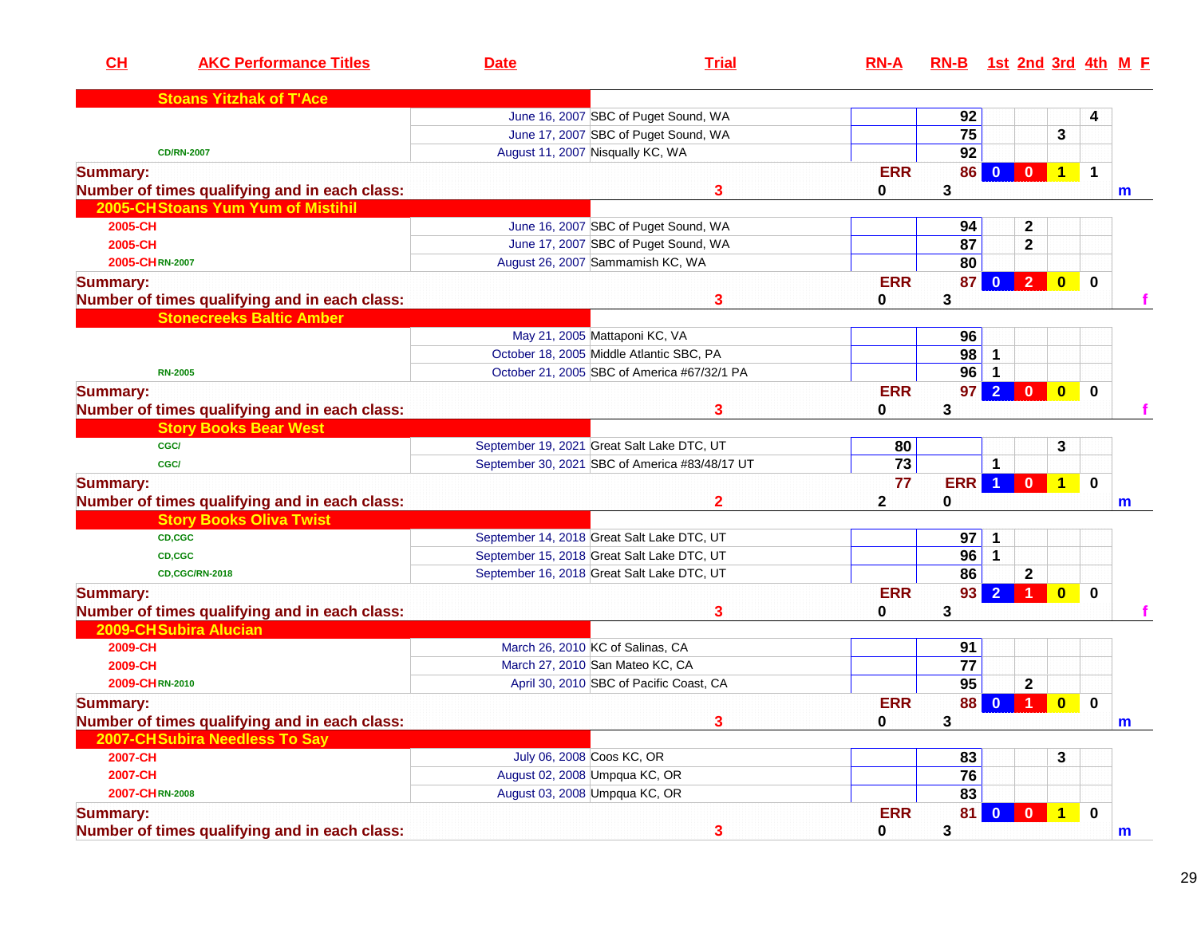| CH | AKC Performance Titles | Date | Trial | RN-A | RN-B | 1st | 2nd | 3rd | 4th | M | F |
|---|---|---|---|---|---|---|---|---|---|---|---|
| | **Stoans Yitzhak of T'Ace** | | | | | | | | | | |
| | | June 16, 2007 | SBC of Puget Sound, WA | | 92 | | | | 4 | | |
| | | June 17, 2007 | SBC of Puget Sound, WA | | 75 | | | 3 | | | |
| | CD/RN-2007 | August 11, 2007 | Nisqually KC, WA | | 92 | | | | | | |
| **Summary:** | | | | ERR | 86 | 0 | 0 | 1 | 1 | | |
| **Number of times qualifying and in each class:** | | | 3 | 0 | 3 | | | | | m | |
| 2005-CH | **Stoans Yum Yum of Mistihil** | | | | | | | | | | |
| 2005-CH | | June 16, 2007 | SBC of Puget Sound, WA | | 94 | | 2 | | | | |
| 2005-CH | | June 17, 2007 | SBC of Puget Sound, WA | | 87 | | 2 | | | | |
| 2005-CH | RN-2007 | August 26, 2007 | Sammamish KC, WA | | 80 | | | | | | |
| **Summary:** | | | | ERR | 87 | 0 | 2 | 0 | 0 | | |
| **Number of times qualifying and in each class:** | | | 3 | 0 | 3 | | | | | | f |
| | **Stonecreeks Baltic Amber** | | | | | | | | | | |
| | | May 21, 2005 | Mattaponi KC, VA | | 96 | | | | | | |
| | | October 18, 2005 | Middle Atlantic SBC, PA | | 98 | 1 | | | | | |
| | RN-2005 | October 21, 2005 | SBC of America #67/32/1 PA | | 96 | 1 | | | | | |
| **Summary:** | | | | ERR | 97 | 2 | 0 | 0 | 0 | | |
| **Number of times qualifying and in each class:** | | | 3 | 0 | 3 | | | | | | f |
| | **Story Books Bear West** | | | | | | | | | | |
| | CGC/ | September 19, 2021 | Great Salt Lake DTC, UT | 80 | | | | 3 | | | |
| | CGC/ | September 30, 2021 | SBC of America #83/48/17 UT | 73 | | 1 | | | | | |
| **Summary:** | | | | 77 | ERR | 1 | 0 | 1 | 0 | | |
| **Number of times qualifying and in each class:** | | | 2 | 2 | 0 | | | | | m | |
| | **Story Books Oliva Twist** | | | | | | | | | | |
| | CD,CGC | September 14, 2018 | Great Salt Lake DTC, UT | | 97 | 1 | | | | | |
| | CD,CGC | September 15, 2018 | Great Salt Lake DTC, UT | | 96 | 1 | | | | | |
| | CD,CGC/RN-2018 | September 16, 2018 | Great Salt Lake DTC, UT | | 86 | | 2 | | | | |
| **Summary:** | | | | ERR | 93 | 2 | 1 | 0 | 0 | | |
| **Number of times qualifying and in each class:** | | | 3 | 0 | 3 | | | | | | f |
| 2009-CH | **Subira Alucian** | | | | | | | | | | |
| 2009-CH | | March 26, 2010 | KC of Salinas, CA | | 91 | | | | | | |
| 2009-CH | | March 27, 2010 | San Mateo KC, CA | | 77 | | | | | | |
| 2009-CH | RN-2010 | April 30, 2010 | SBC of Pacific Coast, CA | | 95 | | 2 | | | | |
| **Summary:** | | | | ERR | 88 | 0 | 1 | 0 | 0 | | |
| **Number of times qualifying and in each class:** | | | 3 | 0 | 3 | | | | | m | |
| 2007-CH | **Subira Needless To Say** | | | | | | | | | | |
| 2007-CH | | July 06, 2008 | Coos KC, OR | | 83 | | | 3 | | | |
| 2007-CH | | August 02, 2008 | Umpqua KC, OR | | 76 | | | | | | |
| 2007-CH | RN-2008 | August 03, 2008 | Umpqua KC, OR | | 83 | | | | | | |
| **Summary:** | | | | ERR | 81 | 0 | 0 | 1 | 0 | | |
| **Number of times qualifying and in each class:** | | | 3 | 0 | 3 | | | | | m | |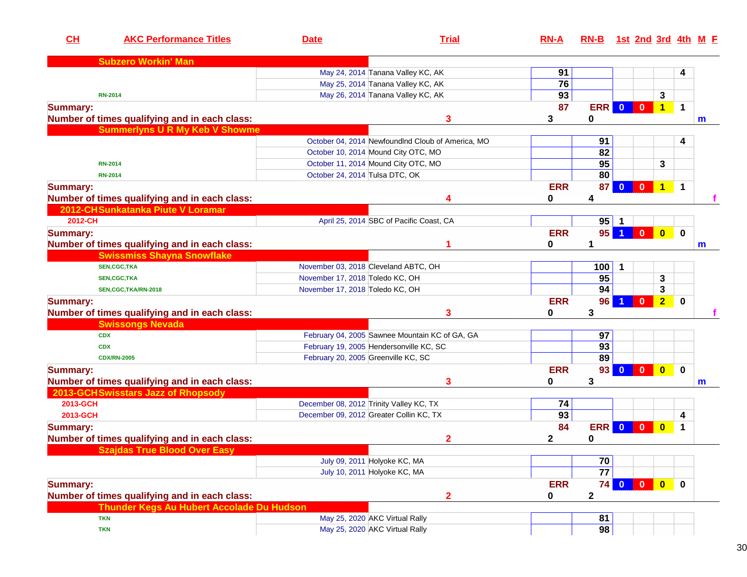| CH | AKC Performance Titles | Date | Trial | RN-A | RN-B | 1st | 2nd | 3rd | 4th | M | F |
|---|---|---|---|---|---|---|---|---|---|---|---|
| | **Subzero Workin' Man** | | | | | | | | | | |
| | | May 24, 2014 | Tanana Valley KC, AK | 91 | | | | | 4 | | |
| | | May 25, 2014 | Tanana Valley KC, AK | 76 | | | | | | | |
| | RN-2014 | May 26, 2014 | Tanana Valley KC, AK | 93 | | | | 3 | | | |
| **Summary:** | | | | 87 | ERR | 0 | 0 | 1 | 1 | | |
| **Number of times qualifying and in each class:** | | | 3 | 3 | 0 | | | | | m | |
| | **Summerlyns U R My Keb V Showme** | | | | | | | | | | |
| | | October 04, 2014 | Newfoundlnd Cloub of America, MO | | 91 | | | | 4 | | |
| | | October 10, 2014 | Mound City OTC, MO | | 82 | | | | | | |
| | RN-2014 | October 11, 2014 | Mound City OTC, MO | | 95 | | | 3 | | | |
| | RN-2014 | October 24, 2014 | Tulsa DTC, OK | | 80 | | | | | | |
| **Summary:** | | | | ERR | 87 | 0 | 0 | 1 | 1 | | |
| **Number of times qualifying and in each class:** | | | 4 | 0 | 4 | | | | | | f |
| 2012-CH | **Sunkatanka Piute V Loramar** | | | | | | | | | | |
| 2012-CH | | April 25, 2014 | SBC of Pacific Coast, CA | | 95 | 1 | | | | | |
| **Summary:** | | | | ERR | 95 | 1 | 0 | 0 | 0 | | |
| **Number of times qualifying and in each class:** | | | 1 | 0 | 1 | | | | | m | |
| | **Swissmiss Shayna Snowflake** | | | | | | | | | | |
| | SEN,CGC,TKA | November 03, 2018 | Cleveland ABTC, OH | | 100 | 1 | | | | | |
| | SEN,CGC,TKA | November 17, 2018 | Toledo KC, OH | | 95 | | | 3 | | | |
| | SEN,CGC,TKA/RN-2018 | November 17, 2018 | Toledo KC, OH | | 94 | | | 3 | | | |
| **Summary:** | | | | ERR | 96 | 1 | 0 | 2 | 0 | | |
| **Number of times qualifying and in each class:** | | | 3 | 0 | 3 | | | | | | f |
| | **Swissongs Nevada** | | | | | | | | | | |
| | CDX | February 04, 2005 | Sawnee Mountain KC of GA, GA | | 97 | | | | | | |
| | CDX | February 19, 2005 | Hendersonville KC, SC | | 93 | | | | | | |
| | CDX/RN-2005 | February 20, 2005 | Greenville KC, SC | | 89 | | | | | | |
| **Summary:** | | | | ERR | 93 | 0 | 0 | 0 | 0 | | |
| **Number of times qualifying and in each class:** | | | 3 | 0 | 3 | | | | | m | |
| 2013-GCH | **Swisstars Jazz of Rhopsody** | | | | | | | | | | |
| 2013-GCH | | December 08, 2012 | Trinity Valley KC, TX | 74 | | | | | | | |
| 2013-GCH | | December 09, 2012 | Greater Collin KC, TX | 93 | | | | | 4 | | |
| **Summary:** | | | | 84 | ERR | 0 | 0 | 0 | 1 | | |
| **Number of times qualifying and in each class:** | | | 2 | 2 | 0 | | | | | | |
| | **Szajdas True Blood Over Easy** | | | | | | | | | | |
| | | July 09, 2011 | Holyoke KC, MA | | 70 | | | | | | |
| | | July 10, 2011 | Holyoke KC, MA | | 77 | | | | | | |
| **Summary:** | | | | ERR | 74 | 0 | 0 | 0 | 0 | | |
| **Number of times qualifying and in each class:** | | | 2 | 0 | 2 | | | | | | |
| | **Thunder Kegs Au Hubert Accolade Du Hudson** | | | | | | | | | | |
| | TKN | May 25, 2020 | AKC Virtual Rally | | 81 | | | | | | |
| | TKN | May 25, 2020 | AKC Virtual Rally | | 98 | | | | | | |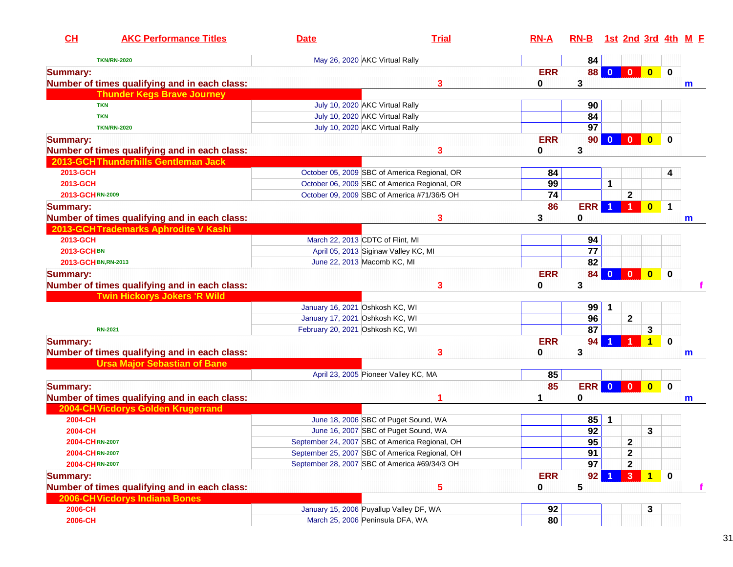| CH | AKC Performance Titles | Date | Trial | RN-A | RN-B | 1st | 2nd | 3rd | 4th | M | F |
|---|---|---|---|---|---|---|---|---|---|---|---|
| | TKN/RN-2020 | May 26, 2020 | AKC Virtual Rally | | 84 | | | | | | |
| **Summary:** | | | | ERR | 88 | 0 | 0 | 0 | 0 | | |
| **Number of times qualifying and in each class:** | | | 3 | 0 | 3 | | | | | m | |
| **Thunder Kegs Brave Journey** | | | | | | | | | | | |
| | TKN | July 10, 2020 | AKC Virtual Rally | | 90 | | | | | | |
| | TKN | July 10, 2020 | AKC Virtual Rally | | 84 | | | | | | |
| | TKN/RN-2020 | July 10, 2020 | AKC Virtual Rally | | 97 | | | | | | |
| **Summary:** | | | | ERR | 90 | 0 | 0 | 0 | 0 | | |
| **Number of times qualifying and in each class:** | | | 3 | 0 | 3 | | | | | | |
| **2013-GCH Thunderhills Gentleman Jack** | | | | | | | | | | | |
| 2013-GCH | | October 05, 2009 | SBC of America Regional, OR | 84 | | | | | 4 | | |
| 2013-GCH | | October 06, 2009 | SBC of America Regional, OR | 99 | | 1 | | | | | |
| 2013-GCH | RN-2009 | October 09, 2009 | SBC of America #71/36/5 OH | 74 | | | 2 | | | | |
| **Summary:** | | | | 86 | ERR | 1 | 1 | 0 | 1 | | |
| **Number of times qualifying and in each class:** | | | 3 | 3 | 0 | | | | | m | |
| **2013-GCH Trademarks Aphrodite V Kashi** | | | | | | | | | | | |
| 2013-GCH | | March 22, 2013 | CDTC of Flint, MI | | 94 | | | | | | |
| 2013-GCH | BN | April 05, 2013 | Siginaw Valley KC, MI | | 77 | | | | | | |
| 2013-GCH | BN,RN-2013 | June 22, 2013 | Macomb KC, MI | | 82 | | | | | | |
| **Summary:** | | | | ERR | 84 | 0 | 0 | 0 | 0 | | |
| **Number of times qualifying and in each class:** | | | 3 | 0 | 3 | | | | | | f |
| **Twin Hickorys Jokers 'R Wild** | | | | | | | | | | | |
| | | January 16, 2021 | Oshkosh KC, WI | | 99 | 1 | | | | | |
| | | January 17, 2021 | Oshkosh KC, WI | | 96 | | 2 | | | | |
| | RN-2021 | February 20, 2021 | Oshkosh KC, WI | | 87 | | | 3 | | | |
| **Summary:** | | | | ERR | 94 | 1 | 1 | 1 | 0 | | |
| **Number of times qualifying and in each class:** | | | 3 | 0 | 3 | | | | | m | |
| **Ursa Major Sebastian of Bane** | | | | | | | | | | | |
| | | April 23, 2005 | Pioneer Valley KC, MA | 85 | | | | | | | |
| **Summary:** | | | | 85 | ERR | 0 | 0 | 0 | 0 | | |
| **Number of times qualifying and in each class:** | | | 1 | 1 | 0 | | | | | m | |
| **2004-CH Vicdorys Golden Krugerrand** | | | | | | | | | | | |
| 2004-CH | | June 18, 2006 | SBC of Puget Sound, WA | | 85 | 1 | | | | | |
| 2004-CH | | June 16, 2007 | SBC of Puget Sound, WA | | 92 | | | 3 | | | |
| 2004-CH | RN-2007 | September 24, 2007 | SBC of America Regional, OH | | 95 | | 2 | | | | |
| 2004-CH | RN-2007 | September 25, 2007 | SBC of America Regional, OH | | 91 | | 2 | | | | |
| 2004-CH | RN-2007 | September 28, 2007 | SBC of America #69/34/3 OH | | 97 | | 2 | | | | |
| **Summary:** | | | | ERR | 92 | 1 | 3 | 1 | 0 | | |
| **Number of times qualifying and in each class:** | | | 5 | 0 | 5 | | | | | | f |
| **2006-CH Vicdorys Indiana Bones** | | | | | | | | | | | |
| 2006-CH | | January 15, 2006 | Puyallup Valley DF, WA | 92 | | | | 3 | | | |
| 2006-CH | | March 25, 2006 | Peninsula DFA, WA | 80 | | | | | | | |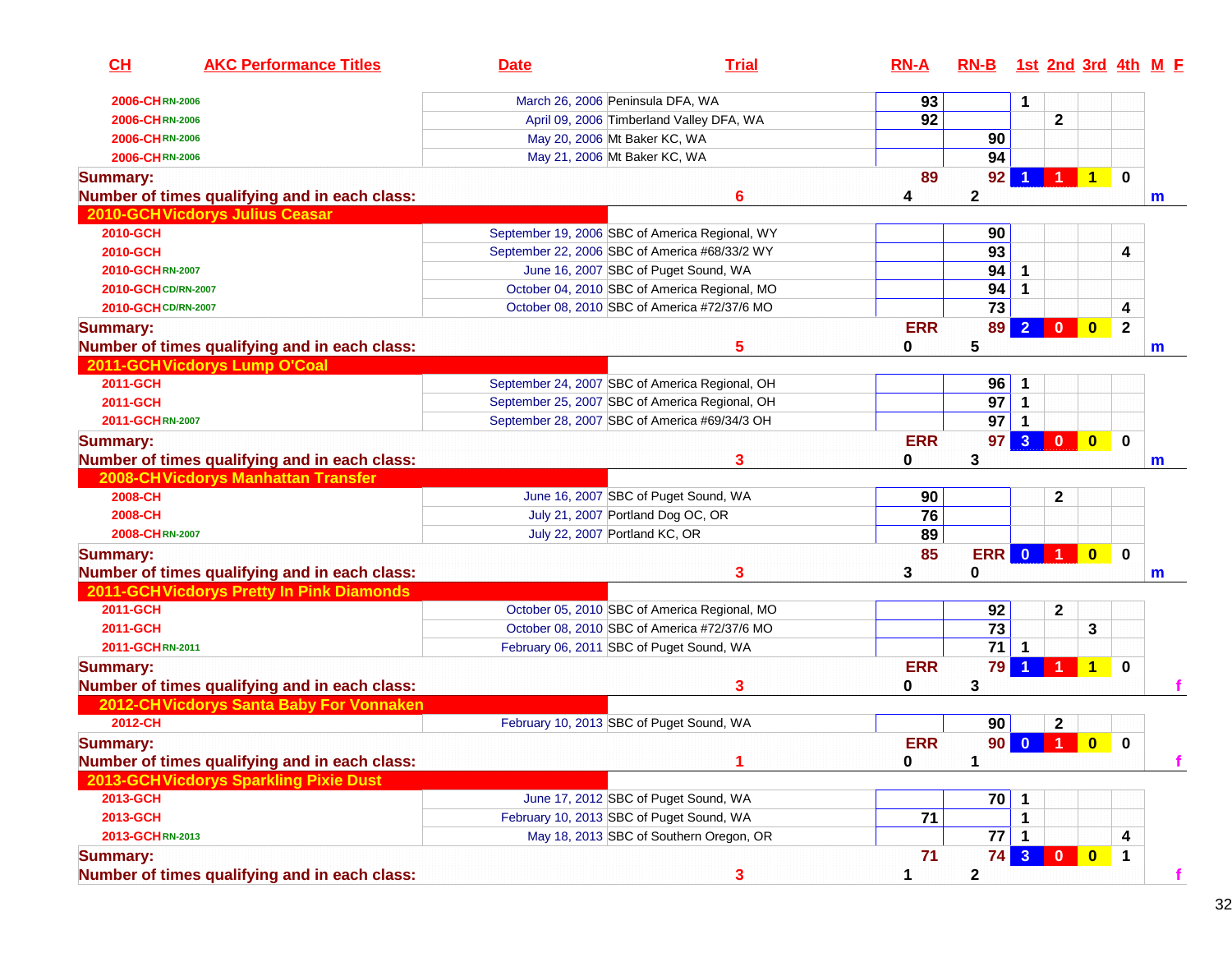| CH | AKC Performance Titles | Date | Trial | RN-A | RN-B | 1st | 2nd | 3rd | 4th | M | F |
|---|---|---|---|---|---|---|---|---|---|---|---|
| 2006-CH | RN-2006 | March 26, 2006 | Peninsula DFA, WA | 93 | | 1 | | | | | |
| 2006-CH | RN-2006 | April 09, 2006 | Timberland Valley DFA, WA | 92 | | | 2 | | | | |
| 2006-CH | RN-2006 | May 20, 2006 | Mt Baker KC, WA | | 90 | | | | | | |
| 2006-CH | RN-2006 | May 21, 2006 | Mt Baker KC, WA | | 94 | | | | | | |
| **Summary:** | | | | 89 | 92 | 1 | 1 | 1 | 0 | | |
| **Number of times qualifying and in each class:** | | 6 | | 4 | 2 | | | | | m | |
| **2010-GCH Vicdorys Julius Ceasar** | | | | | | | | | | | |
| 2010-GCH | | September 19, 2006 | SBC of America Regional, WY | | 90 | | | | | | |
| 2010-GCH | | September 22, 2006 | SBC of America #68/33/2 WY | | 93 | | | | 4 | | |
| 2010-GCH | RN-2007 | June 16, 2007 | SBC of Puget Sound, WA | | 94 | 1 | | | | | |
| 2010-GCH | CD/RN-2007 | October 04, 2010 | SBC of America Regional, MO | | 94 | 1 | | | | | |
| 2010-GCH | CD/RN-2007 | October 08, 2010 | SBC of America #72/37/6 MO | | 73 | | | | 4 | | |
| **Summary:** | | | | ERR | 89 | 2 | 0 | 0 | 2 | | |
| **Number of times qualifying and in each class:** | | 5 | | 0 | 5 | | | | | m | |
| **2011-GCH Vicdorys Lump O'Coal** | | | | | | | | | | | |
| 2011-GCH | | September 24, 2007 | SBC of America Regional, OH | | 96 | 1 | | | | | |
| 2011-GCH | | September 25, 2007 | SBC of America Regional, OH | | 97 | 1 | | | | | |
| 2011-GCH | RN-2007 | September 28, 2007 | SBC of America #69/34/3 OH | | 97 | 1 | | | | | |
| **Summary:** | | | | ERR | 97 | 3 | 0 | 0 | 0 | | |
| **Number of times qualifying and in each class:** | | 3 | | 0 | 3 | | | | | m | |
| **2008-CH Vicdorys Manhattan Transfer** | | | | | | | | | | | |
| 2008-CH | | June 16, 2007 | SBC of Puget Sound, WA | 90 | | | 2 | | | | |
| 2008-CH | | July 21, 2007 | Portland Dog OC, OR | 76 | | | | | | | |
| 2008-CH | RN-2007 | July 22, 2007 | Portland KC, OR | 89 | | | | | | | |
| **Summary:** | | | | 85 | ERR | 0 | 1 | 0 | 0 | | |
| **Number of times qualifying and in each class:** | | 3 | | 3 | 0 | | | | | m | |
| **2011-GCH Vicdorys Pretty In Pink Diamonds** | | | | | | | | | | | |
| 2011-GCH | | October 05, 2010 | SBC of America Regional, MO | | 92 | | 2 | | | | |
| 2011-GCH | | October 08, 2010 | SBC of America #72/37/6 MO | | 73 | | | 3 | | | |
| 2011-GCH | RN-2011 | February 06, 2011 | SBC of Puget Sound, WA | | 71 | 1 | | | | | |
| **Summary:** | | | | ERR | 79 | 1 | 1 | 1 | 0 | | |
| **Number of times qualifying and in each class:** | | 3 | | 0 | 3 | | | | | | f |
| **2012-CH Vicdorys Santa Baby For Vonnaken** | | | | | | | | | | | |
| 2012-CH | | February 10, 2013 | SBC of Puget Sound, WA | | 90 | | 2 | | | | |
| **Summary:** | | | | ERR | 90 | 0 | 1 | 0 | 0 | | |
| **Number of times qualifying and in each class:** | | 1 | | 0 | 1 | | | | | | f |
| **2013-GCH Vicdorys Sparkling Pixie Dust** | | | | | | | | | | | |
| 2013-GCH | | June 17, 2012 | SBC of Puget Sound, WA | | 70 | 1 | | | | | |
| 2013-GCH | | February 10, 2013 | SBC of Puget Sound, WA | 71 | | 1 | | | | | |
| 2013-GCH | RN-2013 | May 18, 2013 | SBC of Southern Oregon, OR | | 77 | 1 | | | 4 | | |
| **Summary:** | | | | 71 | 74 | 3 | 0 | 0 | 1 | | |
| **Number of times qualifying and in each class:** | | 3 | | 1 | 2 | | | | | | f |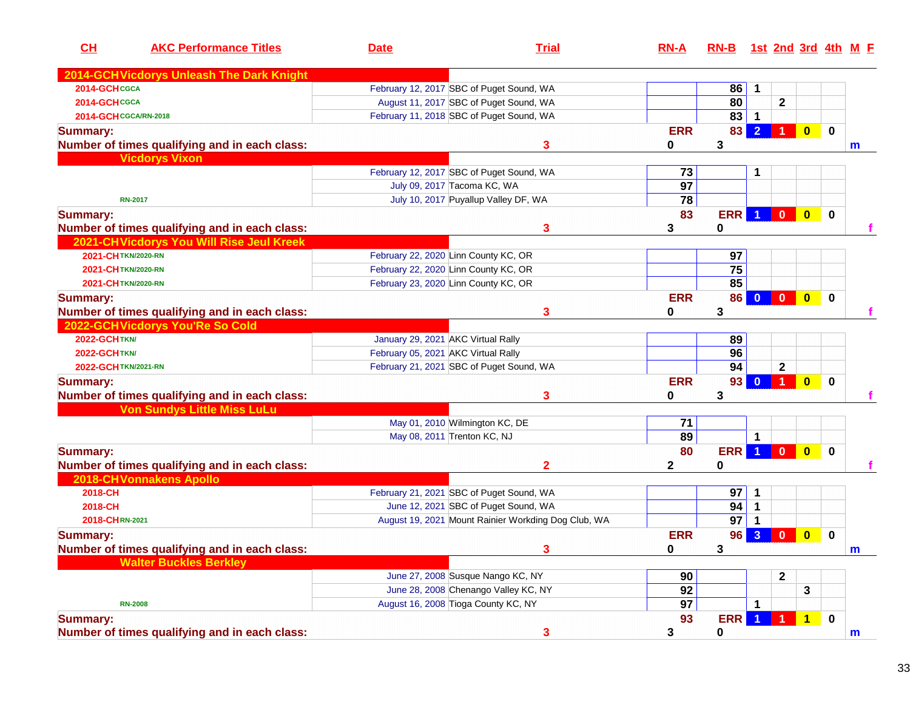| CH | AKC Performance Titles | Date | Trial | RN-A | RN-B | 1st | 2nd | 3rd | 4th | M | F |
|---|---|---|---|---|---|---|---|---|---|---|---|
| **2014-GCH Vicdorys Unleash The Dark Knight** | | | | | | | | | | | |
| 2014-GCH | CGCA | February 12, 2017 | SBC of Puget Sound, WA | | 86 | 1 | | | | | |
| 2014-GCH | CGCA | August 11, 2017 | SBC of Puget Sound, WA | | 80 | | 2 | | | | |
| 2014-GCH | CGCA/RN-2018 | February 11, 2018 | SBC of Puget Sound, WA | | 83 | 1 | | | | | |
| **Summary:** | | | | ERR | 83 | 2 | 1 | 0 | 0 | | |
| **Number of times qualifying and in each class:** | | | 3 | 0 | 3 | | | | | m | |
| **Vicdorys Vixon** | | | | | | | | | | | |
| | | February 12, 2017 | SBC of Puget Sound, WA | 73 | | 1 | | | | | |
| | | July 09, 2017 | Tacoma KC, WA | 97 | | | | | | | |
| | RN-2017 | July 10, 2017 | Puyallup Valley DF, WA | 78 | | | | | | | |
| **Summary:** | | | | 83 | ERR | 1 | 0 | 0 | 0 | | |
| **Number of times qualifying and in each class:** | | | 3 | 3 | 0 | | | | | | f |
| **2021-CH Vicdorys You Will Rise Jeul Kreek** | | | | | | | | | | | |
| 2021-CH | TKN/2020-RN | February 22, 2020 | Linn County KC, OR | | 97 | | | | | | |
| 2021-CH | TKN/2020-RN | February 22, 2020 | Linn County KC, OR | | 75 | | | | | | |
| 2021-CH | TKN/2020-RN | February 23, 2020 | Linn County KC, OR | | 85 | | | | | | |
| **Summary:** | | | | ERR | 86 | 0 | 0 | 0 | 0 | | |
| **Number of times qualifying and in each class:** | | | 3 | 0 | 3 | | | | | | f |
| **2022-GCH Vicdorys You'Re So Cold** | | | | | | | | | | | |
| 2022-GCH | TKN/ | January 29, 2021 | AKC Virtual Rally | | 89 | | | | | | |
| 2022-GCH | TKN/ | February 05, 2021 | AKC Virtual Rally | | 96 | | | | | | |
| 2022-GCH | TKN/2021-RN | February 21, 2021 | SBC of Puget Sound, WA | | 94 | | 2 | | | | |
| **Summary:** | | | | ERR | 93 | 0 | 1 | 0 | 0 | | |
| **Number of times qualifying and in each class:** | | | 3 | 0 | 3 | | | | | | f |
| **Von Sundys Little Miss LuLu** | | | | | | | | | | | |
| | | May 01, 2010 | Wilmington KC, DE | 71 | | | | | | | |
| | | May 08, 2011 | Trenton KC, NJ | 89 | | 1 | | | | | |
| **Summary:** | | | | 80 | ERR | 1 | 0 | 0 | 0 | | |
| **Number of times qualifying and in each class:** | | | 2 | 2 | 0 | | | | | | f |
| **2018-CH Vonnakens Apollo** | | | | | | | | | | | |
| 2018-CH | | February 21, 2021 | SBC of Puget Sound, WA | | 97 | 1 | | | | | |
| 2018-CH | | June 12, 2021 | SBC of Puget Sound, WA | | 94 | 1 | | | | | |
| 2018-CH | RN-2021 | August 19, 2021 | Mount Rainier Workding Dog Club, WA | | 97 | 1 | | | | | |
| **Summary:** | | | | ERR | 96 | 3 | 0 | 0 | 0 | | |
| **Number of times qualifying and in each class:** | | | 3 | 0 | 3 | | | | | m | |
| **Walter Buckles Berkley** | | | | | | | | | | | |
| | | June 27, 2008 | Susque Nango KC, NY | 90 | | | 2 | | | | |
| | | June 28, 2008 | Chenango Valley KC, NY | 92 | | | | 3 | | | |
| | RN-2008 | August 16, 2008 | Tioga County KC, NY | 97 | | 1 | | | | | |
| **Summary:** | | | | 93 | ERR | 1 | 1 | 1 | 0 | | |
| **Number of times qualifying and in each class:** | | | 3 | 3 | 0 | | | | | m | |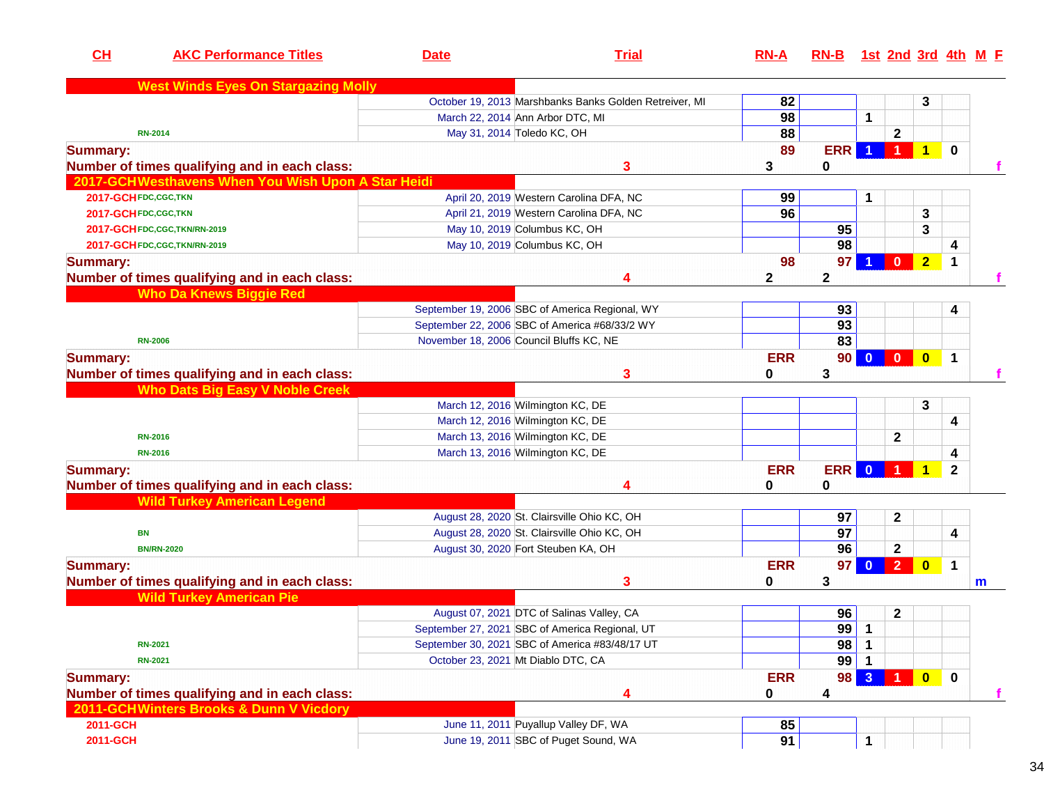| CH | AKC Performance Titles | Date | Trial | RN-A | RN-B | 1st | 2nd | 3rd | 4th | M | F |
|---|---|---|---|---|---|---|---|---|---|---|---|
| **West Winds Eyes On Stargazing Molly** | | | | | | | | | | | |
| | | October 19, 2013 | Marshbanks Banks Golden Retreiver, MI | 82 | | | | 3 | | | |
| | | March 22, 2014 | Ann Arbor DTC, MI | 98 | | 1 | | | | | |
| | RN-2014 | May 31, 2014 | Toledo KC, OH | 88 | | | 2 | | | | |
| **Summary:** | | | | 89 | ERR | 1 | 1 | 1 | 0 | | |
| **Number of times qualifying and in each class:** | | | 3 | 3 | 0 | | | | | | f |
| **2017-GCH Westhavens When You Wish Upon A Star Heidi** | | | | | | | | | | | |
| 2017-GCH | FDC,CGC,TKN | April 20, 2019 | Western Carolina DFA, NC | 99 | | 1 | | | | | |
| 2017-GCH | FDC,CGC,TKN | April 21, 2019 | Western Carolina DFA, NC | 96 | | | | 3 | | | |
| 2017-GCH | FDC,CGC,TKN/RN-2019 | May 10, 2019 | Columbus KC, OH | | 95 | | | 3 | | | |
| 2017-GCH | FDC,CGC,TKN/RN-2019 | May 10, 2019 | Columbus KC, OH | | 98 | | | | 4 | | |
| **Summary:** | | | | 98 | 97 | 1 | 0 | 2 | 1 | | |
| **Number of times qualifying and in each class:** | | | 4 | 2 | 2 | | | | | | f |
| **Who Da Knews Biggie Red** | | | | | | | | | | | |
| | | September 19, 2006 | SBC of America Regional, WY | | 93 | | | | 4 | | |
| | | September 22, 2006 | SBC of America #68/33/2 WY | | 93 | | | | | | |
| | RN-2006 | November 18, 2006 | Council Bluffs KC, NE | | 83 | | | | | | |
| **Summary:** | | | | ERR | 90 | 0 | 0 | 0 | 1 | | |
| **Number of times qualifying and in each class:** | | | 3 | 0 | 3 | | | | | | f |
| **Who Dats Big Easy V Noble Creek** | | | | | | | | | | | |
| | | March 12, 2016 | Wilmington KC, DE | | | | | 3 | | | |
| | | March 12, 2016 | Wilmington KC, DE | | | | | | 4 | | |
| | RN-2016 | March 13, 2016 | Wilmington KC, DE | | | | 2 | | | | |
| | RN-2016 | March 13, 2016 | Wilmington KC, DE | | | | | | 4 | | |
| **Summary:** | | | | ERR | ERR | 0 | 1 | 1 | 2 | | |
| **Number of times qualifying and in each class:** | | | 4 | 0 | 0 | | | | | | |
| **Wild Turkey American Legend** | | | | | | | | | | | |
| | | August 28, 2020 | St. Clairsville Ohio KC, OH | | 97 | | 2 | | | | |
| | BN | August 28, 2020 | St. Clairsville Ohio KC, OH | | 97 | | | | 4 | | |
| | BN/RN-2020 | August 30, 2020 | Fort Steuben KA, OH | | 96 | | 2 | | | | |
| **Summary:** | | | | ERR | 97 | 0 | 2 | 0 | 1 | | |
| **Number of times qualifying and in each class:** | | | 3 | 0 | 3 | | | | | m | |
| **Wild Turkey American Pie** | | | | | | | | | | | |
| | | August 07, 2021 | DTC of Salinas Valley, CA | | 96 | | 2 | | | | |
| | | September 27, 2021 | SBC of America Regional, UT | | 99 | 1 | | | | | |
| | RN-2021 | September 30, 2021 | SBC of America #83/48/17 UT | | 98 | 1 | | | | | |
| | RN-2021 | October 23, 2021 | Mt Diablo DTC, CA | | 99 | 1 | | | | | |
| **Summary:** | | | | ERR | 98 | 3 | 1 | 0 | 0 | | |
| **Number of times qualifying and in each class:** | | | 4 | 0 | 4 | | | | | | f |
| **2011-GCH Winters Brooks & Dunn V Vicdory** | | | | | | | | | | | |
| 2011-GCH | | June 11, 2011 | Puyallup Valley DF, WA | 85 | | | | | | | |
| 2011-GCH | | June 19, 2011 | SBC of Puget Sound, WA | 91 | | 1 | | | | | |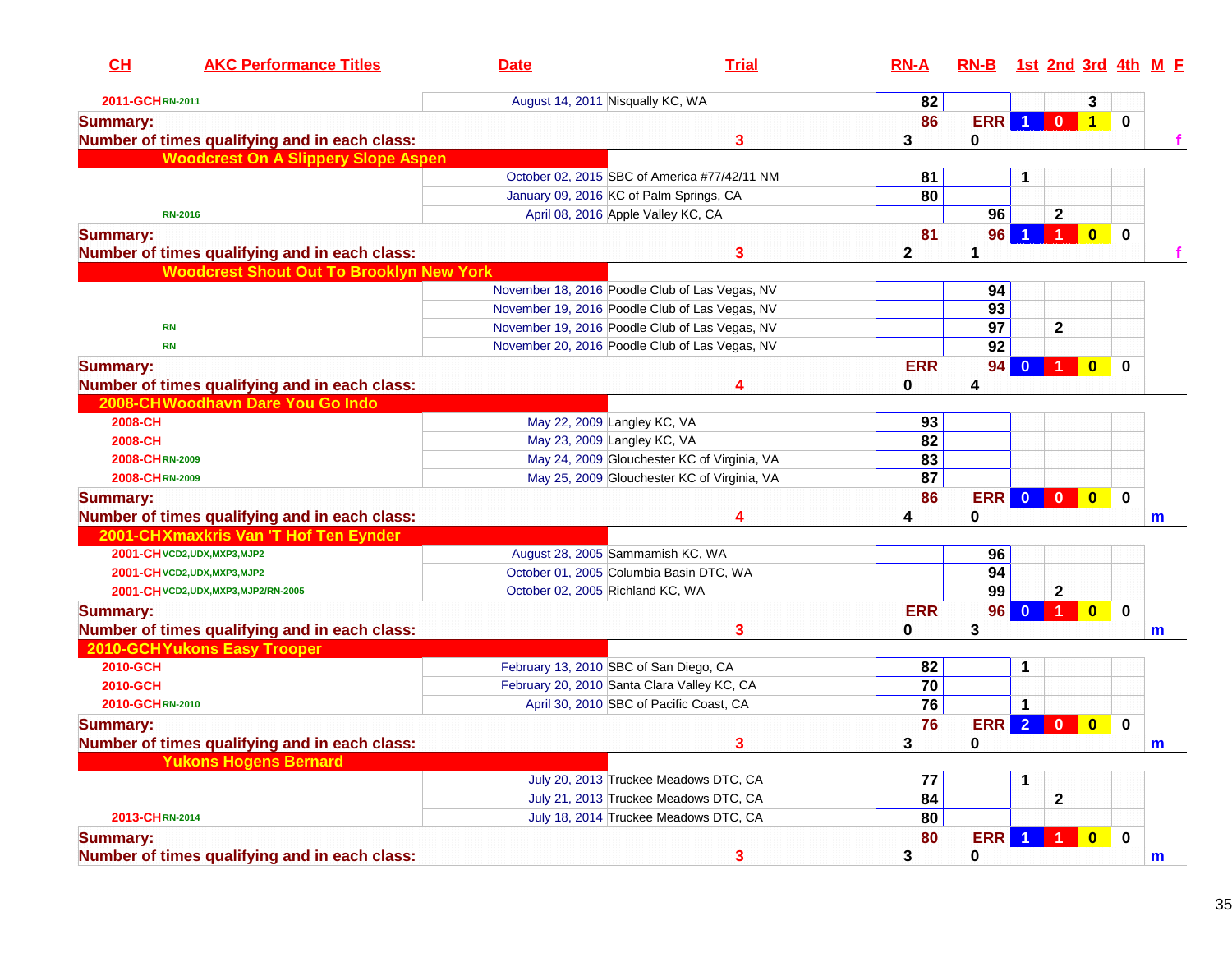| CH | AKC Performance Titles | Date | Trial | RN-A | RN-B | 1st | 2nd | 3rd | 4th | M | F |
|---|---|---|---|---|---|---|---|---|---|---|---|
| 2011-GCH | RN-2011 | August 14, 2011 | Nisqually KC, WA | 82 | | | | 3 | | | |
| **Summary:** | | | | 86 | ERR | 1 | 0 | 1 | 0 | | |
| **Number of times qualifying and in each class:** | | | 3 | 3 | 0 | | | | | | f |
| **Woodcrest On A Slippery Slope Aspen** | | | | | | | | | | | |
| | | October 02, 2015 | SBC of America #77/42/11 NM | 81 | | 1 | | | | | |
| | | January 09, 2016 | KC of Palm Springs, CA | 80 | | | | | | | |
| | RN-2016 | April 08, 2016 | Apple Valley KC, CA | | 96 | | 2 | | | | |
| **Summary:** | | | | 81 | 96 | 1 | 1 | 0 | 0 | | |
| **Number of times qualifying and in each class:** | | | 3 | 2 | 1 | | | | | | f |
| **Woodcrest Shout Out To Brooklyn New York** | | | | | | | | | | | |
| | | November 18, 2016 | Poodle Club of Las Vegas, NV | | 94 | | | | | | |
| | | November 19, 2016 | Poodle Club of Las Vegas, NV | | 93 | | | | | | |
| | RN | November 19, 2016 | Poodle Club of Las Vegas, NV | | 97 | | 2 | | | | |
| | RN | November 20, 2016 | Poodle Club of Las Vegas, NV | | 92 | | | | | | |
| **Summary:** | | | | ERR | 94 | 0 | 1 | 0 | 0 | | |
| **Number of times qualifying and in each class:** | | | 4 | 0 | 4 | | | | | | |
| **2008-CH** | **Woodhavn Dare You Go Indo** | | | | | | | | | | |
| 2008-CH | | May 22, 2009 | Langley KC, VA | 93 | | | | | | | |
| 2008-CH | | May 23, 2009 | Langley KC, VA | 82 | | | | | | | |
| 2008-CH | RN-2009 | May 24, 2009 | Glouchester KC of Virginia, VA | 83 | | | | | | | |
| 2008-CH | RN-2009 | May 25, 2009 | Glouchester KC of Virginia, VA | 87 | | | | | | | |
| **Summary:** | | | | 86 | ERR | 0 | 0 | 0 | 0 | | |
| **Number of times qualifying and in each class:** | | | 4 | 4 | 0 | | | | | m | |
| **2001-CH** | **Xmaxkris Van 'T Hof Ten Eynder** | | | | | | | | | | |
| 2001-CH | VCD2,UDX,MXP3,MJP2 | August 28, 2005 | Sammamish KC, WA | | 96 | | | | | | |
| 2001-CH | VCD2,UDX,MXP3,MJP2 | October 01, 2005 | Columbia Basin DTC, WA | | 94 | | | | | | |
| 2001-CH | VCD2,UDX,MXP3,MJP2/RN-2005 | October 02, 2005 | Richland KC, WA | | 99 | | 2 | | | | |
| **Summary:** | | | | ERR | 96 | 0 | 1 | 0 | 0 | | |
| **Number of times qualifying and in each class:** | | | 3 | 0 | 3 | | | | | m | |
| **2010-GCH** | **Yukons Easy Trooper** | | | | | | | | | | |
| 2010-GCH | | February 13, 2010 | SBC of San Diego, CA | 82 | | 1 | | | | | |
| 2010-GCH | | February 20, 2010 | Santa Clara Valley KC, CA | 70 | | | | | | | |
| 2010-GCH | RN-2010 | April 30, 2010 | SBC of Pacific Coast, CA | 76 | | 1 | | | | | |
| **Summary:** | | | | 76 | ERR | 2 | 0 | 0 | 0 | | |
| **Number of times qualifying and in each class:** | | | 3 | 3 | 0 | | | | | m | |
| **Yukons Hogens Bernard** | | | | | | | | | | | |
| | | July 20, 2013 | Truckee Meadows DTC, CA | 77 | | 1 | | | | | |
| | | July 21, 2013 | Truckee Meadows DTC, CA | 84 | | | 2 | | | | |
| 2013-CH | RN-2014 | July 18, 2014 | Truckee Meadows DTC, CA | 80 | | | | | | | |
| **Summary:** | | | | 80 | ERR | 1 | 1 | 0 | 0 | | |
| **Number of times qualifying and in each class:** | | | 3 | 3 | 0 | | | | | m | |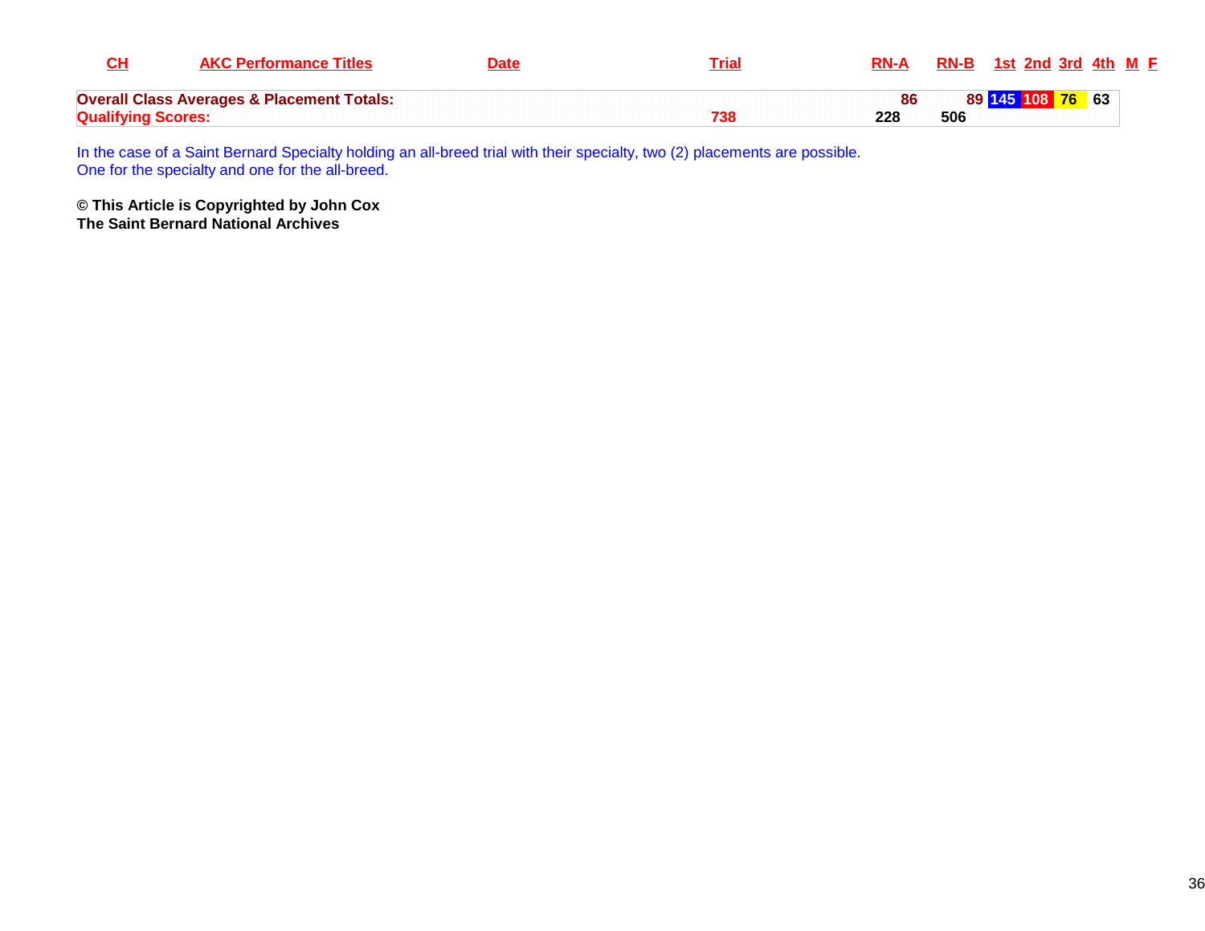| CH | AKC Performance Titles | Date | Trial | RN-A | RN-B | 1st | 2nd | 3rd | 4th | M | F |
|---|---|---|---|---|---|---|---|---|---|---|---|
| **Overall Class Averages & Placement Totals:** | | | | **86** | **89** | **145** | **108** | **76** | **63** | | |
| **Qualifying Scores:** | | | **738** | **228** | **506** | | | | | | |

In the case of a Saint Bernard Specialty holding an all-breed trial with their specialty, two (2) placements are possible.
One for the specialty and one for the all-breed.

**© This Article is Copyrighted by John Cox**
**The Saint Bernard National Archives**